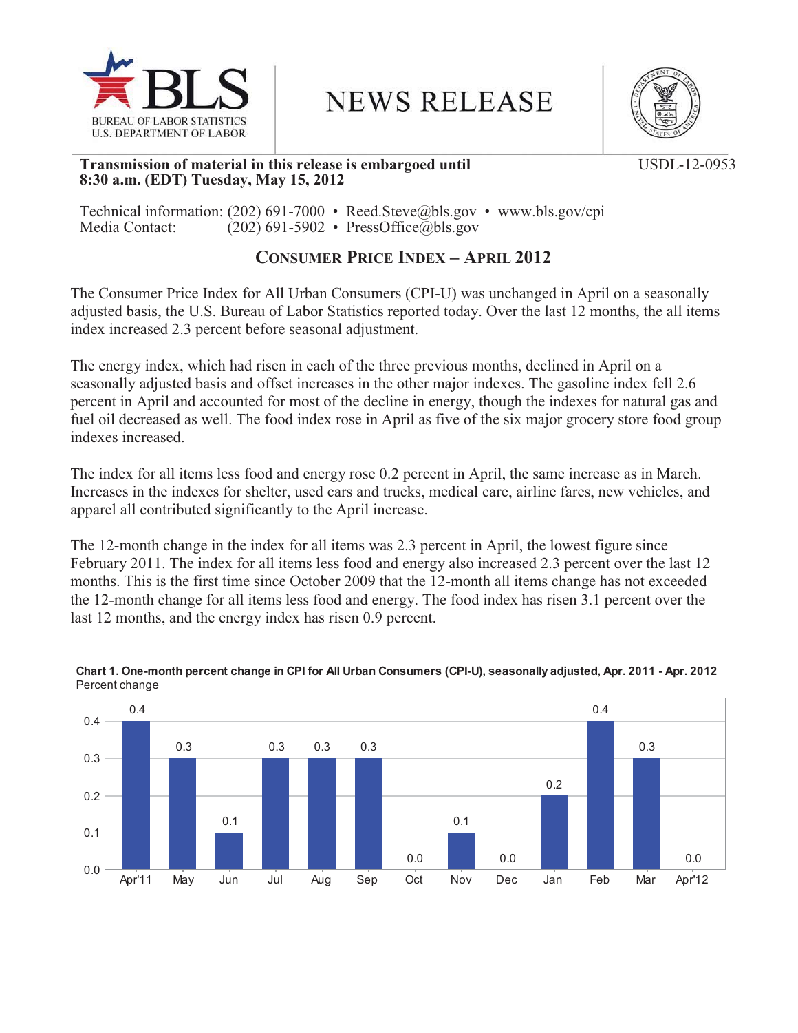BUREAU OF LABOR STATISTICS
U.S. DEPARTMENT OF LABOR

# NEWS RELEASE

**Transmission of material in this release is embargoed until 8:30 a.m. (EDT) Tuesday, May 15, 2012**

USDL-12-0953

Technical information: (202) 691-7000 • Reed.Steve@bls.gov • www.bls.gov/cpi
Media Contact: (202) 691-5902 • PressOffice@bls.gov

## CONSUMER PRICE INDEX – APRIL 2012

The Consumer Price Index for All Urban Consumers (CPI-U) was unchanged in April on a seasonally adjusted basis, the U.S. Bureau of Labor Statistics reported today. Over the last 12 months, the all items index increased 2.3 percent before seasonal adjustment.

The energy index, which had risen in each of the three previous months, declined in April on a seasonally adjusted basis and offset increases in the other major indexes. The gasoline index fell 2.6 percent in April and accounted for most of the decline in energy, though the indexes for natural gas and fuel oil decreased as well. The food index rose in April as five of the six major grocery store food group indexes increased.

The index for all items less food and energy rose 0.2 percent in April, the same increase as in March. Increases in the indexes for shelter, used cars and trucks, medical care, airline fares, new vehicles, and apparel all contributed significantly to the April increase.

The 12-month change in the index for all items was 2.3 percent in April, the lowest figure since February 2011. The index for all items less food and energy also increased 2.3 percent over the last 12 months. This is the first time since October 2009 that the 12-month all items change has not exceeded the 12-month change for all items less food and energy. The food index has risen 3.1 percent over the last 12 months, and the energy index has risen 0.9 percent.

**Chart 1. One-month percent change in CPI for All Urban Consumers (CPI-U), seasonally adjusted, Apr. 2011 - Apr. 2012**
Percent change

| Month | Percent change |
|---|---|
| Apr'11 | 0.4 |
| May | 0.3 |
| Jun | 0.1 |
| Jul | 0.3 |
| Aug | 0.3 |
| Sep | 0.3 |
| Oct | 0.0 |
| Nov | 0.1 |
| Dec | 0.0 |
| Jan | 0.2 |
| Feb | 0.4 |
| Mar | 0.3 |
| Apr'12 | 0.0 |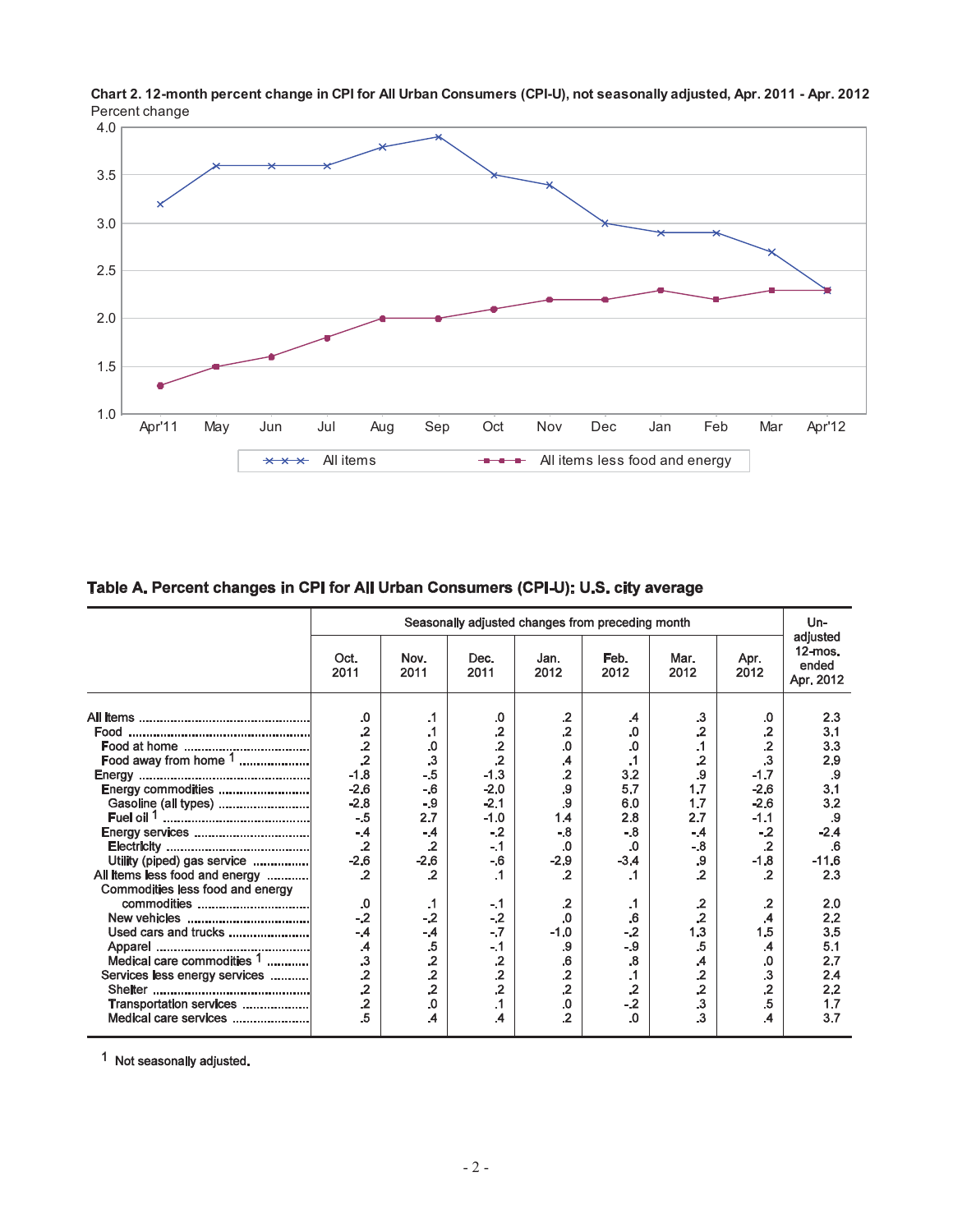**Chart 2. 12-month percent change in CPI for All Urban Consumers (CPI-U), not seasonally adjusted, Apr. 2011 - Apr. 2012**

Percent change

| | Apr'11 | May | Jun | Jul | Aug | Sep | Oct | Nov | Dec | Jan | Feb | Mar | Apr'12 |
|---|---|---|---|---|---|---|---|---|---|---|---|---|---|
| All items | 3.2 | 3.6 | 3.6 | 3.6 | 3.8 | 3.9 | 3.5 | 3.4 | 3.0 | 2.9 | 2.9 | 2.7 | 2.3 |
| All items less food and energy | 1.3 | 1.5 | 1.6 | 1.8 | 2.0 | 2.0 | 2.1 | 2.2 | 2.2 | 2.3 | 2.2 | 2.3 | 2.3 |

## Table A. Percent changes in CPI for All Urban Consumers (CPI-U): U.S. city average

| | Seasonally adjusted changes from preceding month | | | | | | | Un-adjusted 12-mos. ended Apr. 2012 |
|---|---|---|---|---|---|---|---|---|
| | Oct. 2011 | Nov. 2011 | Dec. 2011 | Jan. 2012 | Feb. 2012 | Mar. 2012 | Apr. 2012 | |
| All items | .0 | .1 | .0 | .2 | .4 | .3 | .0 | 2.3 |
| Food | .2 | .1 | .2 | .2 | .0 | .2 | .2 | 3.1 |
| Food at home | .2 | .0 | .2 | .0 | .0 | .1 | .2 | 3.3 |
| Food away from home [1] | .2 | .3 | .2 | .4 | .1 | .2 | .3 | 2.9 |
| Energy | -1.8 | -.5 | -1.3 | .2 | 3.2 | .9 | -1.7 | .9 |
| Energy commodities | -2.6 | -.6 | -2.0 | .9 | 5.7 | 1.7 | -2.6 | 3.1 |
| Gasoline (all types) | -2.8 | -.9 | -2.1 | .9 | 6.0 | 1.7 | -2.6 | 3.2 |
| Fuel oil [1] | -.5 | 2.7 | -1.0 | 1.4 | 2.8 | 2.7 | -1.1 | .9 |
| Energy services | -.4 | -.4 | -.2 | -.8 | -.8 | -.4 | -.2 | -2.4 |
| Electricity | .2 | .2 | -.1 | .0 | .0 | -.8 | .2 | .6 |
| Utility (piped) gas service | -2.6 | -2.6 | -.6 | -2.9 | -3.4 | .9 | -1.8 | -11.6 |
| All items less food and energy | .2 | .2 | .1 | .2 | .1 | .2 | .2 | 2.3 |
| Commodities less food and energy commodities | .0 | .1 | -.1 | .2 | .1 | .2 | .2 | 2.0 |
| New vehicles | -.2 | -.2 | -.2 | .0 | .6 | .2 | .4 | 2.2 |
| Used cars and trucks | -.4 | -.4 | -.7 | -1.0 | -.2 | 1.3 | 1.5 | 3.5 |
| Apparel | .4 | .5 | -.1 | .9 | -.9 | .5 | .4 | 5.1 |
| Medical care commodities [1] | .3 | .2 | .2 | .6 | .8 | .4 | .0 | 2.7 |
| Services less energy services | .2 | .2 | .2 | .2 | .1 | .2 | .3 | 2.4 |
| Shelter | .2 | .2 | .2 | .2 | .2 | .2 | .2 | 2.2 |
| Transportation services | .2 | .0 | .1 | .0 | -.2 | .3 | .5 | 1.7 |
| Medical care services | .5 | .4 | .4 | .2 | .0 | .3 | .4 | 3.7 |

[1] Not seasonally adjusted.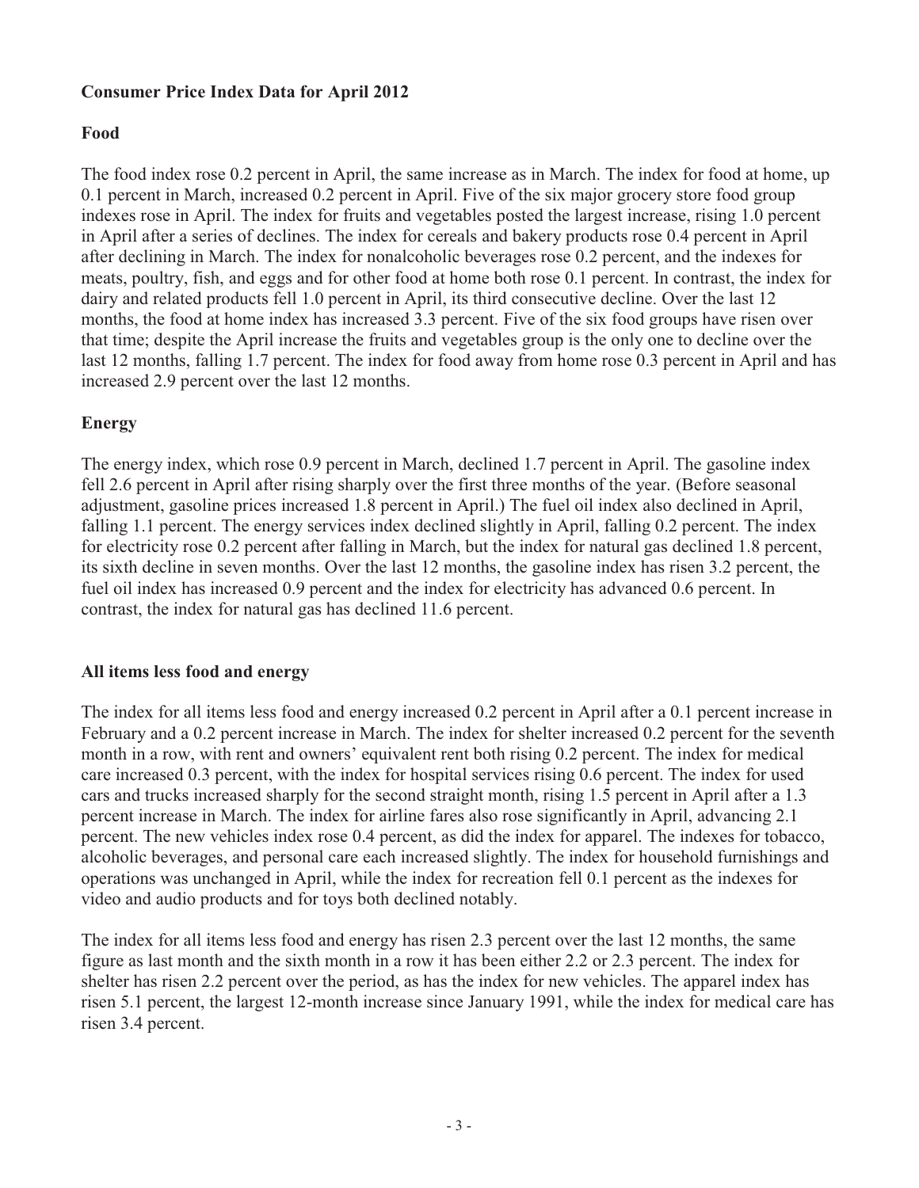# Consumer Price Index Data for April 2012

## Food

The food index rose 0.2 percent in April, the same increase as in March. The index for food at home, up 0.1 percent in March, increased 0.2 percent in April. Five of the six major grocery store food group indexes rose in April. The index for fruits and vegetables posted the largest increase, rising 1.0 percent in April after a series of declines. The index for cereals and bakery products rose 0.4 percent in April after declining in March. The index for nonalcoholic beverages rose 0.2 percent, and the indexes for meats, poultry, fish, and eggs and for other food at home both rose 0.1 percent. In contrast, the index for dairy and related products fell 1.0 percent in April, its third consecutive decline. Over the last 12 months, the food at home index has increased 3.3 percent. Five of the six food groups have risen over that time; despite the April increase the fruits and vegetables group is the only one to decline over the last 12 months, falling 1.7 percent. The index for food away from home rose 0.3 percent in April and has increased 2.9 percent over the last 12 months.

## Energy

The energy index, which rose 0.9 percent in March, declined 1.7 percent in April. The gasoline index fell 2.6 percent in April after rising sharply over the first three months of the year. (Before seasonal adjustment, gasoline prices increased 1.8 percent in April.) The fuel oil index also declined in April, falling 1.1 percent. The energy services index declined slightly in April, falling 0.2 percent. The index for electricity rose 0.2 percent after falling in March, but the index for natural gas declined 1.8 percent, its sixth decline in seven months. Over the last 12 months, the gasoline index has risen 3.2 percent, the fuel oil index has increased 0.9 percent and the index for electricity has advanced 0.6 percent. In contrast, the index for natural gas has declined 11.6 percent.

## All items less food and energy

The index for all items less food and energy increased 0.2 percent in April after a 0.1 percent increase in February and a 0.2 percent increase in March. The index for shelter increased 0.2 percent for the seventh month in a row, with rent and owners' equivalent rent both rising 0.2 percent. The index for medical care increased 0.3 percent, with the index for hospital services rising 0.6 percent. The index for used cars and trucks increased sharply for the second straight month, rising 1.5 percent in April after a 1.3 percent increase in March. The index for airline fares also rose significantly in April, advancing 2.1 percent. The new vehicles index rose 0.4 percent, as did the index for apparel. The indexes for tobacco, alcoholic beverages, and personal care each increased slightly. The index for household furnishings and operations was unchanged in April, while the index for recreation fell 0.1 percent as the indexes for video and audio products and for toys both declined notably.

The index for all items less food and energy has risen 2.3 percent over the last 12 months, the same figure as last month and the sixth month in a row it has been either 2.2 or 2.3 percent. The index for shelter has risen 2.2 percent over the period, as has the index for new vehicles. The apparel index has risen 5.1 percent, the largest 12-month increase since January 1991, while the index for medical care has risen 3.4 percent.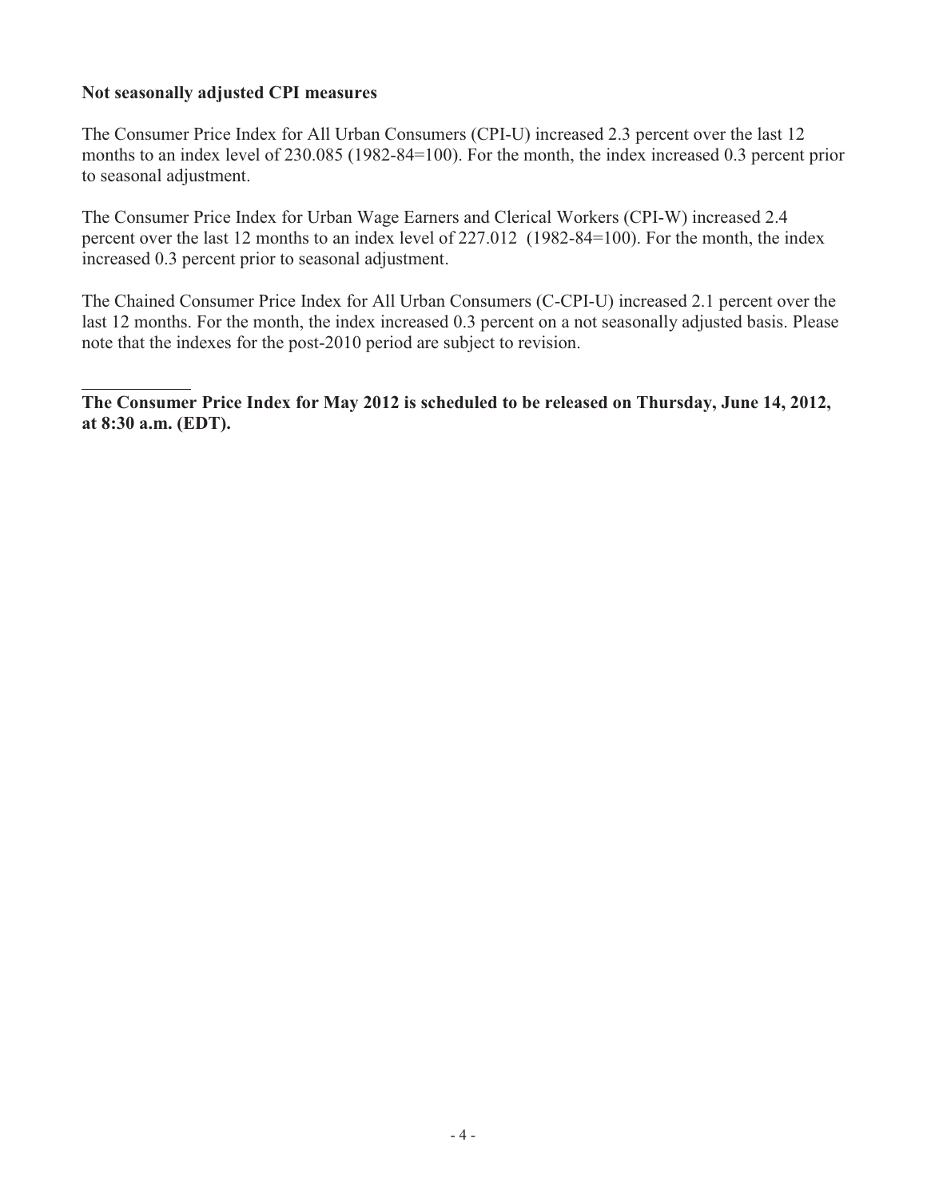**Not seasonally adjusted CPI measures**

The Consumer Price Index for All Urban Consumers (CPI-U) increased 2.3 percent over the last 12 months to an index level of 230.085 (1982-84=100). For the month, the index increased 0.3 percent prior to seasonal adjustment.

The Consumer Price Index for Urban Wage Earners and Clerical Workers (CPI-W) increased 2.4 percent over the last 12 months to an index level of 227.012 (1982-84=100). For the month, the index increased 0.3 percent prior to seasonal adjustment.

The Chained Consumer Price Index for All Urban Consumers (C-CPI-U) increased 2.1 percent over the last 12 months. For the month, the index increased 0.3 percent on a not seasonally adjusted basis. Please note that the indexes for the post-2010 period are subject to revision.

---

**The Consumer Price Index for May 2012 is scheduled to be released on Thursday, June 14, 2012, at 8:30 a.m. (EDT).**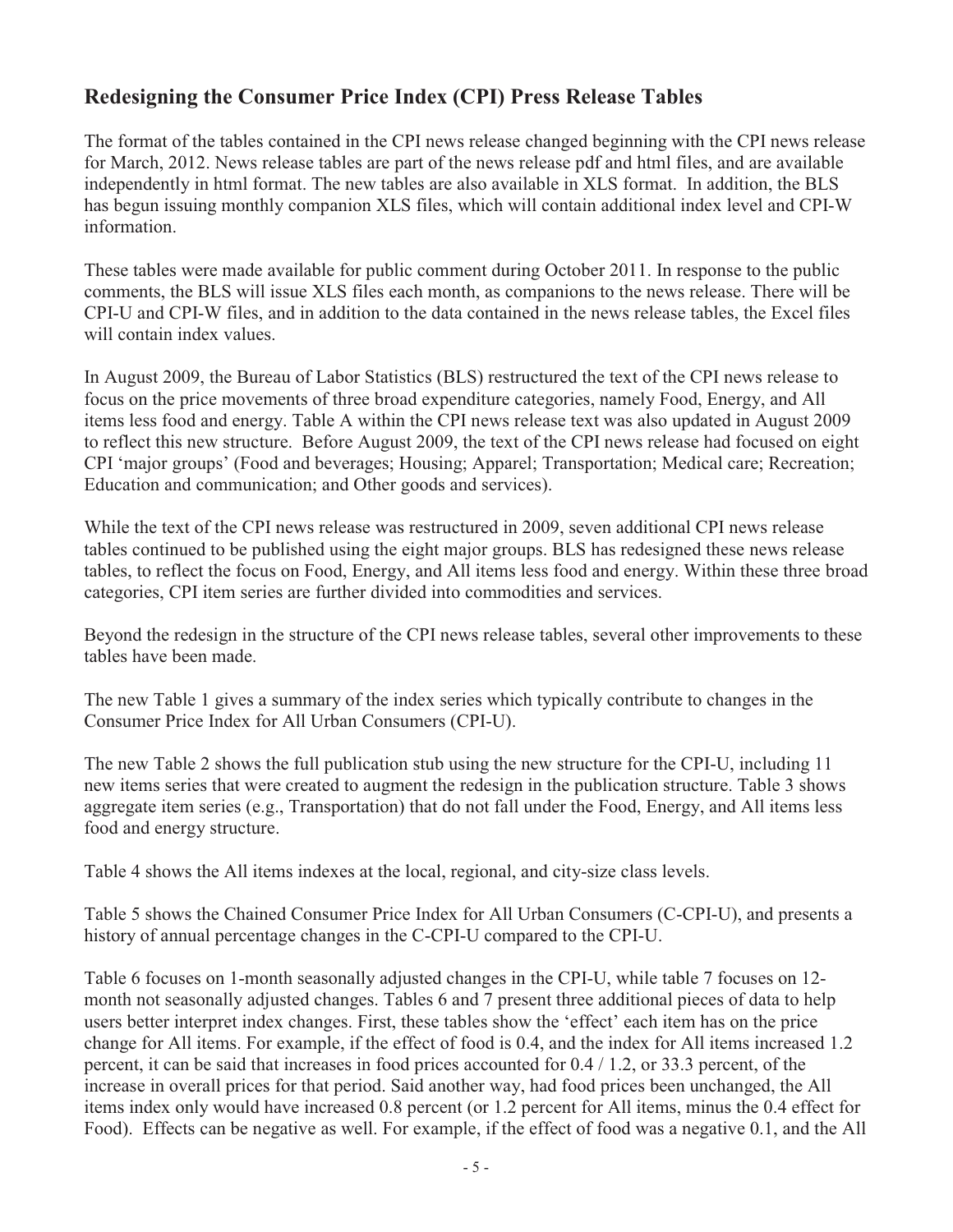## Redesigning the Consumer Price Index (CPI) Press Release Tables

The format of the tables contained in the CPI news release changed beginning with the CPI news release for March, 2012. News release tables are part of the news release pdf and html files, and are available independently in html format. The new tables are also available in XLS format. In addition, the BLS has begun issuing monthly companion XLS files, which will contain additional index level and CPI-W information.

These tables were made available for public comment during October 2011. In response to the public comments, the BLS will issue XLS files each month, as companions to the news release. There will be CPI-U and CPI-W files, and in addition to the data contained in the news release tables, the Excel files will contain index values.

In August 2009, the Bureau of Labor Statistics (BLS) restructured the text of the CPI news release to focus on the price movements of three broad expenditure categories, namely Food, Energy, and All items less food and energy. Table A within the CPI news release text was also updated in August 2009 to reflect this new structure. Before August 2009, the text of the CPI news release had focused on eight CPI 'major groups' (Food and beverages; Housing; Apparel; Transportation; Medical care; Recreation; Education and communication; and Other goods and services).

While the text of the CPI news release was restructured in 2009, seven additional CPI news release tables continued to be published using the eight major groups. BLS has redesigned these news release tables, to reflect the focus on Food, Energy, and All items less food and energy. Within these three broad categories, CPI item series are further divided into commodities and services.

Beyond the redesign in the structure of the CPI news release tables, several other improvements to these tables have been made.

The new Table 1 gives a summary of the index series which typically contribute to changes in the Consumer Price Index for All Urban Consumers (CPI-U).

The new Table 2 shows the full publication stub using the new structure for the CPI-U, including 11 new items series that were created to augment the redesign in the publication structure. Table 3 shows aggregate item series (e.g., Transportation) that do not fall under the Food, Energy, and All items less food and energy structure.

Table 4 shows the All items indexes at the local, regional, and city-size class levels.

Table 5 shows the Chained Consumer Price Index for All Urban Consumers (C-CPI-U), and presents a history of annual percentage changes in the C-CPI-U compared to the CPI-U.

Table 6 focuses on 1-month seasonally adjusted changes in the CPI-U, while table 7 focuses on 12-month not seasonally adjusted changes. Tables 6 and 7 present three additional pieces of data to help users better interpret index changes. First, these tables show the 'effect' each item has on the price change for All items. For example, if the effect of food is 0.4, and the index for All items increased 1.2 percent, it can be said that increases in food prices accounted for 0.4 / 1.2, or 33.3 percent, of the increase in overall prices for that period. Said another way, had food prices been unchanged, the All items index only would have increased 0.8 percent (or 1.2 percent for All items, minus the 0.4 effect for Food). Effects can be negative as well. For example, if the effect of food was a negative 0.1, and the All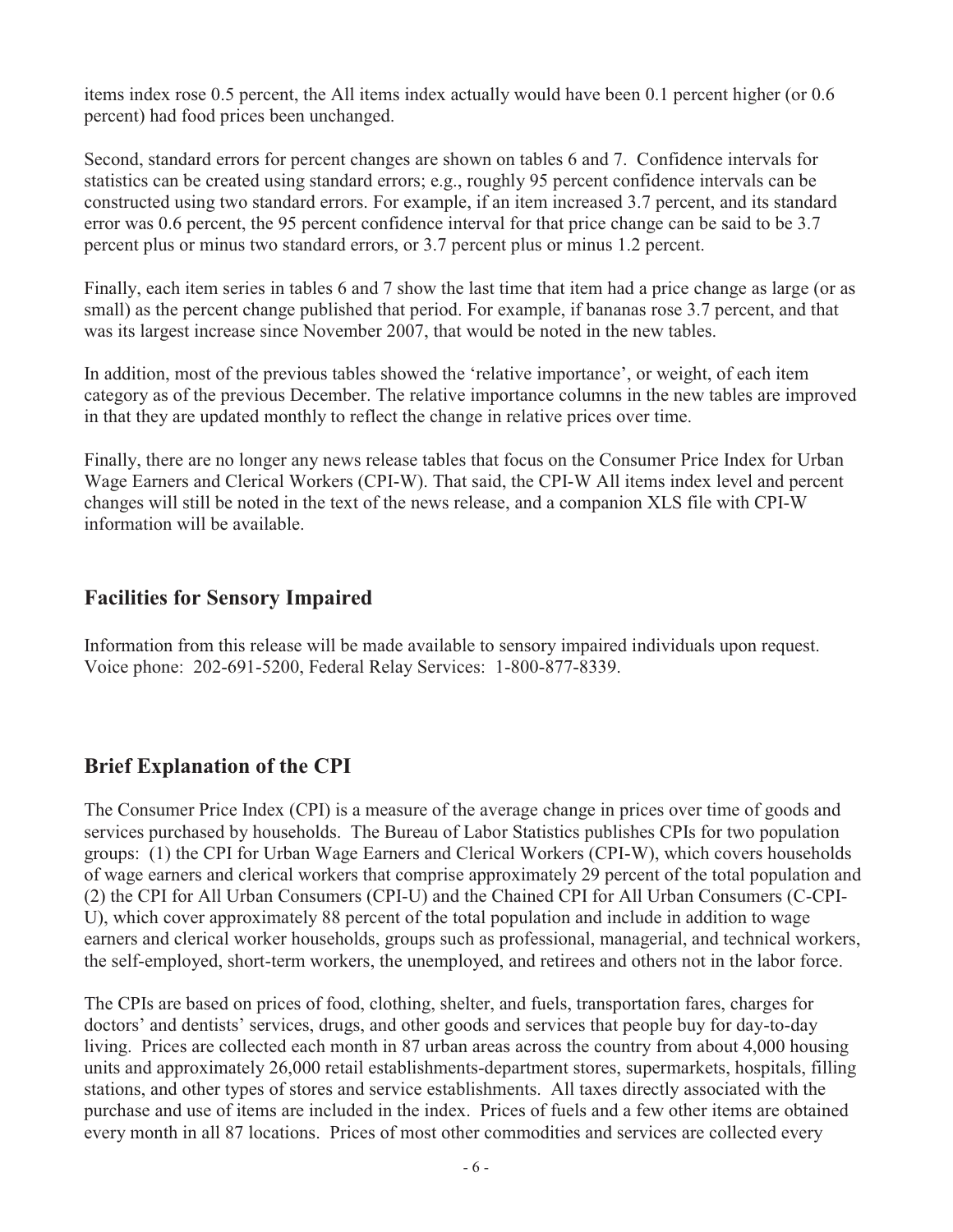items index rose 0.5 percent, the All items index actually would have been 0.1 percent higher (or 0.6 percent) had food prices been unchanged.

Second, standard errors for percent changes are shown on tables 6 and 7. Confidence intervals for statistics can be created using standard errors; e.g., roughly 95 percent confidence intervals can be constructed using two standard errors. For example, if an item increased 3.7 percent, and its standard error was 0.6 percent, the 95 percent confidence interval for that price change can be said to be 3.7 percent plus or minus two standard errors, or 3.7 percent plus or minus 1.2 percent.

Finally, each item series in tables 6 and 7 show the last time that item had a price change as large (or as small) as the percent change published that period. For example, if bananas rose 3.7 percent, and that was its largest increase since November 2007, that would be noted in the new tables.

In addition, most of the previous tables showed the 'relative importance', or weight, of each item category as of the previous December. The relative importance columns in the new tables are improved in that they are updated monthly to reflect the change in relative prices over time.

Finally, there are no longer any news release tables that focus on the Consumer Price Index for Urban Wage Earners and Clerical Workers (CPI-W). That said, the CPI-W All items index level and percent changes will still be noted in the text of the news release, and a companion XLS file with CPI-W information will be available.

## Facilities for Sensory Impaired

Information from this release will be made available to sensory impaired individuals upon request. Voice phone: 202-691-5200, Federal Relay Services: 1-800-877-8339.

## Brief Explanation of the CPI

The Consumer Price Index (CPI) is a measure of the average change in prices over time of goods and services purchased by households. The Bureau of Labor Statistics publishes CPIs for two population groups: (1) the CPI for Urban Wage Earners and Clerical Workers (CPI-W), which covers households of wage earners and clerical workers that comprise approximately 29 percent of the total population and (2) the CPI for All Urban Consumers (CPI-U) and the Chained CPI for All Urban Consumers (C-CPI-U), which cover approximately 88 percent of the total population and include in addition to wage earners and clerical worker households, groups such as professional, managerial, and technical workers, the self-employed, short-term workers, the unemployed, and retirees and others not in the labor force.

The CPIs are based on prices of food, clothing, shelter, and fuels, transportation fares, charges for doctors' and dentists' services, drugs, and other goods and services that people buy for day-to-day living. Prices are collected each month in 87 urban areas across the country from about 4,000 housing units and approximately 26,000 retail establishments-department stores, supermarkets, hospitals, filling stations, and other types of stores and service establishments. All taxes directly associated with the purchase and use of items are included in the index. Prices of fuels and a few other items are obtained every month in all 87 locations. Prices of most other commodities and services are collected every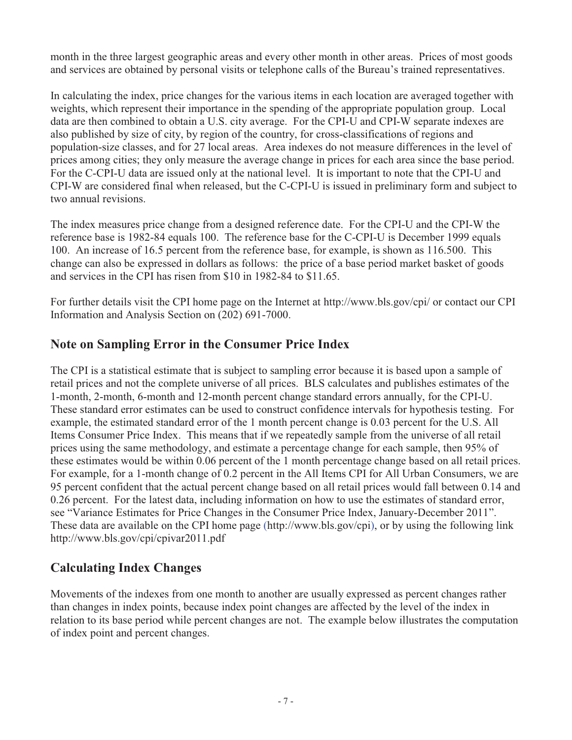month in the three largest geographic areas and every other month in other areas. Prices of most goods and services are obtained by personal visits or telephone calls of the Bureau's trained representatives.

In calculating the index, price changes for the various items in each location are averaged together with weights, which represent their importance in the spending of the appropriate population group. Local data are then combined to obtain a U.S. city average. For the CPI-U and CPI-W separate indexes are also published by size of city, by region of the country, for cross-classifications of regions and population-size classes, and for 27 local areas. Area indexes do not measure differences in the level of prices among cities; they only measure the average change in prices for each area since the base period. For the C-CPI-U data are issued only at the national level. It is important to note that the CPI-U and CPI-W are considered final when released, but the C-CPI-U is issued in preliminary form and subject to two annual revisions.

The index measures price change from a designed reference date. For the CPI-U and the CPI-W the reference base is 1982-84 equals 100. The reference base for the C-CPI-U is December 1999 equals 100. An increase of 16.5 percent from the reference base, for example, is shown as 116.500. This change can also be expressed in dollars as follows: the price of a base period market basket of goods and services in the CPI has risen from $10 in 1982-84 to $11.65.

For further details visit the CPI home page on the Internet at http://www.bls.gov/cpi/ or contact our CPI Information and Analysis Section on (202) 691-7000.

## Note on Sampling Error in the Consumer Price Index

The CPI is a statistical estimate that is subject to sampling error because it is based upon a sample of retail prices and not the complete universe of all prices. BLS calculates and publishes estimates of the 1-month, 2-month, 6-month and 12-month percent change standard errors annually, for the CPI-U. These standard error estimates can be used to construct confidence intervals for hypothesis testing. For example, the estimated standard error of the 1 month percent change is 0.03 percent for the U.S. All Items Consumer Price Index. This means that if we repeatedly sample from the universe of all retail prices using the same methodology, and estimate a percentage change for each sample, then 95% of these estimates would be within 0.06 percent of the 1 month percentage change based on all retail prices. For example, for a 1-month change of 0.2 percent in the All Items CPI for All Urban Consumers, we are 95 percent confident that the actual percent change based on all retail prices would fall between 0.14 and 0.26 percent. For the latest data, including information on how to use the estimates of standard error, see "Variance Estimates for Price Changes in the Consumer Price Index, January-December 2011". These data are available on the CPI home page (http://www.bls.gov/cpi), or by using the following link http://www.bls.gov/cpi/cpivar2011.pdf

## Calculating Index Changes

Movements of the indexes from one month to another are usually expressed as percent changes rather than changes in index points, because index point changes are affected by the level of the index in relation to its base period while percent changes are not. The example below illustrates the computation of index point and percent changes.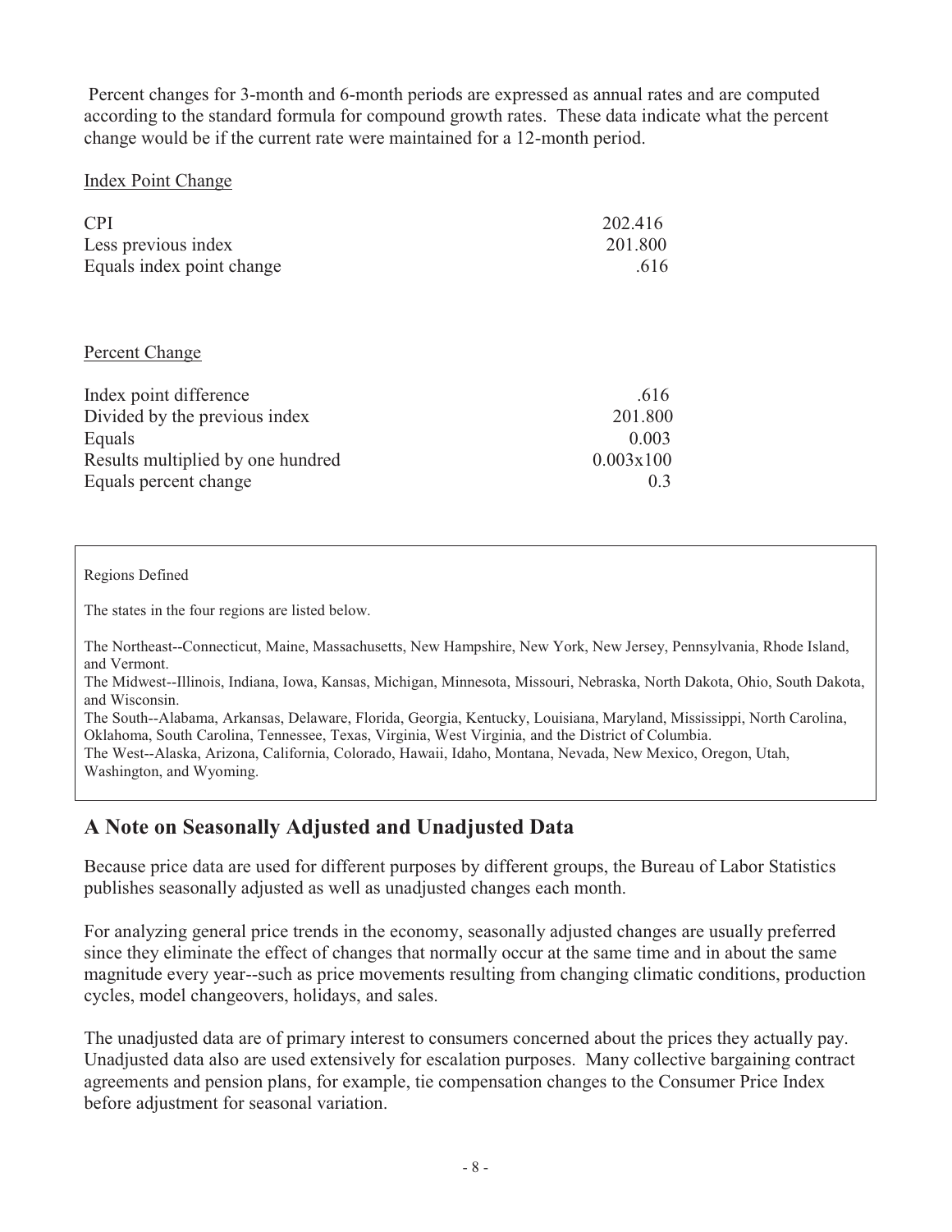Percent changes for 3-month and 6-month periods are expressed as annual rates and are computed according to the standard formula for compound growth rates. These data indicate what the percent change would be if the current rate were maintained for a 12-month period.

Index Point Change

| | |
|---|---|
| CPI | 202.416 |
| Less previous index | 201.800 |
| Equals index point change | .616 |

Percent Change

| | |
|---|---|
| Index point difference | .616 |
| Divided by the previous index | 201.800 |
| Equals | 0.003 |
| Results multiplied by one hundred | 0.003x100 |
| Equals percent change | 0.3 |

Regions Defined

The states in the four regions are listed below.

The Northeast--Connecticut, Maine, Massachusetts, New Hampshire, New York, New Jersey, Pennsylvania, Rhode Island, and Vermont.
The Midwest--Illinois, Indiana, Iowa, Kansas, Michigan, Minnesota, Missouri, Nebraska, North Dakota, Ohio, South Dakota, and Wisconsin.
The South--Alabama, Arkansas, Delaware, Florida, Georgia, Kentucky, Louisiana, Maryland, Mississippi, North Carolina, Oklahoma, South Carolina, Tennessee, Texas, Virginia, West Virginia, and the District of Columbia.
The West--Alaska, Arizona, California, Colorado, Hawaii, Idaho, Montana, Nevada, New Mexico, Oregon, Utah, Washington, and Wyoming.

## A Note on Seasonally Adjusted and Unadjusted Data

Because price data are used for different purposes by different groups, the Bureau of Labor Statistics publishes seasonally adjusted as well as unadjusted changes each month.

For analyzing general price trends in the economy, seasonally adjusted changes are usually preferred since they eliminate the effect of changes that normally occur at the same time and in about the same magnitude every year--such as price movements resulting from changing climatic conditions, production cycles, model changeovers, holidays, and sales.

The unadjusted data are of primary interest to consumers concerned about the prices they actually pay. Unadjusted data also are used extensively for escalation purposes. Many collective bargaining contract agreements and pension plans, for example, tie compensation changes to the Consumer Price Index before adjustment for seasonal variation.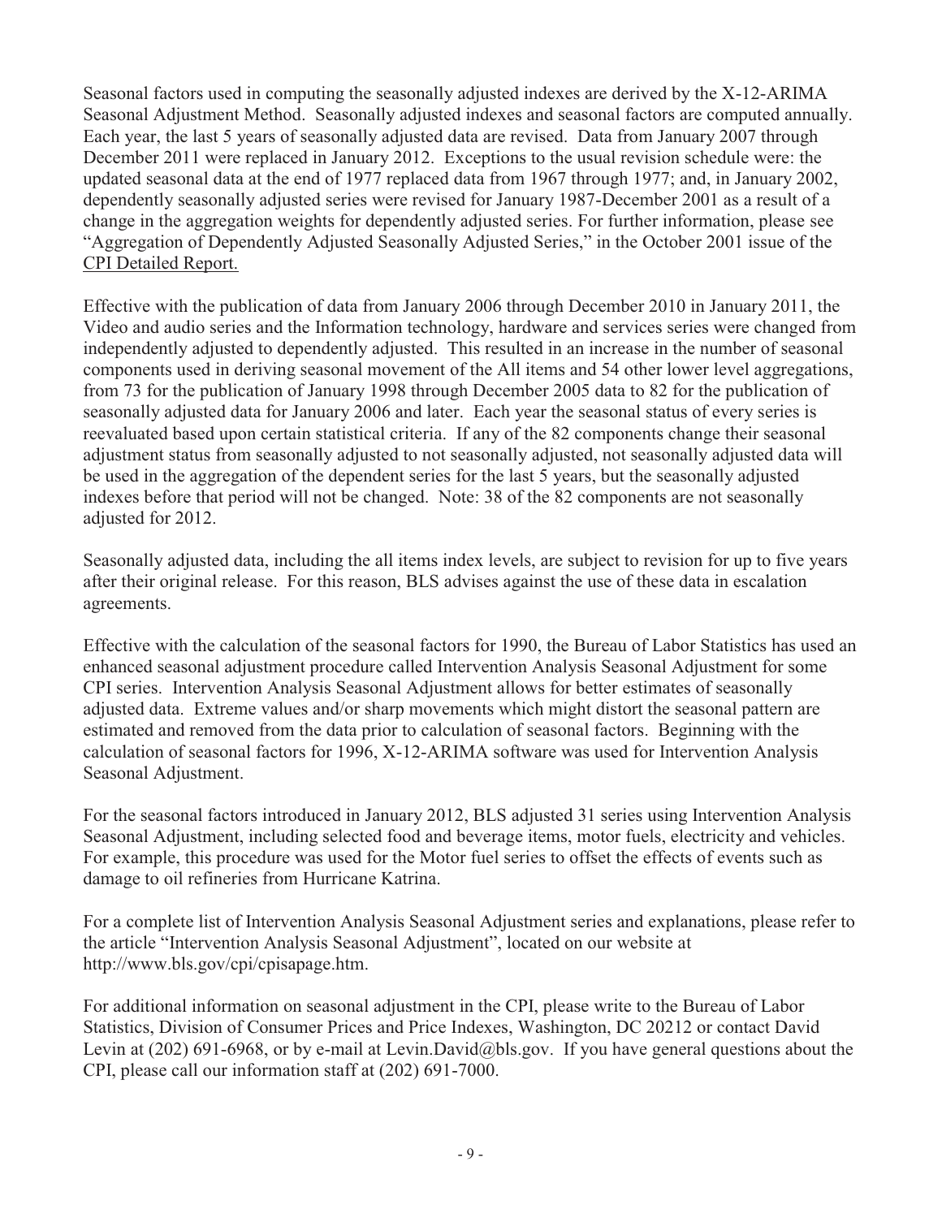Seasonal factors used in computing the seasonally adjusted indexes are derived by the X-12-ARIMA Seasonal Adjustment Method. Seasonally adjusted indexes and seasonal factors are computed annually. Each year, the last 5 years of seasonally adjusted data are revised. Data from January 2007 through December 2011 were replaced in January 2012. Exceptions to the usual revision schedule were: the updated seasonal data at the end of 1977 replaced data from 1967 through 1977; and, in January 2002, dependently seasonally adjusted series were revised for January 1987-December 2001 as a result of a change in the aggregation weights for dependently adjusted series. For further information, please see "Aggregation of Dependently Adjusted Seasonally Adjusted Series," in the October 2001 issue of the CPI Detailed Report.

Effective with the publication of data from January 2006 through December 2010 in January 2011, the Video and audio series and the Information technology, hardware and services series were changed from independently adjusted to dependently adjusted. This resulted in an increase in the number of seasonal components used in deriving seasonal movement of the All items and 54 other lower level aggregations, from 73 for the publication of January 1998 through December 2005 data to 82 for the publication of seasonally adjusted data for January 2006 and later. Each year the seasonal status of every series is reevaluated based upon certain statistical criteria. If any of the 82 components change their seasonal adjustment status from seasonally adjusted to not seasonally adjusted, not seasonally adjusted data will be used in the aggregation of the dependent series for the last 5 years, but the seasonally adjusted indexes before that period will not be changed. Note: 38 of the 82 components are not seasonally adjusted for 2012.

Seasonally adjusted data, including the all items index levels, are subject to revision for up to five years after their original release. For this reason, BLS advises against the use of these data in escalation agreements.

Effective with the calculation of the seasonal factors for 1990, the Bureau of Labor Statistics has used an enhanced seasonal adjustment procedure called Intervention Analysis Seasonal Adjustment for some CPI series. Intervention Analysis Seasonal Adjustment allows for better estimates of seasonally adjusted data. Extreme values and/or sharp movements which might distort the seasonal pattern are estimated and removed from the data prior to calculation of seasonal factors. Beginning with the calculation of seasonal factors for 1996, X-12-ARIMA software was used for Intervention Analysis Seasonal Adjustment.

For the seasonal factors introduced in January 2012, BLS adjusted 31 series using Intervention Analysis Seasonal Adjustment, including selected food and beverage items, motor fuels, electricity and vehicles. For example, this procedure was used for the Motor fuel series to offset the effects of events such as damage to oil refineries from Hurricane Katrina.

For a complete list of Intervention Analysis Seasonal Adjustment series and explanations, please refer to the article "Intervention Analysis Seasonal Adjustment", located on our website at http://www.bls.gov/cpi/cpisapage.htm.

For additional information on seasonal adjustment in the CPI, please write to the Bureau of Labor Statistics, Division of Consumer Prices and Price Indexes, Washington, DC 20212 or contact David Levin at (202) 691-6968, or by e-mail at Levin.David@bls.gov. If you have general questions about the CPI, please call our information staff at (202) 691-7000.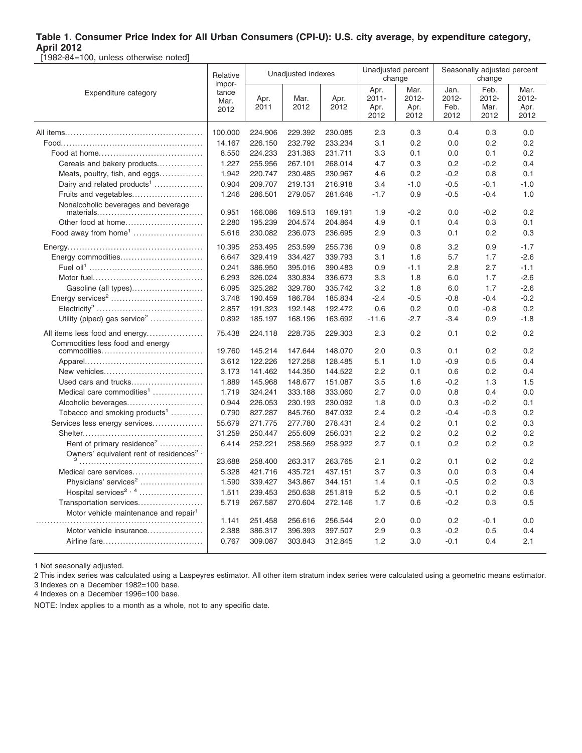**Table 1. Consumer Price Index for All Urban Consumers (CPI-U): U.S. city average, by expenditure category, April 2012**

[1982-84=100, unless otherwise noted]

| Expenditure category | Relative importance Mar. 2012 | Unadjusted indexes | | | Unadjusted percent change | | Seasonally adjusted percent change | | |
|---|---|---|---|---|---|---|---|---|---|
| | | Apr. 2011 | Mar. 2012 | Apr. 2012 | Apr. 2011-Apr. 2012 | Mar. 2012-Apr. 2012 | Jan. 2012-Feb. 2012 | Feb. 2012-Mar. 2012 | Mar. 2012-Apr. 2012 |
| All items | 100.000 | 224.906 | 229.392 | 230.085 | 2.3 | 0.3 | 0.4 | 0.3 | 0.0 |
| Food | 14.167 | 226.150 | 232.792 | 233.234 | 3.1 | 0.2 | 0.0 | 0.2 | 0.2 |
| Food at home | 8.550 | 224.233 | 231.383 | 231.711 | 3.3 | 0.1 | 0.0 | 0.1 | 0.2 |
| Cereals and bakery products | 1.227 | 255.956 | 267.101 | 268.014 | 4.7 | 0.3 | 0.2 | -0.2 | 0.4 |
| Meats, poultry, fish, and eggs | 1.942 | 220.747 | 230.485 | 230.967 | 4.6 | 0.2 | -0.2 | 0.8 | 0.1 |
| Dairy and related products[1] | 0.904 | 209.707 | 219.131 | 216.918 | 3.4 | -1.0 | -0.5 | -0.1 | -1.0 |
| Fruits and vegetables | 1.246 | 286.501 | 279.057 | 281.648 | -1.7 | 0.9 | -0.5 | -0.4 | 1.0 |
| Nonalcoholic beverages and beverage materials | 0.951 | 166.086 | 169.513 | 169.191 | 1.9 | -0.2 | 0.0 | -0.2 | 0.2 |
| Other food at home | 2.280 | 195.239 | 204.574 | 204.864 | 4.9 | 0.1 | 0.4 | 0.3 | 0.1 |
| Food away from home[1] | 5.616 | 230.082 | 236.073 | 236.695 | 2.9 | 0.3 | 0.1 | 0.2 | 0.3 |
| Energy | 10.395 | 253.495 | 253.599 | 255.736 | 0.9 | 0.8 | 3.2 | 0.9 | -1.7 |
| Energy commodities | 6.647 | 329.419 | 334.427 | 339.793 | 3.1 | 1.6 | 5.7 | 1.7 | -2.6 |
| Fuel oil[1] | 0.241 | 386.950 | 395.016 | 390.483 | 0.9 | -1.1 | 2.8 | 2.7 | -1.1 |
| Motor fuel | 6.293 | 326.024 | 330.834 | 336.673 | 3.3 | 1.8 | 6.0 | 1.7 | -2.6 |
| Gasoline (all types) | 6.095 | 325.282 | 329.780 | 335.742 | 3.2 | 1.8 | 6.0 | 1.7 | -2.6 |
| Energy services[2] | 3.748 | 190.459 | 186.784 | 185.834 | -2.4 | -0.5 | -0.8 | -0.4 | -0.2 |
| Electricity[2] | 2.857 | 191.323 | 192.148 | 192.472 | 0.6 | 0.2 | 0.0 | -0.8 | 0.2 |
| Utility (piped) gas service[2] | 0.892 | 185.197 | 168.196 | 163.692 | -11.6 | -2.7 | -3.4 | 0.9 | -1.8 |
| All items less food and energy | 75.438 | 224.118 | 228.735 | 229.303 | 2.3 | 0.2 | 0.1 | 0.2 | 0.2 |
| Commodities less food and energy commodities | 19.760 | 145.214 | 147.644 | 148.070 | 2.0 | 0.3 | 0.1 | 0.2 | 0.2 |
| Apparel | 3.612 | 122.226 | 127.258 | 128.485 | 5.1 | 1.0 | -0.9 | 0.5 | 0.4 |
| New vehicles | 3.173 | 141.462 | 144.350 | 144.522 | 2.2 | 0.1 | 0.6 | 0.2 | 0.4 |
| Used cars and trucks | 1.889 | 145.968 | 148.677 | 151.087 | 3.5 | 1.6 | -0.2 | 1.3 | 1.5 |
| Medical care commodities[1] | 1.719 | 324.241 | 333.188 | 333.060 | 2.7 | 0.0 | 0.8 | 0.4 | 0.0 |
| Alcoholic beverages | 0.944 | 226.053 | 230.193 | 230.092 | 1.8 | 0.0 | 0.3 | -0.2 | 0.1 |
| Tobacco and smoking products[1] | 0.790 | 827.287 | 845.760 | 847.032 | 2.4 | 0.2 | -0.4 | -0.3 | 0.2 |
| Services less energy services | 55.679 | 271.775 | 277.780 | 278.431 | 2.4 | 0.2 | 0.1 | 0.2 | 0.3 |
| Shelter | 31.259 | 250.447 | 255.609 | 256.031 | 2.2 | 0.2 | 0.2 | 0.2 | 0.2 |
| Rent of primary residence[2] | 6.414 | 252.221 | 258.569 | 258.922 | 2.7 | 0.1 | 0.2 | 0.2 | 0.2 |
| Owners' equivalent rent of residences[2,3] | 23.688 | 258.400 | 263.317 | 263.765 | 2.1 | 0.2 | 0.1 | 0.2 | 0.2 |
| Medical care services | 5.328 | 421.716 | 435.721 | 437.151 | 3.7 | 0.3 | 0.0 | 0.3 | 0.4 |
| Physicians' services[2] | 1.590 | 339.427 | 343.867 | 344.151 | 1.4 | 0.1 | -0.5 | 0.2 | 0.3 |
| Hospital services[2,4] | 1.511 | 239.453 | 250.638 | 251.819 | 5.2 | 0.5 | -0.1 | 0.2 | 0.6 |
| Transportation services | 5.719 | 267.587 | 270.604 | 272.146 | 1.7 | 0.6 | -0.2 | 0.3 | 0.5 |
| Motor vehicle maintenance and repair[1] | 1.141 | 251.458 | 256.616 | 256.544 | 2.0 | 0.0 | 0.2 | -0.1 | 0.0 |
| Motor vehicle insurance | 2.388 | 386.317 | 396.393 | 397.507 | 2.9 | 0.3 | -0.2 | 0.5 | 0.4 |
| Airline fare | 0.767 | 309.087 | 303.843 | 312.845 | 1.2 | 3.0 | -0.1 | 0.4 | 2.1 |

1 Not seasonally adjusted.

2 This index series was calculated using a Laspeyres estimator. All other item stratum index series were calculated using a geometric means estimator.

3 Indexes on a December 1982=100 base.

4 Indexes on a December 1996=100 base.

NOTE: Index applies to a month as a whole, not to any specific date.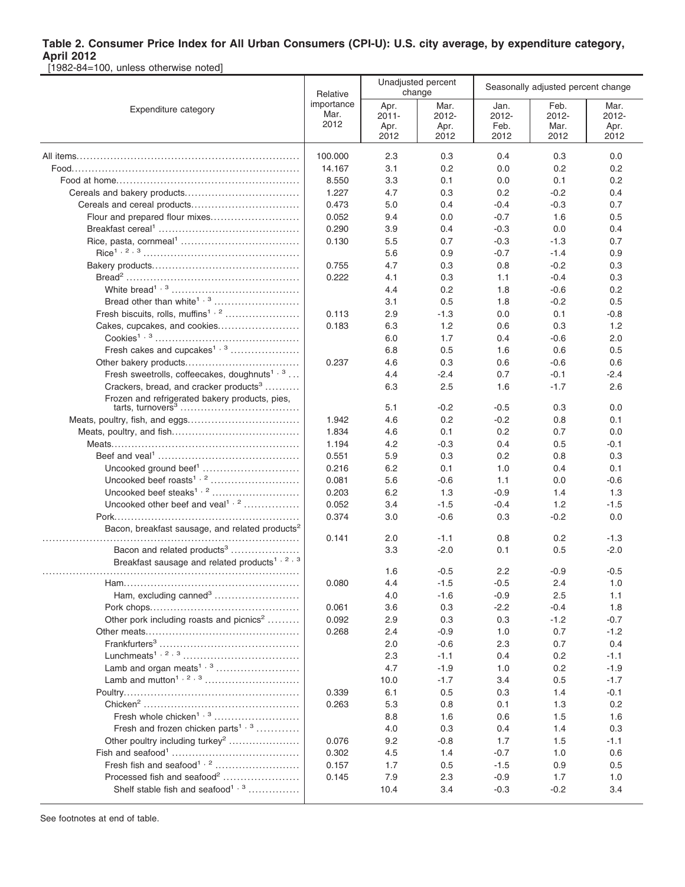**Table 2. Consumer Price Index for All Urban Consumers (CPI-U): U.S. city average, by expenditure category, April 2012**

[1982-84=100, unless otherwise noted]

| Expenditure category | Relative importance Mar. 2012 | Unadjusted percent change | | Seasonally adjusted percent change | | |
|---|---|---|---|---|---|---|
| | | Apr. 2011-Apr. 2012 | Mar. 2012-Apr. 2012 | Jan. 2012-Feb. 2012 | Feb. 2012-Mar. 2012 | Mar. 2012-Apr. 2012 |
| All items | 100.000 | 2.3 | 0.3 | 0.4 | 0.3 | 0.0 |
| Food | 14.167 | 3.1 | 0.2 | 0.0 | 0.2 | 0.2 |
| Food at home | 8.550 | 3.3 | 0.1 | 0.0 | 0.1 | 0.2 |
| Cereals and bakery products | 1.227 | 4.7 | 0.3 | 0.2 | -0.2 | 0.4 |
| Cereals and cereal products | 0.473 | 5.0 | 0.4 | -0.4 | -0.3 | 0.7 |
| Flour and prepared flour mixes | 0.052 | 9.4 | 0.0 | -0.7 | 1.6 | 0.5 |
| Breakfast cereal[1] | 0.290 | 3.9 | 0.4 | -0.3 | 0.0 | 0.4 |
| Rice, pasta, cornmeal[1] | 0.130 | 5.5 | 0.7 | -0.3 | -1.3 | 0.7 |
| Rice[1, 2, 3] | | 5.6 | 0.9 | -0.7 | -1.4 | 0.9 |
| Bakery products | 0.755 | 4.7 | 0.3 | 0.8 | -0.2 | 0.3 |
| Bread[2] | 0.222 | 4.1 | 0.3 | 1.1 | -0.4 | 0.3 |
| White bread[1, 3] | | 4.4 | 0.2 | 1.8 | -0.6 | 0.2 |
| Bread other than white[1, 3] | | 3.1 | 0.5 | 1.8 | -0.2 | 0.5 |
| Fresh biscuits, rolls, muffins[1, 2] | 0.113 | 2.9 | -1.3 | 0.0 | 0.1 | -0.8 |
| Cakes, cupcakes, and cookies | 0.183 | 6.3 | 1.2 | 0.6 | 0.3 | 1.2 |
| Cookies[1, 3] | | 6.0 | 1.7 | 0.4 | -0.6 | 2.0 |
| Fresh cakes and cupcakes[1, 3] | | 6.8 | 0.5 | 1.6 | 0.6 | 0.5 |
| Other bakery products | 0.237 | 4.6 | 0.3 | 0.6 | -0.6 | 0.6 |
| Fresh sweetrolls, coffeecakes, doughnuts[1, 3] | | 4.4 | -2.4 | 0.7 | -0.1 | -2.4 |
| Crackers, bread, and cracker products[3] | | 6.3 | 2.5 | 1.6 | -1.7 | 2.6 |
| Frozen and refrigerated bakery products, pies, tarts, turnovers[3] | | 5.1 | -0.2 | -0.5 | 0.3 | 0.0 |
| Meats, poultry, fish, and eggs | 1.942 | 4.6 | 0.2 | -0.2 | 0.8 | 0.1 |
| Meats, poultry, and fish | 1.834 | 4.6 | 0.1 | 0.2 | 0.7 | 0.0 |
| Meats | 1.194 | 4.2 | -0.3 | 0.4 | 0.5 | -0.1 |
| Beef and veal[1] | 0.551 | 5.9 | 0.3 | 0.2 | 0.8 | 0.3 |
| Uncooked ground beef[1] | 0.216 | 6.2 | 0.1 | 1.0 | 0.4 | 0.1 |
| Uncooked beef roasts[1, 2] | 0.081 | 5.6 | -0.6 | 1.1 | 0.0 | -0.6 |
| Uncooked beef steaks[1, 2] | 0.203 | 6.2 | 1.3 | -0.9 | 1.4 | 1.3 |
| Uncooked other beef and veal[1, 2] | 0.052 | 3.4 | -1.5 | -0.4 | 1.2 | -1.5 |
| Pork | 0.374 | 3.0 | -0.6 | 0.3 | -0.2 | 0.0 |
| Bacon, breakfast sausage, and related products[2] | 0.141 | 2.0 | -1.1 | 0.8 | 0.2 | -1.3 |
| Bacon and related products[3] | | 3.3 | -2.0 | 0.1 | 0.5 | -2.0 |
| Breakfast sausage and related products[1, 2, 3] | | 1.6 | -0.5 | 2.2 | -0.9 | -0.5 |
| Ham | 0.080 | 4.4 | -1.5 | -0.5 | 2.4 | 1.0 |
| Ham, excluding canned[3] | | 4.0 | -1.6 | -0.9 | 2.5 | 1.1 |
| Pork chops | 0.061 | 3.6 | 0.3 | -2.2 | -0.4 | 1.8 |
| Other pork including roasts and picnics[2] | 0.092 | 2.9 | 0.3 | 0.3 | -1.2 | -0.7 |
| Other meats | 0.268 | 2.4 | -0.9 | 1.0 | 0.7 | -1.2 |
| Frankfurters[3] | | 2.0 | -0.6 | 2.3 | 0.7 | 0.4 |
| Lunchmeats[1, 2, 3] | | 2.3 | -1.1 | 0.4 | 0.2 | -1.1 |
| Lamb and organ meats[1, 3] | | 4.7 | -1.9 | 1.0 | 0.2 | -1.9 |
| Lamb and mutton[1, 2, 3] | | 10.0 | -1.7 | 3.4 | 0.5 | -1.7 |
| Poultry | 0.339 | 6.1 | 0.5 | 0.3 | 1.4 | -0.1 |
| Chicken[2] | 0.263 | 5.3 | 0.8 | 0.1 | 1.3 | 0.2 |
| Fresh whole chicken[1, 3] | | 8.8 | 1.6 | 0.6 | 1.5 | 1.6 |
| Fresh and frozen chicken parts[1, 3] | | 4.0 | 0.3 | 0.4 | 1.4 | 0.3 |
| Other poultry including turkey[2] | 0.076 | 9.2 | -0.8 | 1.7 | 1.5 | -1.1 |
| Fish and seafood[1] | 0.302 | 4.5 | 1.4 | -0.7 | 1.0 | 0.6 |
| Fresh fish and seafood[1, 2] | 0.157 | 1.7 | 0.5 | -1.5 | 0.9 | 0.5 |
| Processed fish and seafood[2] | 0.145 | 7.9 | 2.3 | -0.9 | 1.7 | 1.0 |
| Shelf stable fish and seafood[1, 3] | | 10.4 | 3.4 | -0.3 | -0.2 | 3.4 |

See footnotes at end of table.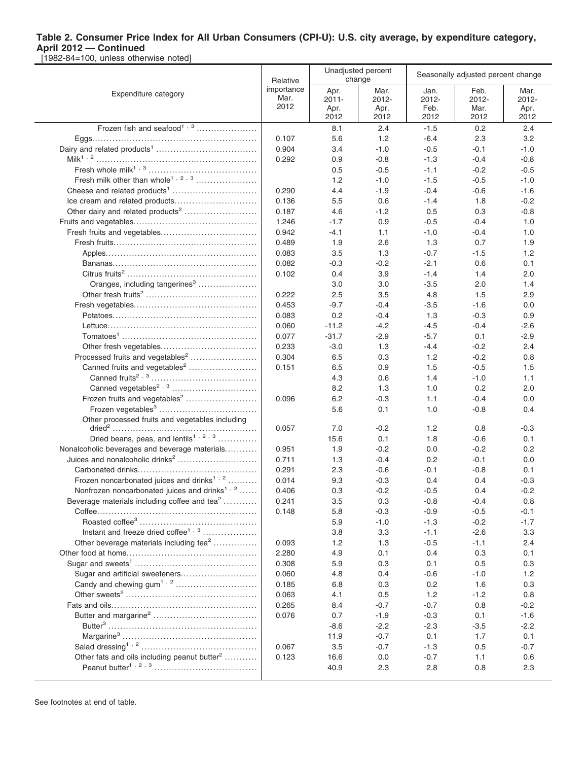**Table 2. Consumer Price Index for All Urban Consumers (CPI-U): U.S. city average, by expenditure category, April 2012 — Continued**

[1982-84=100, unless otherwise noted]

| Expenditure category | Relative importance Mar. 2012 | Unadjusted percent change | | Seasonally adjusted percent change | | |
|---|---|---|---|---|---|---|
| | | Apr. 2011-Apr. 2012 | Mar. 2012-Apr. 2012 | Jan. 2012-Feb. 2012 | Feb. 2012-Mar. 2012 | Mar. 2012-Apr. 2012 |
| Frozen fish and seafood[1, 3] | | 8.1 | 2.4 | -1.5 | 0.2 | 2.4 |
| Eggs | 0.107 | 5.6 | 1.2 | -6.4 | 2.3 | 3.2 |
| Dairy and related products[1] | 0.904 | 3.4 | -1.0 | -0.5 | -0.1 | -1.0 |
| Milk[1, 2] | 0.292 | 0.9 | -0.8 | -1.3 | -0.4 | -0.8 |
| Fresh whole milk[1, 3] | | 0.5 | -0.5 | -1.1 | -0.2 | -0.5 |
| Fresh milk other than whole[1, 2, 3] | | 1.2 | -1.0 | -1.5 | -0.5 | -1.0 |
| Cheese and related products[1] | 0.290 | 4.4 | -1.9 | -0.4 | -0.6 | -1.6 |
| Ice cream and related products | 0.136 | 5.5 | 0.6 | -1.4 | 1.8 | -0.2 |
| Other dairy and related products[2] | 0.187 | 4.6 | -1.2 | 0.5 | 0.3 | -0.8 |
| Fruits and vegetables | 1.246 | -1.7 | 0.9 | -0.5 | -0.4 | 1.0 |
| Fresh fruits and vegetables | 0.942 | -4.1 | 1.1 | -1.0 | -0.4 | 1.0 |
| Fresh fruits | 0.489 | 1.9 | 2.6 | 1.3 | 0.7 | 1.9 |
| Apples | 0.083 | 3.5 | 1.3 | -0.7 | -1.5 | 1.2 |
| Bananas | 0.082 | -0.3 | -0.2 | -2.1 | 0.6 | 0.1 |
| Citrus fruits[2] | 0.102 | 0.4 | 3.9 | -1.4 | 1.4 | 2.0 |
| Oranges, including tangerines[3] | | 3.0 | 3.0 | -3.5 | 2.0 | 1.4 |
| Other fresh fruits[2] | 0.222 | 2.5 | 3.5 | 4.8 | 1.5 | 2.9 |
| Fresh vegetables | 0.453 | -9.7 | -0.4 | -3.5 | -1.6 | 0.0 |
| Potatoes | 0.083 | 0.2 | -0.4 | 1.3 | -0.3 | 0.9 |
| Lettuce | 0.060 | -11.2 | -4.2 | -4.5 | -0.4 | -2.6 |
| Tomatoes[1] | 0.077 | -31.7 | -2.9 | -5.7 | 0.1 | -2.9 |
| Other fresh vegetables | 0.233 | -3.0 | 1.3 | -4.4 | -0.2 | 2.4 |
| Processed fruits and vegetables[2] | 0.304 | 6.5 | 0.3 | 1.2 | -0.2 | 0.8 |
| Canned fruits and vegetables[2] | 0.151 | 6.5 | 0.9 | 1.5 | -0.5 | 1.5 |
| Canned fruits[2, 3] | | 4.3 | 0.6 | 1.4 | -1.0 | 1.1 |
| Canned vegetables[2, 3] | | 8.2 | 1.3 | 1.0 | 0.2 | 2.0 |
| Frozen fruits and vegetables[2] | 0.096 | 6.2 | -0.3 | 1.1 | -0.4 | 0.0 |
| Frozen vegetables[3] | | 5.6 | 0.1 | 1.0 | -0.8 | 0.4 |
| Other processed fruits and vegetables including dried[2] | 0.057 | 7.0 | -0.2 | 1.2 | 0.8 | -0.3 |
| Dried beans, peas, and lentils[1, 2, 3] | | 15.6 | 0.1 | 1.8 | -0.6 | 0.1 |
| Nonalcoholic beverages and beverage materials | 0.951 | 1.9 | -0.2 | 0.0 | -0.2 | 0.2 |
| Juices and nonalcoholic drinks[2] | 0.711 | 1.3 | -0.4 | 0.2 | -0.1 | 0.0 |
| Carbonated drinks | 0.291 | 2.3 | -0.6 | -0.1 | -0.8 | 0.1 |
| Frozen noncarbonated juices and drinks[1, 2] | 0.014 | 9.3 | -0.3 | 0.4 | 0.4 | -0.3 |
| Nonfrozen noncarbonated juices and drinks[1, 2] | 0.406 | 0.3 | -0.2 | -0.5 | 0.4 | -0.2 |
| Beverage materials including coffee and tea[2] | 0.241 | 3.5 | 0.3 | -0.8 | -0.4 | 0.8 |
| Coffee | 0.148 | 5.8 | -0.3 | -0.9 | -0.5 | -0.1 |
| Roasted coffee[3] | | 5.9 | -1.0 | -1.3 | -0.2 | -1.7 |
| Instant and freeze dried coffee[1, 3] | | 3.8 | 3.3 | -1.1 | -2.6 | 3.3 |
| Other beverage materials including tea[2] | 0.093 | 1.2 | 1.3 | -0.5 | -1.1 | 2.4 |
| Other food at home | 2.280 | 4.9 | 0.1 | 0.4 | 0.3 | 0.1 |
| Sugar and sweets[1] | 0.308 | 5.9 | 0.3 | 0.1 | 0.5 | 0.3 |
| Sugar and artificial sweeteners | 0.060 | 4.8 | 0.4 | -0.6 | -1.0 | 1.2 |
| Candy and chewing gum[1, 2] | 0.185 | 6.8 | 0.3 | 0.2 | 1.6 | 0.3 |
| Other sweets[2] | 0.063 | 4.1 | 0.5 | 1.2 | -1.2 | 0.8 |
| Fats and oils | 0.265 | 8.4 | -0.7 | -0.7 | 0.8 | -0.2 |
| Butter and margarine[2] | 0.076 | 0.7 | -1.9 | -0.3 | 0.1 | -1.6 |
| Butter[3] | | -8.6 | -2.2 | -2.3 | -3.5 | -2.2 |
| Margarine[3] | | 11.9 | -0.7 | 0.1 | 1.7 | 0.1 |
| Salad dressing[1, 2] | 0.067 | 3.5 | -0.7 | -1.3 | 0.5 | -0.7 |
| Other fats and oils including peanut butter[2] | 0.123 | 16.6 | 0.0 | -0.7 | 1.1 | 0.6 |
| Peanut butter[1, 2, 3] | | 40.9 | 2.3 | 2.8 | 0.8 | 2.3 |

See footnotes at end of table.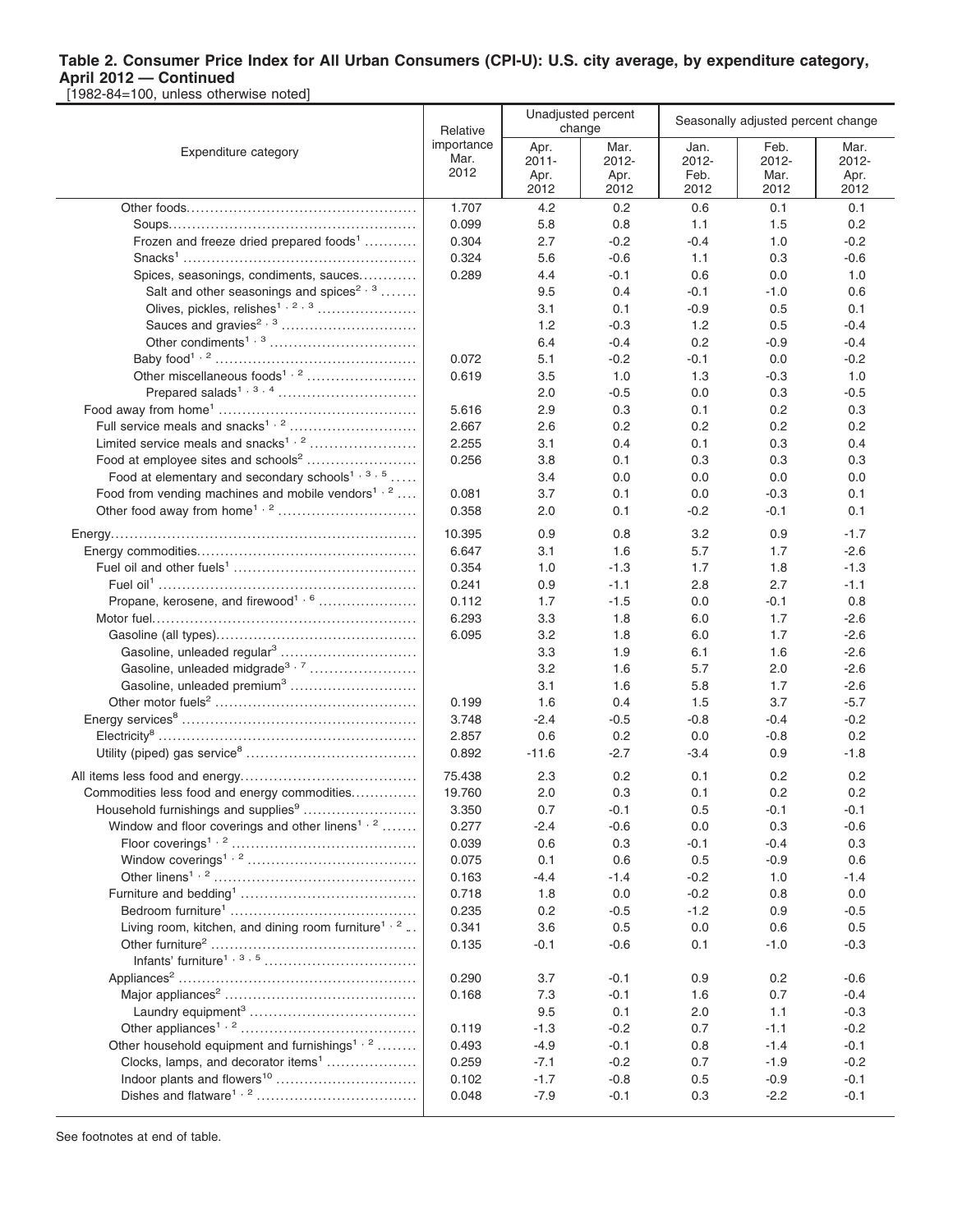**Table 2. Consumer Price Index for All Urban Consumers (CPI-U): U.S. city average, by expenditure category, April 2012 — Continued**

[1982-84=100, unless otherwise noted]

| Expenditure category | Relative importance Mar. 2012 | Unadjusted percent change | | Seasonally adjusted percent change | | |
|---|---|---|---|---|---|---|
| | | Apr. 2011-Apr. 2012 | Mar. 2012-Apr. 2012 | Jan. 2012-Feb. 2012 | Feb. 2012-Mar. 2012 | Mar. 2012-Apr. 2012 |
| Other foods | 1.707 | 4.2 | 0.2 | 0.6 | 0.1 | 0.1 |
| Soups | 0.099 | 5.8 | 0.8 | 1.1 | 1.5 | 0.2 |
| Frozen and freeze dried prepared foods[1] | 0.304 | 2.7 | -0.2 | -0.4 | 1.0 | -0.2 |
| Snacks[1] | 0.324 | 5.6 | -0.6 | 1.1 | 0.3 | -0.6 |
| Spices, seasonings, condiments, sauces | 0.289 | 4.4 | -0.1 | 0.6 | 0.0 | 1.0 |
| Salt and other seasonings and spices[2,3] | | 9.5 | 0.4 | -0.1 | -1.0 | 0.6 |
| Olives, pickles, relishes[1,2,3] | | 3.1 | 0.1 | -0.9 | 0.5 | 0.1 |
| Sauces and gravies[2,3] | | 1.2 | -0.3 | 1.2 | 0.5 | -0.4 |
| Other condiments[1,3] | | 6.4 | -0.4 | 0.2 | -0.9 | -0.4 |
| Baby food[1,2] | 0.072 | 5.1 | -0.2 | -0.1 | 0.0 | -0.2 |
| Other miscellaneous foods[1,2] | 0.619 | 3.5 | 1.0 | 1.3 | -0.3 | 1.0 |
| Prepared salads[1,3,4] | | 2.0 | -0.5 | 0.0 | 0.3 | -0.5 |
| Food away from home[1] | 5.616 | 2.9 | 0.3 | 0.1 | 0.2 | 0.3 |
| Full service meals and snacks[1,2] | 2.667 | 2.6 | 0.2 | 0.2 | 0.2 | 0.2 |
| Limited service meals and snacks[1,2] | 2.255 | 3.1 | 0.4 | 0.1 | 0.3 | 0.4 |
| Food at employee sites and schools[2] | 0.256 | 3.8 | 0.1 | 0.3 | 0.3 | 0.3 |
| Food at elementary and secondary schools[1,3,5] | | 3.4 | 0.0 | 0.0 | 0.0 | 0.0 |
| Food from vending machines and mobile vendors[1,2] | 0.081 | 3.7 | 0.1 | 0.0 | -0.3 | 0.1 |
| Other food away from home[1,2] | 0.358 | 2.0 | 0.1 | -0.2 | -0.1 | 0.1 |
| Energy | 10.395 | 0.9 | 0.8 | 3.2 | 0.9 | -1.7 |
| Energy commodities | 6.647 | 3.1 | 1.6 | 5.7 | 1.7 | -2.6 |
| Fuel oil and other fuels[1] | 0.354 | 1.0 | -1.3 | 1.7 | 1.8 | -1.3 |
| Fuel oil[1] | 0.241 | 0.9 | -1.1 | 2.8 | 2.7 | -1.1 |
| Propane, kerosene, and firewood[1,6] | 0.112 | 1.7 | -1.5 | 0.0 | -0.1 | 0.8 |
| Motor fuel | 6.293 | 3.3 | 1.8 | 6.0 | 1.7 | -2.6 |
| Gasoline (all types) | 6.095 | 3.2 | 1.8 | 6.0 | 1.7 | -2.6 |
| Gasoline, unleaded regular[3] | | 3.3 | 1.9 | 6.1 | 1.6 | -2.6 |
| Gasoline, unleaded midgrade[3,7] | | 3.2 | 1.6 | 5.7 | 2.0 | -2.6 |
| Gasoline, unleaded premium[3] | | 3.1 | 1.6 | 5.8 | 1.7 | -2.6 |
| Other motor fuels[2] | 0.199 | 1.6 | 0.4 | 1.5 | 3.7 | -5.7 |
| Energy services[8] | 3.748 | -2.4 | -0.5 | -0.8 | -0.4 | -0.2 |
| Electricity[8] | 2.857 | 0.6 | 0.2 | 0.0 | -0.8 | 0.2 |
| Utility (piped) gas service[8] | 0.892 | -11.6 | -2.7 | -3.4 | 0.9 | -1.8 |
| All items less food and energy | 75.438 | 2.3 | 0.2 | 0.1 | 0.2 | 0.2 |
| Commodities less food and energy commodities | 19.760 | 2.0 | 0.3 | 0.1 | 0.2 | 0.2 |
| Household furnishings and supplies[9] | 3.350 | 0.7 | -0.1 | 0.5 | -0.1 | -0.1 |
| Window and floor coverings and other linens[1,2] | 0.277 | -2.4 | -0.6 | 0.0 | 0.3 | -0.6 |
| Floor coverings[1,2] | 0.039 | 0.6 | 0.3 | -0.1 | -0.4 | 0.3 |
| Window coverings[1,2] | 0.075 | 0.1 | 0.6 | 0.5 | -0.9 | 0.6 |
| Other linens[1,2] | 0.163 | -4.4 | -1.4 | -0.2 | 1.0 | -1.4 |
| Furniture and bedding[1] | 0.718 | 1.8 | 0.0 | -0.2 | 0.8 | 0.0 |
| Bedroom furniture[1] | 0.235 | 0.2 | -0.5 | -1.2 | 0.9 | -0.5 |
| Living room, kitchen, and dining room furniture[1,2] | 0.341 | 3.6 | 0.5 | 0.0 | 0.6 | 0.5 |
| Other furniture[2] | 0.135 | -0.1 | -0.6 | 0.1 | -1.0 | -0.3 |
| Infants' furniture[1,3,5] | | | | | | |
| Appliances[2] | 0.290 | 3.7 | -0.1 | 0.9 | 0.2 | -0.6 |
| Major appliances[2] | 0.168 | 7.3 | -0.1 | 1.6 | 0.7 | -0.4 |
| Laundry equipment[3] | | 9.5 | 0.1 | 2.0 | 1.1 | -0.3 |
| Other appliances[1,2] | 0.119 | -1.3 | -0.2 | 0.7 | -1.1 | -0.2 |
| Other household equipment and furnishings[1,2] | 0.493 | -4.9 | -0.1 | 0.8 | -1.4 | -0.1 |
| Clocks, lamps, and decorator items[1] | 0.259 | -7.1 | -0.2 | 0.7 | -1.9 | -0.2 |
| Indoor plants and flowers[10] | 0.102 | -1.7 | -0.8 | 0.5 | -0.9 | -0.1 |
| Dishes and flatware[1,2] | 0.048 | -7.9 | -0.1 | 0.3 | -2.2 | -0.1 |

See footnotes at end of table.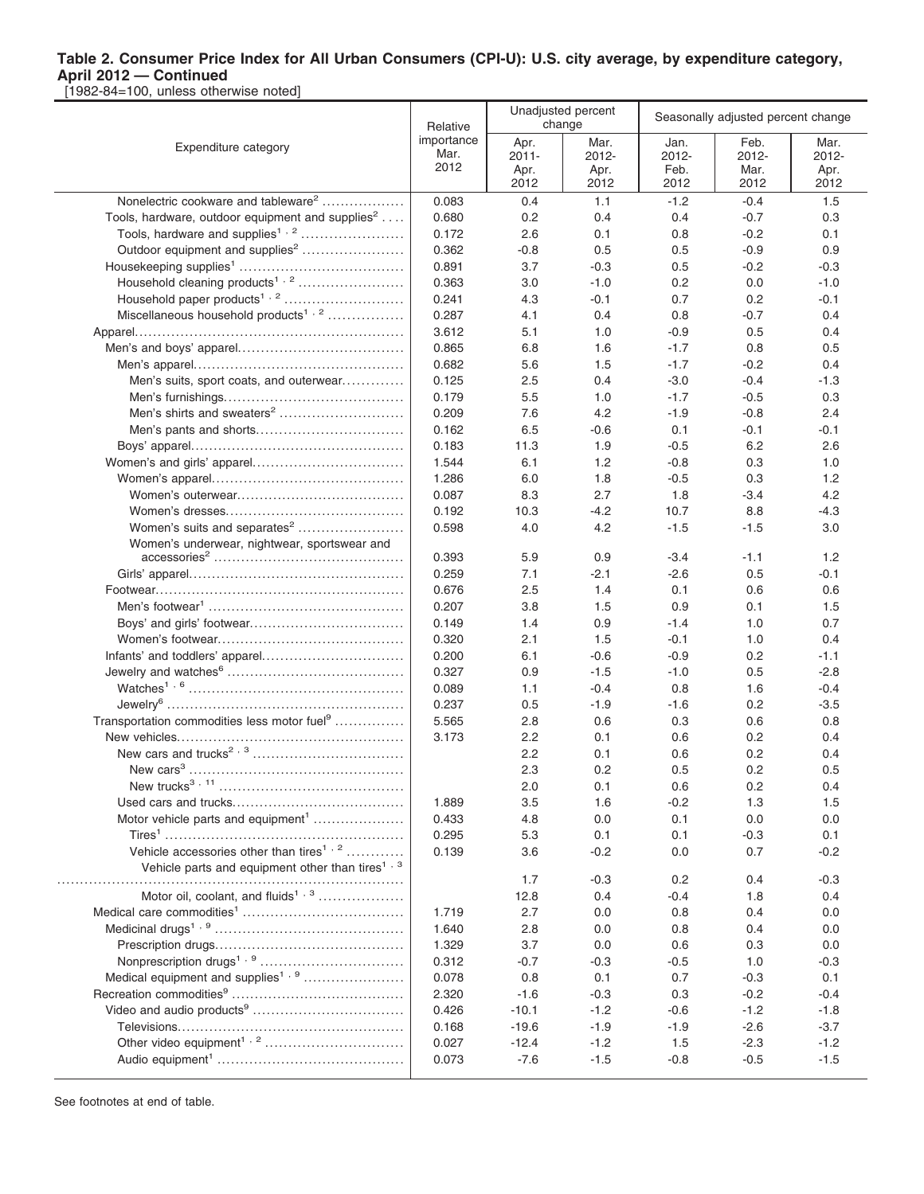**Table 2. Consumer Price Index for All Urban Consumers (CPI-U): U.S. city average, by expenditure category, April 2012 — Continued**

[1982-84=100, unless otherwise noted]

| Expenditure category | Relative importance Mar. 2012 | Unadjusted percent change | | Seasonally adjusted percent change | | |
|---|---|---|---|---|---|---|
| | | Apr. 2011-Apr. 2012 | Mar. 2012-Apr. 2012 | Jan. 2012-Feb. 2012 | Feb. 2012-Mar. 2012 | Mar. 2012-Apr. 2012 |
| Nonelectric cookware and tableware[2] | 0.083 | 0.4 | 1.1 | -1.2 | -0.4 | 1.5 |
| Tools, hardware, outdoor equipment and supplies[2] | 0.680 | 0.2 | 0.4 | 0.4 | -0.7 | 0.3 |
| Tools, hardware and supplies[1, 2] | 0.172 | 2.6 | 0.1 | 0.8 | -0.2 | 0.1 |
| Outdoor equipment and supplies[2] | 0.362 | -0.8 | 0.5 | 0.5 | -0.9 | 0.9 |
| Housekeeping supplies[1] | 0.891 | 3.7 | -0.3 | 0.5 | -0.2 | -0.3 |
| Household cleaning products[1, 2] | 0.363 | 3.0 | -1.0 | 0.2 | 0.0 | -1.0 |
| Household paper products[1, 2] | 0.241 | 4.3 | -0.1 | 0.7 | 0.2 | -0.1 |
| Miscellaneous household products[1, 2] | 0.287 | 4.1 | 0.4 | 0.8 | -0.7 | 0.4 |
| Apparel | 3.612 | 5.1 | 1.0 | -0.9 | 0.5 | 0.4 |
| Men's and boys' apparel | 0.865 | 6.8 | 1.6 | -1.7 | 0.8 | 0.5 |
| Men's apparel | 0.682 | 5.6 | 1.5 | -1.7 | -0.2 | 0.4 |
| Men's suits, sport coats, and outerwear | 0.125 | 2.5 | 0.4 | -3.0 | -0.4 | -1.3 |
| Men's furnishings | 0.179 | 5.5 | 1.0 | -1.7 | -0.5 | 0.3 |
| Men's shirts and sweaters[2] | 0.209 | 7.6 | 4.2 | -1.9 | -0.8 | 2.4 |
| Men's pants and shorts | 0.162 | 6.5 | -0.6 | 0.1 | -0.1 | -0.1 |
| Boys' apparel | 0.183 | 11.3 | 1.9 | -0.5 | 6.2 | 2.6 |
| Women's and girls' apparel | 1.544 | 6.1 | 1.2 | -0.8 | 0.3 | 1.0 |
| Women's apparel | 1.286 | 6.0 | 1.8 | -0.5 | 0.3 | 1.2 |
| Women's outerwear | 0.087 | 8.3 | 2.7 | 1.8 | -3.4 | 4.2 |
| Women's dresses | 0.192 | 10.3 | -4.2 | 10.7 | 8.8 | -4.3 |
| Women's suits and separates[2] | 0.598 | 4.0 | 4.2 | -1.5 | -1.5 | 3.0 |
| Women's underwear, nightwear, sportswear and accessories[2] | 0.393 | 5.9 | 0.9 | -3.4 | -1.1 | 1.2 |
| Girls' apparel | 0.259 | 7.1 | -2.1 | -2.6 | 0.5 | -0.1 |
| Footwear | 0.676 | 2.5 | 1.4 | 0.1 | 0.6 | 0.6 |
| Men's footwear[1] | 0.207 | 3.8 | 1.5 | 0.9 | 0.1 | 1.5 |
| Boys' and girls' footwear | 0.149 | 1.4 | 0.9 | -1.4 | 1.0 | 0.7 |
| Women's footwear | 0.320 | 2.1 | 1.5 | -0.1 | 1.0 | 0.4 |
| Infants' and toddlers' apparel | 0.200 | 6.1 | -0.6 | -0.9 | 0.2 | -1.1 |
| Jewelry and watches[6] | 0.327 | 0.9 | -1.5 | -1.0 | 0.5 | -2.8 |
| Watches[1, 6] | 0.089 | 1.1 | -0.4 | 0.8 | 1.6 | -0.4 |
| Jewelry[6] | 0.237 | 0.5 | -1.9 | -1.6 | 0.2 | -3.5 |
| Transportation commodities less motor fuel[9] | 5.565 | 2.8 | 0.6 | 0.3 | 0.6 | 0.8 |
| New vehicles | 3.173 | 2.2 | 0.1 | 0.6 | 0.2 | 0.4 |
| New cars and trucks[2, 3] | | 2.2 | 0.1 | 0.6 | 0.2 | 0.4 |
| New cars[3] | | 2.3 | 0.2 | 0.5 | 0.2 | 0.5 |
| New trucks[3, 11] | | 2.0 | 0.1 | 0.6 | 0.2 | 0.4 |
| Used cars and trucks | 1.889 | 3.5 | 1.6 | -0.2 | 1.3 | 1.5 |
| Motor vehicle parts and equipment[1] | 0.433 | 4.8 | 0.0 | 0.1 | 0.0 | 0.0 |
| Tires[1] | 0.295 | 5.3 | 0.1 | 0.1 | -0.3 | 0.1 |
| Vehicle accessories other than tires[1, 2] | 0.139 | 3.6 | -0.2 | 0.0 | 0.7 | -0.2 |
| Vehicle parts and equipment other than tires[1, 3] | | 1.7 | -0.3 | 0.2 | 0.4 | -0.3 |
| Motor oil, coolant, and fluids[1, 3] | | 12.8 | 0.4 | -0.4 | 1.8 | 0.4 |
| Medical care commodities[1] | 1.719 | 2.7 | 0.0 | 0.8 | 0.4 | 0.0 |
| Medicinal drugs[1, 9] | 1.640 | 2.8 | 0.0 | 0.8 | 0.4 | 0.0 |
| Prescription drugs | 1.329 | 3.7 | 0.0 | 0.6 | 0.3 | 0.0 |
| Nonprescription drugs[1, 9] | 0.312 | -0.7 | -0.3 | -0.5 | 1.0 | -0.3 |
| Medical equipment and supplies[1, 9] | 0.078 | 0.8 | 0.1 | 0.7 | -0.3 | 0.1 |
| Recreation commodities[9] | 2.320 | -1.6 | -0.3 | 0.3 | -0.2 | -0.4 |
| Video and audio products[9] | 0.426 | -10.1 | -1.2 | -0.6 | -1.2 | -1.8 |
| Televisions | 0.168 | -19.6 | -1.9 | -1.9 | -2.6 | -3.7 |
| Other video equipment[1, 2] | 0.027 | -12.4 | -1.2 | 1.5 | -2.3 | -1.2 |
| Audio equipment[1] | 0.073 | -7.6 | -1.5 | -0.8 | -0.5 | -1.5 |

See footnotes at end of table.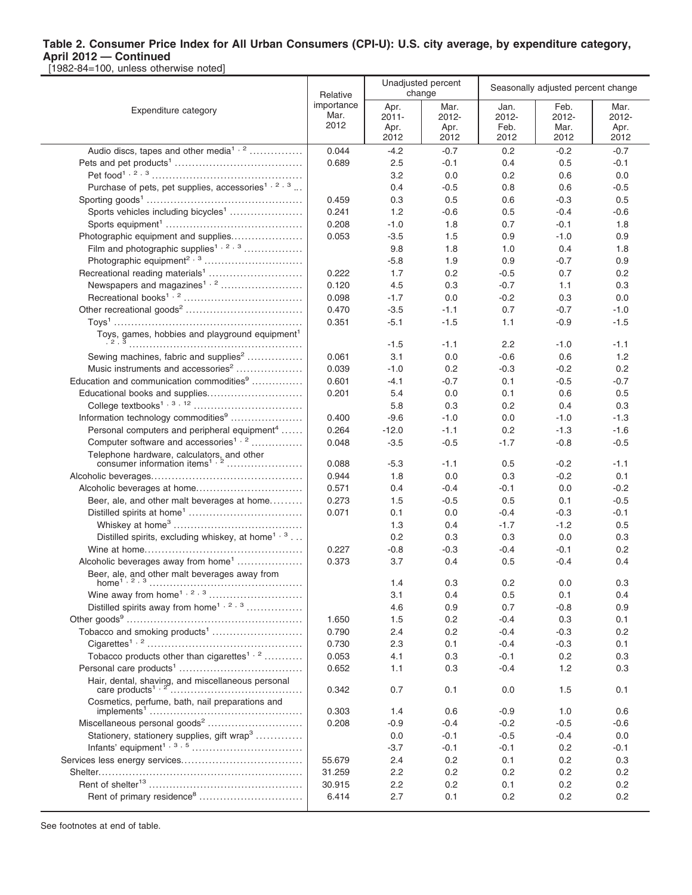## Table 2. Consumer Price Index for All Urban Consumers (CPI-U): U.S. city average, by expenditure category, April 2012 — Continued

[1982-84=100, unless otherwise noted]

| Expenditure category | Relative importance Mar. 2012 | Unadjusted percent change | | Seasonally adjusted percent change | | |
|---|---|---|---|---|---|---|
| | | Apr. 2011- Apr. 2012 | Mar. 2012- Apr. 2012 | Jan. 2012- Feb. 2012 | Feb. 2012- Mar. 2012 | Mar. 2012- Apr. 2012 |
| Audio discs, tapes and other media[1, 2] | 0.044 | -4.2 | -0.7 | 0.2 | -0.2 | -0.7 |
| Pets and pet products[1] | 0.689 | 2.5 | -0.1 | 0.4 | 0.5 | -0.1 |
| Pet food[1, 2, 3] | | 3.2 | 0.0 | 0.2 | 0.6 | 0.0 |
| Purchase of pets, pet supplies, accessories[1, 2, 3] | | 0.4 | -0.5 | 0.8 | 0.6 | -0.5 |
| Sporting goods[1] | 0.459 | 0.3 | 0.5 | 0.6 | -0.3 | 0.5 |
| Sports vehicles including bicycles[1] | 0.241 | 1.2 | -0.6 | 0.5 | -0.4 | -0.6 |
| Sports equipment[1] | 0.208 | -1.0 | 1.8 | 0.7 | -0.1 | 1.8 |
| Photographic equipment and supplies | 0.053 | -3.5 | 1.5 | 0.9 | -1.0 | 0.9 |
| Film and photographic supplies[1, 2, 3] | | 9.8 | 1.8 | 1.0 | 0.4 | 1.8 |
| Photographic equipment[2, 3] | | -5.8 | 1.9 | 0.9 | -0.7 | 0.9 |
| Recreational reading materials[1] | 0.222 | 1.7 | 0.2 | -0.5 | 0.7 | 0.2 |
| Newspapers and magazines[1, 2] | 0.120 | 4.5 | 0.3 | -0.7 | 1.1 | 0.3 |
| Recreational books[1, 2] | 0.098 | -1.7 | 0.0 | -0.2 | 0.3 | 0.0 |
| Other recreational goods[2] | 0.470 | -3.5 | -1.1 | 0.7 | -0.7 | -1.0 |
| Toys[1] | 0.351 | -5.1 | -1.5 | 1.1 | -0.9 | -1.5 |
| Toys, games, hobbies and playground equipment[1, 2, 3] | | -1.5 | -1.1 | 2.2 | -1.0 | -1.1 |
| Sewing machines, fabric and supplies[2] | 0.061 | 3.1 | 0.0 | -0.6 | 0.6 | 1.2 |
| Music instruments and accessories[2] | 0.039 | -1.0 | 0.2 | -0.3 | -0.2 | 0.2 |
| Education and communication commodities[9] | 0.601 | -4.1 | -0.7 | 0.1 | -0.5 | -0.7 |
| Educational books and supplies | 0.201 | 5.4 | 0.0 | 0.1 | 0.6 | 0.5 |
| College textbooks[1, 3, 12] | | 5.8 | 0.3 | 0.2 | 0.4 | 0.3 |
| Information technology commodities[9] | 0.400 | -9.6 | -1.0 | 0.0 | -1.0 | -1.3 |
| Personal computers and peripheral equipment[4] | 0.264 | -12.0 | -1.1 | 0.2 | -1.3 | -1.6 |
| Computer software and accessories[1, 2] | 0.048 | -3.5 | -0.5 | -1.7 | -0.8 | -0.5 |
| Telephone hardware, calculators, and other consumer information items[1, 2] | 0.088 | -5.3 | -1.1 | 0.5 | -0.2 | -1.1 |
| Alcoholic beverages | 0.944 | 1.8 | 0.0 | 0.3 | -0.2 | 0.1 |
| Alcoholic beverages at home | 0.571 | 0.4 | -0.4 | -0.1 | 0.0 | -0.2 |
| Beer, ale, and other malt beverages at home | 0.273 | 1.5 | -0.5 | 0.5 | 0.1 | -0.5 |
| Distilled spirits at home[1] | 0.071 | 0.1 | 0.0 | -0.4 | -0.3 | -0.1 |
| Whiskey at home[3] | | 1.3 | 0.4 | -1.7 | -1.2 | 0.5 |
| Distilled spirits, excluding whiskey, at home[1, 3] | | 0.2 | 0.3 | 0.3 | 0.0 | 0.3 |
| Wine at home | 0.227 | -0.8 | -0.3 | -0.4 | -0.1 | 0.2 |
| Alcoholic beverages away from home[1] | 0.373 | 3.7 | 0.4 | 0.5 | -0.4 | 0.4 |
| Beer, ale, and other malt beverages away from home[1, 2, 3] | | 1.4 | 0.3 | 0.2 | 0.0 | 0.3 |
| Wine away from home[1, 2, 3] | | 3.1 | 0.4 | 0.5 | 0.1 | 0.4 |
| Distilled spirits away from home[1, 2, 3] | | 4.6 | 0.9 | 0.7 | -0.8 | 0.9 |
| Other goods[9] | 1.650 | 1.5 | 0.2 | -0.4 | 0.3 | 0.1 |
| Tobacco and smoking products[1] | 0.790 | 2.4 | 0.2 | -0.4 | -0.3 | 0.2 |
| Cigarettes[1, 2] | 0.730 | 2.3 | 0.1 | -0.4 | -0.3 | 0.1 |
| Tobacco products other than cigarettes[1, 2] | 0.053 | 4.1 | 0.3 | -0.1 | 0.2 | 0.3 |
| Personal care products[1] | 0.652 | 1.1 | 0.3 | -0.4 | 1.2 | 0.3 |
| Hair, dental, shaving, and miscellaneous personal care products[1, 2] | 0.342 | 0.7 | 0.1 | 0.0 | 1.5 | 0.1 |
| Cosmetics, perfume, bath, nail preparations and implements[1] | 0.303 | 1.4 | 0.6 | -0.9 | 1.0 | 0.6 |
| Miscellaneous personal goods[2] | 0.208 | -0.9 | -0.4 | -0.2 | -0.5 | -0.6 |
| Stationery, stationery supplies, gift wrap[3] | | 0.0 | -0.1 | -0.5 | -0.4 | 0.0 |
| Infants' equipment[1, 3, 5] | | -3.7 | -0.1 | -0.1 | 0.2 | -0.1 |
| Services less energy services | 55.679 | 2.4 | 0.2 | 0.1 | 0.2 | 0.3 |
| Shelter | 31.259 | 2.2 | 0.2 | 0.2 | 0.2 | 0.2 |
| Rent of shelter[13] | 30.915 | 2.2 | 0.2 | 0.1 | 0.2 | 0.2 |
| Rent of primary residence[8] | 6.414 | 2.7 | 0.1 | 0.2 | 0.2 | 0.2 |

See footnotes at end of table.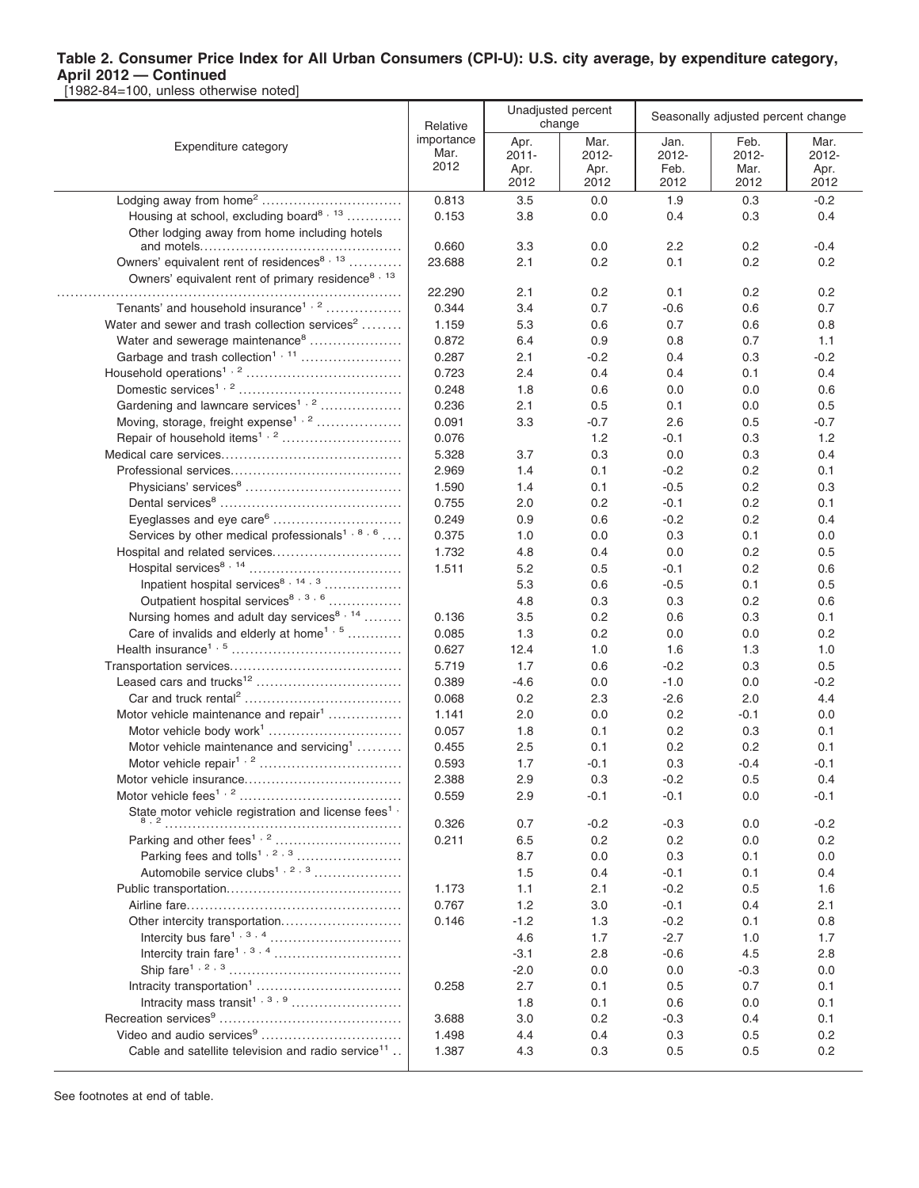# Table 2. Consumer Price Index for All Urban Consumers (CPI-U): U.S. city average, by expenditure category, April 2012 — Continued

[1982-84=100, unless otherwise noted]

| Expenditure category | Relative importance Mar. 2012 | Unadjusted percent change | | Seasonally adjusted percent change | | |
|---|---|---|---|---|---|---|
| | | Apr. 2011-Apr. 2012 | Mar. 2012-Apr. 2012 | Jan. 2012-Feb. 2012 | Feb. 2012-Mar. 2012 | Mar. 2012-Apr. 2012 |
| Lodging away from home[2] | 0.813 | 3.5 | 0.0 | 1.9 | 0.3 | -0.2 |
| Housing at school, excluding board[8, 13] | 0.153 | 3.8 | 0.0 | 0.4 | 0.3 | 0.4 |
| Other lodging away from home including hotels and motels | 0.660 | 3.3 | 0.0 | 2.2 | 0.2 | -0.4 |
| Owners' equivalent rent of residences[8, 13] | 23.688 | 2.1 | 0.2 | 0.1 | 0.2 | 0.2 |
| Owners' equivalent rent of primary residence[8, 13] | 22.290 | 2.1 | 0.2 | 0.1 | 0.2 | 0.2 |
| Tenants' and household insurance[1, 2] | 0.344 | 3.4 | 0.7 | -0.6 | 0.6 | 0.7 |
| Water and sewer and trash collection services[2] | 1.159 | 5.3 | 0.6 | 0.7 | 0.6 | 0.8 |
| Water and sewerage maintenance[8] | 0.872 | 6.4 | 0.9 | 0.8 | 0.7 | 1.1 |
| Garbage and trash collection[1, 11] | 0.287 | 2.1 | -0.2 | 0.4 | 0.3 | -0.2 |
| Household operations[1, 2] | 0.723 | 2.4 | 0.4 | 0.4 | 0.1 | 0.4 |
| Domestic services[1, 2] | 0.248 | 1.8 | 0.6 | 0.0 | 0.0 | 0.6 |
| Gardening and lawncare services[1, 2] | 0.236 | 2.1 | 0.5 | 0.1 | 0.0 | 0.5 |
| Moving, storage, freight expense[1, 2] | 0.091 | 3.3 | -0.7 | 2.6 | 0.5 | -0.7 |
| Repair of household items[1, 2] | 0.076 | | 1.2 | -0.1 | 0.3 | 1.2 |
| Medical care services | 5.328 | 3.7 | 0.3 | 0.0 | 0.3 | 0.4 |
| Professional services | 2.969 | 1.4 | 0.1 | -0.2 | 0.2 | 0.1 |
| Physicians' services[8] | 1.590 | 1.4 | 0.1 | -0.5 | 0.2 | 0.3 |
| Dental services[8] | 0.755 | 2.0 | 0.2 | -0.1 | 0.2 | 0.1 |
| Eyeglasses and eye care[6] | 0.249 | 0.9 | 0.6 | -0.2 | 0.2 | 0.4 |
| Services by other medical professionals[1, 8, 6] | 0.375 | 1.0 | 0.0 | 0.3 | 0.1 | 0.0 |
| Hospital and related services | 1.732 | 4.8 | 0.4 | 0.0 | 0.2 | 0.5 |
| Hospital services[8, 14] | 1.511 | 5.2 | 0.5 | -0.1 | 0.2 | 0.6 |
| Inpatient hospital services[8, 14, 3] | | 5.3 | 0.6 | -0.5 | 0.1 | 0.5 |
| Outpatient hospital services[8, 3, 6] | | 4.8 | 0.3 | 0.3 | 0.2 | 0.6 |
| Nursing homes and adult day services[8, 14] | 0.136 | 3.5 | 0.2 | 0.6 | 0.3 | 0.1 |
| Care of invalids and elderly at home[1, 5] | 0.085 | 1.3 | 0.2 | 0.0 | 0.0 | 0.2 |
| Health insurance[1, 5] | 0.627 | 12.4 | 1.0 | 1.6 | 1.3 | 1.0 |
| Transportation services | 5.719 | 1.7 | 0.6 | -0.2 | 0.3 | 0.5 |
| Leased cars and trucks[12] | 0.389 | -4.6 | 0.0 | -1.0 | 0.0 | -0.2 |
| Car and truck rental[2] | 0.068 | 0.2 | 2.3 | -2.6 | 2.0 | 4.4 |
| Motor vehicle maintenance and repair[1] | 1.141 | 2.0 | 0.0 | 0.2 | -0.1 | 0.0 |
| Motor vehicle body work[1] | 0.057 | 1.8 | 0.1 | 0.2 | 0.3 | 0.1 |
| Motor vehicle maintenance and servicing[1] | 0.455 | 2.5 | 0.1 | 0.2 | 0.2 | 0.1 |
| Motor vehicle repair[1, 2] | 0.593 | 1.7 | -0.1 | 0.3 | -0.4 | -0.1 |
| Motor vehicle insurance | 2.388 | 2.9 | 0.3 | -0.2 | 0.5 | 0.4 |
| Motor vehicle fees[1, 2] | 0.559 | 2.9 | -0.1 | -0.1 | 0.0 | -0.1 |
| State motor vehicle registration and license fees[1, 8, 2] | 0.326 | 0.7 | -0.2 | -0.3 | 0.0 | -0.2 |
| Parking and other fees[1, 2] | 0.211 | 6.5 | 0.2 | 0.2 | 0.0 | 0.2 |
| Parking fees and tolls[1, 2, 3] | | 8.7 | 0.0 | 0.3 | 0.1 | 0.0 |
| Automobile service clubs[1, 2, 3] | | 1.5 | 0.4 | -0.1 | 0.1 | 0.4 |
| Public transportation | 1.173 | 1.1 | 2.1 | -0.2 | 0.5 | 1.6 |
| Airline fare | 0.767 | 1.2 | 3.0 | -0.1 | 0.4 | 2.1 |
| Other intercity transportation | 0.146 | -1.2 | 1.3 | -0.2 | 0.1 | 0.8 |
| Intercity bus fare[1, 3, 4] | | 4.6 | 1.7 | -2.7 | 1.0 | 1.7 |
| Intercity train fare[1, 3, 4] | | -3.1 | 2.8 | -0.6 | 4.5 | 2.8 |
| Ship fare[1, 2, 3] | | -2.0 | 0.0 | 0.0 | -0.3 | 0.0 |
| Intracity transportation[1] | 0.258 | 2.7 | 0.1 | 0.5 | 0.7 | 0.1 |
| Intracity mass transit[1, 3, 9] | | 1.8 | 0.1 | 0.6 | 0.0 | 0.1 |
| Recreation services[9] | 3.688 | 3.0 | 0.2 | -0.3 | 0.4 | 0.1 |
| Video and audio services[9] | 1.498 | 4.4 | 0.4 | 0.3 | 0.5 | 0.2 |
| Cable and satellite television and radio service[11] | 1.387 | 4.3 | 0.3 | 0.5 | 0.5 | 0.2 |

See footnotes at end of table.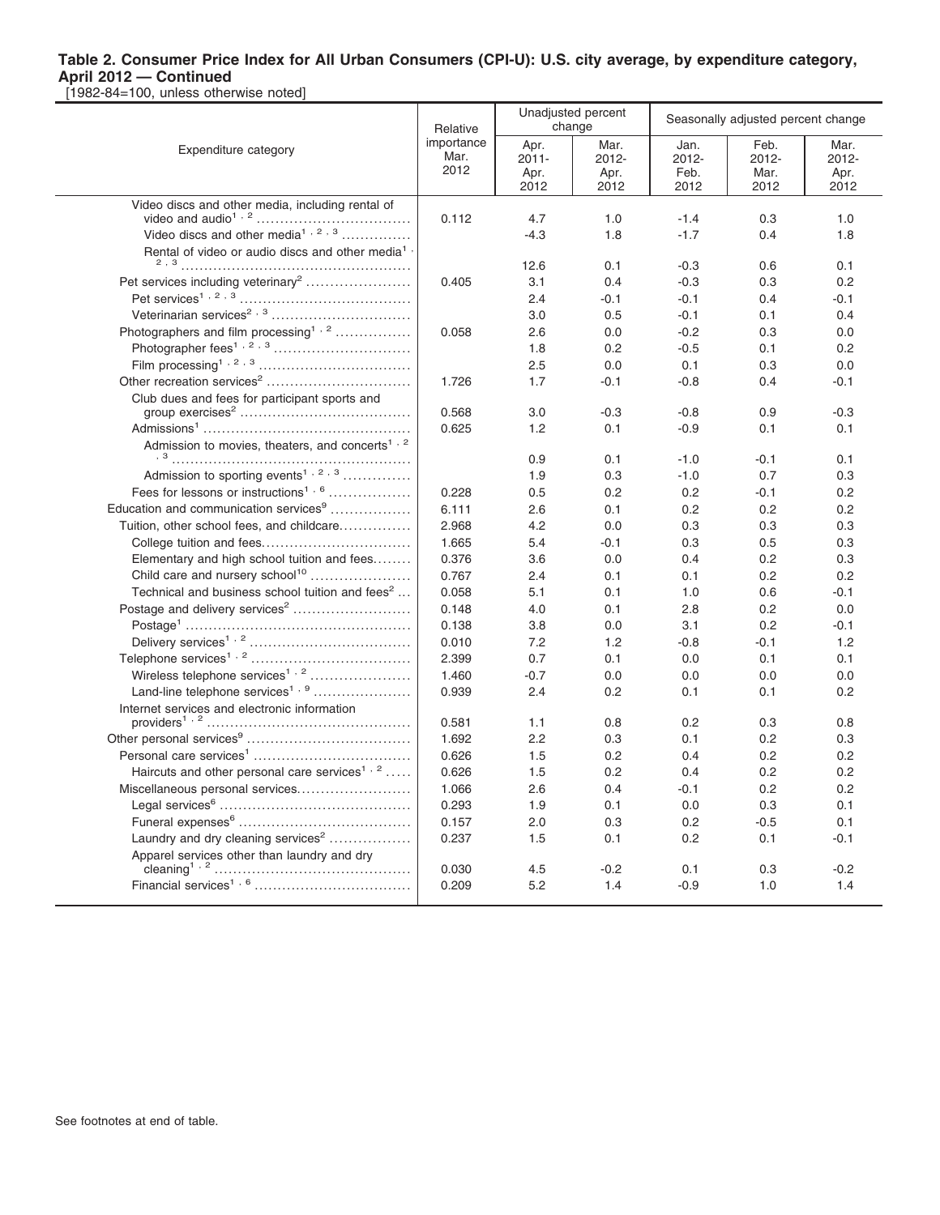**Table 2. Consumer Price Index for All Urban Consumers (CPI-U): U.S. city average, by expenditure category, April 2012 — Continued**

[1982-84=100, unless otherwise noted]

| Expenditure category | Relative importance Mar. 2012 | Unadjusted percent change | | Seasonally adjusted percent change | | |
|---|---|---|---|---|---|---|
| | | Apr. 2011-Apr. 2012 | Mar. 2012-Apr. 2012 | Jan. 2012-Feb. 2012 | Feb. 2012-Mar. 2012 | Mar. 2012-Apr. 2012 |
| Video discs and other media, including rental of video and audio[1, 2] | 0.112 | 4.7 | 1.0 | -1.4 | 0.3 | 1.0 |
| Video discs and other media[1, 2, 3] | | -4.3 | 1.8 | -1.7 | 0.4 | 1.8 |
| Rental of video or audio discs and other media[1, 2, 3] | | 12.6 | 0.1 | -0.3 | 0.6 | 0.1 |
| Pet services including veterinary[2] | 0.405 | 3.1 | 0.4 | -0.3 | 0.3 | 0.2 |
| Pet services[1, 2, 3] | | 2.4 | -0.1 | -0.1 | 0.4 | -0.1 |
| Veterinarian services[2, 3] | | 3.0 | 0.5 | -0.1 | 0.1 | 0.4 |
| Photographers and film processing[1, 2] | 0.058 | 2.6 | 0.0 | -0.2 | 0.3 | 0.0 |
| Photographer fees[1, 2, 3] | | 1.8 | 0.2 | -0.5 | 0.1 | 0.2 |
| Film processing[1, 2, 3] | | 2.5 | 0.0 | 0.1 | 0.3 | 0.0 |
| Other recreation services[2] | 1.726 | 1.7 | -0.1 | -0.8 | 0.4 | -0.1 |
| Club dues and fees for participant sports and group exercises[2] | 0.568 | 3.0 | -0.3 | -0.8 | 0.9 | -0.3 |
| Admissions[1] | 0.625 | 1.2 | 0.1 | -0.9 | 0.1 | 0.1 |
| Admission to movies, theaters, and concerts[1, 2, 3] | | 0.9 | 0.1 | -1.0 | -0.1 | 0.1 |
| Admission to sporting events[1, 2, 3] | | 1.9 | 0.3 | -1.0 | 0.7 | 0.3 |
| Fees for lessons or instructions[1, 6] | 0.228 | 0.5 | 0.2 | 0.2 | -0.1 | 0.2 |
| Education and communication services[9] | 6.111 | 2.6 | 0.1 | 0.2 | 0.2 | 0.2 |
| Tuition, other school fees, and childcare | 2.968 | 4.2 | 0.0 | 0.3 | 0.3 | 0.3 |
| College tuition and fees | 1.665 | 5.4 | -0.1 | 0.3 | 0.5 | 0.3 |
| Elementary and high school tuition and fees | 0.376 | 3.6 | 0.0 | 0.4 | 0.2 | 0.3 |
| Child care and nursery school[10] | 0.767 | 2.4 | 0.1 | 0.1 | 0.2 | 0.2 |
| Technical and business school tuition and fees[2] | 0.058 | 5.1 | 0.1 | 1.0 | 0.6 | -0.1 |
| Postage and delivery services[2] | 0.148 | 4.0 | 0.1 | 2.8 | 0.2 | 0.0 |
| Postage[1] | 0.138 | 3.8 | 0.0 | 3.1 | 0.2 | -0.1 |
| Delivery services[1, 2] | 0.010 | 7.2 | 1.2 | -0.8 | -0.1 | 1.2 |
| Telephone services[1, 2] | 2.399 | 0.7 | 0.1 | 0.0 | 0.1 | 0.1 |
| Wireless telephone services[1, 2] | 1.460 | -0.7 | 0.0 | 0.0 | 0.0 | 0.0 |
| Land-line telephone services[1, 9] | 0.939 | 2.4 | 0.2 | 0.1 | 0.1 | 0.2 |
| Internet services and electronic information providers[1, 2] | 0.581 | 1.1 | 0.8 | 0.2 | 0.3 | 0.8 |
| Other personal services[9] | 1.692 | 2.2 | 0.3 | 0.1 | 0.2 | 0.3 |
| Personal care services[1] | 0.626 | 1.5 | 0.2 | 0.4 | 0.2 | 0.2 |
| Haircuts and other personal care services[1, 2] | 0.626 | 1.5 | 0.2 | 0.4 | 0.2 | 0.2 |
| Miscellaneous personal services | 1.066 | 2.6 | 0.4 | -0.1 | 0.2 | 0.2 |
| Legal services[6] | 0.293 | 1.9 | 0.1 | 0.0 | 0.3 | 0.1 |
| Funeral expenses[6] | 0.157 | 2.0 | 0.3 | 0.2 | -0.5 | 0.1 |
| Laundry and dry cleaning services[2] | 0.237 | 1.5 | 0.1 | 0.2 | 0.1 | -0.1 |
| Apparel services other than laundry and dry cleaning[1, 2] | 0.030 | 4.5 | -0.2 | 0.1 | 0.3 | -0.2 |
| Financial services[1, 6] | 0.209 | 5.2 | 1.4 | -0.9 | 1.0 | 1.4 |

See footnotes at end of table.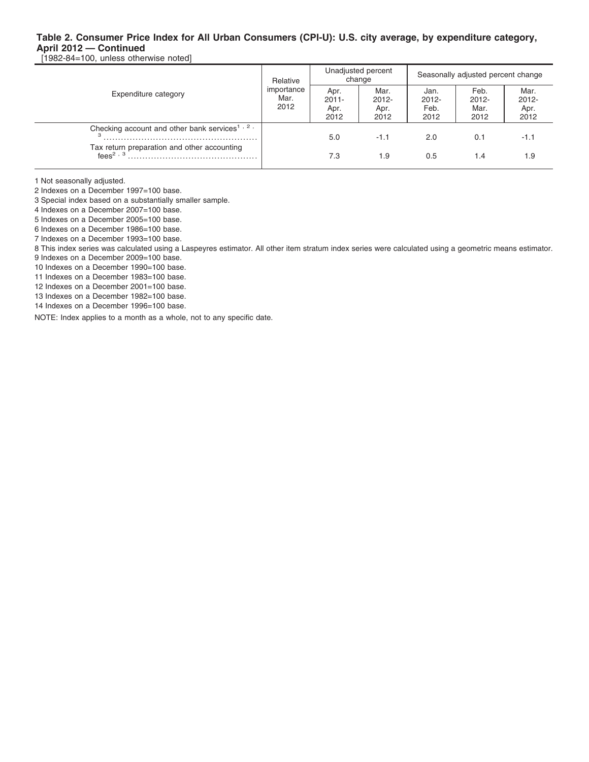### Table 2. Consumer Price Index for All Urban Consumers (CPI-U): U.S. city average, by expenditure category, April 2012 — Continued

[1982-84=100, unless otherwise noted]

| Expenditure category | Relative importance Mar. 2012 | Unadjusted percent change | | Seasonally adjusted percent change | | |
|---|---|---|---|---|---|---|
| | | Apr. 2011- Apr. 2012 | Mar. 2012- Apr. 2012 | Jan. 2012- Feb. 2012 | Feb. 2012- Mar. 2012 | Mar. 2012- Apr. 2012 |
| Checking account and other bank services[1, 2, 3] | | 5.0 | -1.1 | 2.0 | 0.1 | -1.1 |
| Tax return preparation and other accounting fees[2, 3] | | 7.3 | 1.9 | 0.5 | 1.4 | 1.9 |

1 Not seasonally adjusted.
2 Indexes on a December 1997=100 base.
3 Special index based on a substantially smaller sample.
4 Indexes on a December 2007=100 base.
5 Indexes on a December 2005=100 base.
6 Indexes on a December 1986=100 base.
7 Indexes on a December 1993=100 base.
8 This index series was calculated using a Laspeyres estimator. All other item stratum index series were calculated using a geometric means estimator.
9 Indexes on a December 2009=100 base.
10 Indexes on a December 1990=100 base.
11 Indexes on a December 1983=100 base.
12 Indexes on a December 2001=100 base.
13 Indexes on a December 1982=100 base.
14 Indexes on a December 1996=100 base.

NOTE: Index applies to a month as a whole, not to any specific date.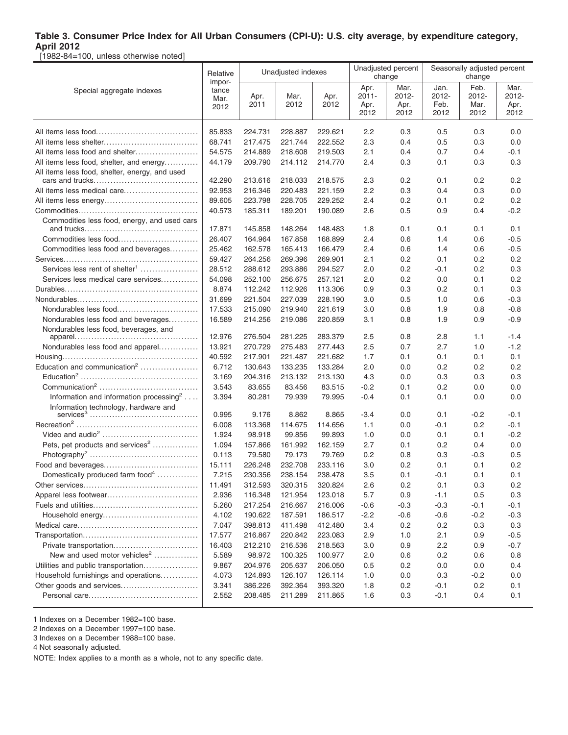**Table 3. Consumer Price Index for All Urban Consumers (CPI-U): U.S. city average, by expenditure category, April 2012**

[1982-84=100, unless otherwise noted]

| Special aggregate indexes | Relative importance Mar. 2012 | Unadjusted indexes | | | Unadjusted percent change | | Seasonally adjusted percent change | | |
|---|---|---|---|---|---|---|---|---|---|
| | | Apr. 2011 | Mar. 2012 | Apr. 2012 | Apr. 2011-Apr. 2012 | Mar. 2012-Apr. 2012 | Jan. 2012-Feb. 2012 | Feb. 2012-Mar. 2012 | Mar. 2012-Apr. 2012 |
| All items less food | 85.833 | 224.731 | 228.887 | 229.621 | 2.2 | 0.3 | 0.5 | 0.3 | 0.0 |
| All items less shelter | 68.741 | 217.475 | 221.744 | 222.552 | 2.3 | 0.4 | 0.5 | 0.3 | 0.0 |
| All items less food and shelter | 54.575 | 214.889 | 218.608 | 219.503 | 2.1 | 0.4 | 0.7 | 0.4 | -0.1 |
| All items less food, shelter, and energy | 44.179 | 209.790 | 214.112 | 214.770 | 2.4 | 0.3 | 0.1 | 0.3 | 0.3 |
| All items less food, shelter, energy, and used cars and trucks | 42.290 | 213.616 | 218.033 | 218.575 | 2.3 | 0.2 | 0.1 | 0.2 | 0.2 |
| All items less medical care | 92.953 | 216.346 | 220.483 | 221.159 | 2.2 | 0.3 | 0.4 | 0.3 | 0.0 |
| All items less energy | 89.605 | 223.798 | 228.705 | 229.252 | 2.4 | 0.2 | 0.1 | 0.2 | 0.2 |
| Commodities | 40.573 | 185.311 | 189.201 | 190.089 | 2.6 | 0.5 | 0.9 | 0.4 | -0.2 |
| Commodities less food, energy, and used cars and trucks | 17.871 | 145.858 | 148.264 | 148.483 | 1.8 | 0.1 | 0.1 | 0.1 | 0.1 |
| Commodities less food | 26.407 | 164.964 | 167.858 | 168.899 | 2.4 | 0.6 | 1.4 | 0.6 | -0.5 |
| Commodities less food and beverages | 25.462 | 162.578 | 165.413 | 166.479 | 2.4 | 0.6 | 1.4 | 0.6 | -0.5 |
| Services | 59.427 | 264.256 | 269.396 | 269.901 | 2.1 | 0.2 | 0.1 | 0.2 | 0.2 |
| Services less rent of shelter[1] | 28.512 | 288.612 | 293.886 | 294.527 | 2.0 | 0.2 | -0.1 | 0.2 | 0.3 |
| Services less medical care services | 54.098 | 252.100 | 256.675 | 257.121 | 2.0 | 0.2 | 0.0 | 0.1 | 0.2 |
| Durables | 8.874 | 112.242 | 112.926 | 113.306 | 0.9 | 0.3 | 0.2 | 0.1 | 0.3 |
| Nondurables | 31.699 | 221.504 | 227.039 | 228.190 | 3.0 | 0.5 | 1.0 | 0.6 | -0.3 |
| Nondurables less food | 17.533 | 215.090 | 219.940 | 221.619 | 3.0 | 0.8 | 1.9 | 0.8 | -0.8 |
| Nondurables less food and beverages | 16.589 | 214.256 | 219.086 | 220.859 | 3.1 | 0.8 | 1.9 | 0.9 | -0.9 |
| Nondurables less food, beverages, and apparel | 12.976 | 276.504 | 281.225 | 283.379 | 2.5 | 0.8 | 2.8 | 1.1 | -1.4 |
| Nondurables less food and apparel | 13.921 | 270.729 | 275.483 | 277.443 | 2.5 | 0.7 | 2.7 | 1.0 | -1.2 |
| Housing | 40.592 | 217.901 | 221.487 | 221.682 | 1.7 | 0.1 | 0.1 | 0.1 | 0.1 |
| Education and communication[2] | 6.712 | 130.643 | 133.235 | 133.284 | 2.0 | 0.0 | 0.2 | 0.2 | 0.2 |
| Education[2] | 3.169 | 204.316 | 213.132 | 213.130 | 4.3 | 0.0 | 0.3 | 0.3 | 0.3 |
| Communication[2] | 3.543 | 83.655 | 83.456 | 83.515 | -0.2 | 0.1 | 0.2 | 0.0 | 0.0 |
| Information and information processing[2] | 3.394 | 80.281 | 79.939 | 79.995 | -0.4 | 0.1 | 0.1 | 0.0 | 0.0 |
| Information technology, hardware and services[3] | 0.995 | 9.176 | 8.862 | 8.865 | -3.4 | 0.0 | 0.1 | -0.2 | -0.1 |
| Recreation[2] | 6.008 | 113.368 | 114.675 | 114.656 | 1.1 | 0.0 | -0.1 | 0.2 | -0.1 |
| Video and audio[2] | 1.924 | 98.918 | 99.856 | 99.893 | 1.0 | 0.0 | 0.1 | 0.1 | -0.2 |
| Pets, pet products and services[2] | 1.094 | 157.866 | 161.992 | 162.159 | 2.7 | 0.1 | 0.2 | 0.4 | 0.0 |
| Photography[2] | 0.113 | 79.580 | 79.173 | 79.769 | 0.2 | 0.8 | 0.3 | -0.3 | 0.5 |
| Food and beverages | 15.111 | 226.248 | 232.708 | 233.116 | 3.0 | 0.2 | 0.1 | 0.1 | 0.2 |
| Domestically produced farm food[4] | 7.215 | 230.356 | 238.154 | 238.478 | 3.5 | 0.1 | -0.1 | 0.1 | 0.1 |
| Other services | 11.491 | 312.593 | 320.315 | 320.824 | 2.6 | 0.2 | 0.1 | 0.3 | 0.2 |
| Apparel less footwear | 2.936 | 116.348 | 121.954 | 123.018 | 5.7 | 0.9 | -1.1 | 0.5 | 0.3 |
| Fuels and utilities | 5.260 | 217.254 | 216.667 | 216.006 | -0.6 | -0.3 | -0.3 | -0.1 | -0.1 |
| Household energy | 4.102 | 190.622 | 187.591 | 186.517 | -2.2 | -0.6 | -0.6 | -0.2 | -0.3 |
| Medical care | 7.047 | 398.813 | 411.498 | 412.480 | 3.4 | 0.2 | 0.2 | 0.3 | 0.3 |
| Transportation | 17.577 | 216.867 | 220.842 | 223.083 | 2.9 | 1.0 | 2.1 | 0.9 | -0.5 |
| Private transportation | 16.403 | 212.210 | 216.536 | 218.563 | 3.0 | 0.9 | 2.2 | 0.9 | -0.7 |
| New and used motor vehicles[2] | 5.589 | 98.972 | 100.325 | 100.977 | 2.0 | 0.6 | 0.2 | 0.6 | 0.8 |
| Utilities and public transportation | 9.867 | 204.976 | 205.637 | 206.050 | 0.5 | 0.2 | 0.0 | 0.0 | 0.4 |
| Household furnishings and operations | 4.073 | 124.893 | 126.107 | 126.114 | 1.0 | 0.0 | 0.3 | -0.2 | 0.0 |
| Other goods and services | 3.341 | 386.226 | 392.364 | 393.320 | 1.8 | 0.2 | -0.1 | 0.2 | 0.1 |
| Personal care | 2.552 | 208.485 | 211.289 | 211.865 | 1.6 | 0.3 | -0.1 | 0.4 | 0.1 |

1 Indexes on a December 1982=100 base.

2 Indexes on a December 1997=100 base.

3 Indexes on a December 1988=100 base.

4 Not seasonally adjusted.

NOTE: Index applies to a month as a whole, not to any specific date.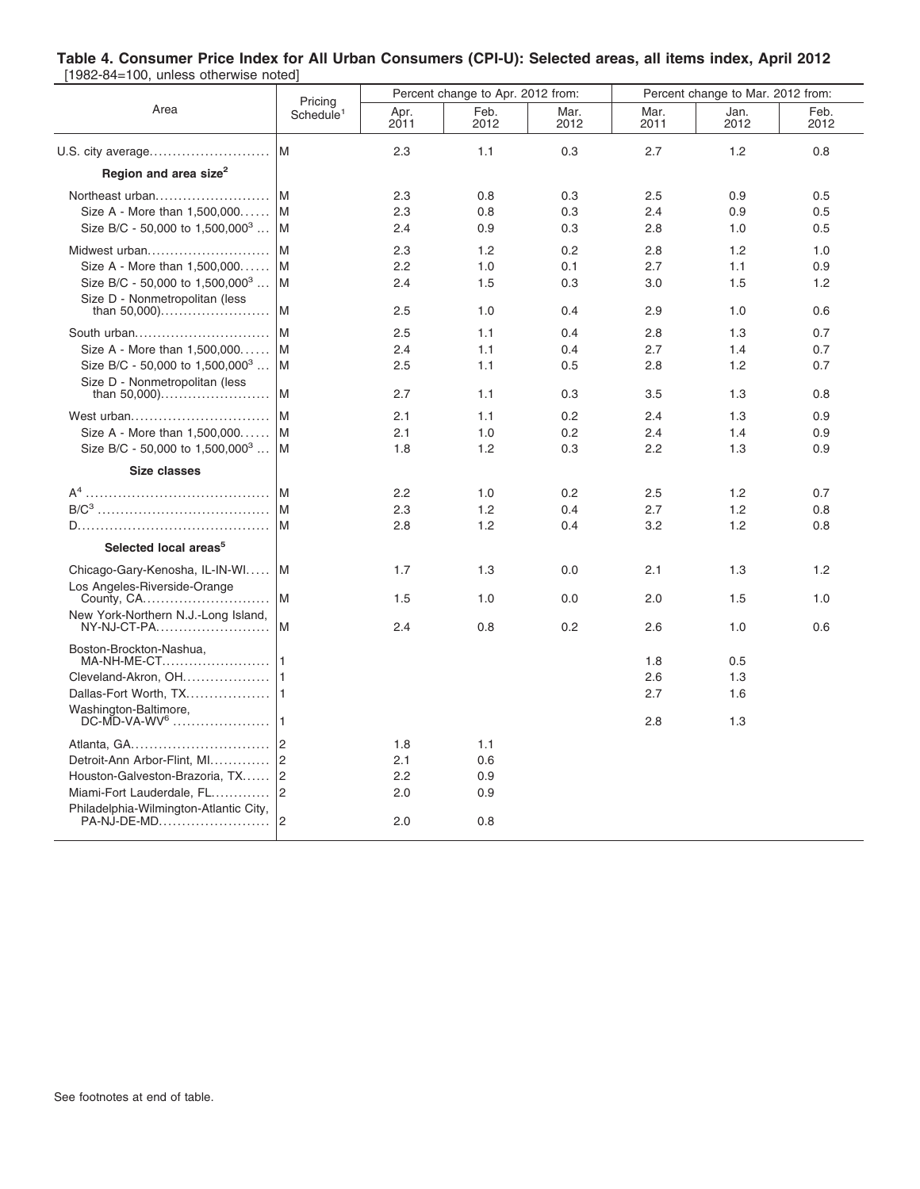**Table 4. Consumer Price Index for All Urban Consumers (CPI-U): Selected areas, all items index, April 2012**
[1982-84=100, unless otherwise noted]

| Area | Pricing Schedule[1] | Percent change to Apr. 2012 from: | | | Percent change to Mar. 2012 from: | | |
|---|---|---|---|---|---|---|---|
| | | Apr. 2011 | Feb. 2012 | Mar. 2012 | Mar. 2011 | Jan. 2012 | Feb. 2012 |
| U.S. city average | M | 2.3 | 1.1 | 0.3 | 2.7 | 1.2 | 0.8 |
| **Region and area size[2]** | | | | | | | |
| Northeast urban | M | 2.3 | 0.8 | 0.3 | 2.5 | 0.9 | 0.5 |
| Size A - More than 1,500,000 | M | 2.3 | 0.8 | 0.3 | 2.4 | 0.9 | 0.5 |
| Size B/C - 50,000 to 1,500,000[3] | M | 2.4 | 0.9 | 0.3 | 2.8 | 1.0 | 0.5 |
| Midwest urban | M | 2.3 | 1.2 | 0.2 | 2.8 | 1.2 | 1.0 |
| Size A - More than 1,500,000 | M | 2.2 | 1.0 | 0.1 | 2.7 | 1.1 | 0.9 |
| Size B/C - 50,000 to 1,500,000[3] | M | 2.4 | 1.5 | 0.3 | 3.0 | 1.5 | 1.2 |
| Size D - Nonmetropolitan (less than 50,000) | M | 2.5 | 1.0 | 0.4 | 2.9 | 1.0 | 0.6 |
| South urban | M | 2.5 | 1.1 | 0.4 | 2.8 | 1.3 | 0.7 |
| Size A - More than 1,500,000 | M | 2.4 | 1.1 | 0.4 | 2.7 | 1.4 | 0.7 |
| Size B/C - 50,000 to 1,500,000[3] | M | 2.5 | 1.1 | 0.5 | 2.8 | 1.2 | 0.7 |
| Size D - Nonmetropolitan (less than 50,000) | M | 2.7 | 1.1 | 0.3 | 3.5 | 1.3 | 0.8 |
| West urban | M | 2.1 | 1.1 | 0.2 | 2.4 | 1.3 | 0.9 |
| Size A - More than 1,500,000 | M | 2.1 | 1.0 | 0.2 | 2.4 | 1.4 | 0.9 |
| Size B/C - 50,000 to 1,500,000[3] | M | 1.8 | 1.2 | 0.3 | 2.2 | 1.3 | 0.9 |
| **Size classes** | | | | | | | |
| A[4] | M | 2.2 | 1.0 | 0.2 | 2.5 | 1.2 | 0.7 |
| B/C[3] | M | 2.3 | 1.2 | 0.4 | 2.7 | 1.2 | 0.8 |
| D | M | 2.8 | 1.2 | 0.4 | 3.2 | 1.2 | 0.8 |
| **Selected local areas[5]** | | | | | | | |
| Chicago-Gary-Kenosha, IL-IN-WI | M | 1.7 | 1.3 | 0.0 | 2.1 | 1.3 | 1.2 |
| Los Angeles-Riverside-Orange County, CA | M | 1.5 | 1.0 | 0.0 | 2.0 | 1.5 | 1.0 |
| New York-Northern N.J.-Long Island, NY-NJ-CT-PA | M | 2.4 | 0.8 | 0.2 | 2.6 | 1.0 | 0.6 |
| Boston-Brockton-Nashua, MA-NH-ME-CT | 1 | | | | 1.8 | 0.5 | |
| Cleveland-Akron, OH | 1 | | | | 2.6 | 1.3 | |
| Dallas-Fort Worth, TX | 1 | | | | 2.7 | 1.6 | |
| Washington-Baltimore, DC-MD-VA-WV[6] | 1 | | | | 2.8 | 1.3 | |
| Atlanta, GA | 2 | 1.8 | 1.1 | | | | |
| Detroit-Ann Arbor-Flint, MI | 2 | 2.1 | 0.6 | | | | |
| Houston-Galveston-Brazoria, TX | 2 | 2.2 | 0.9 | | | | |
| Miami-Fort Lauderdale, FL | 2 | 2.0 | 0.9 | | | | |
| Philadelphia-Wilmington-Atlantic City, PA-NJ-DE-MD | 2 | 2.0 | 0.8 | | | | |

See footnotes at end of table.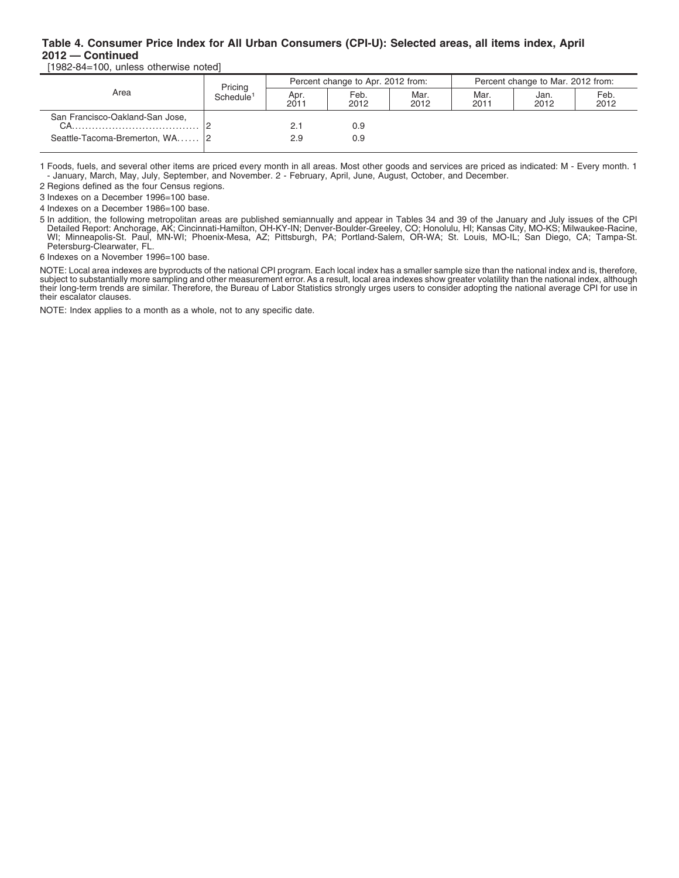### Table 4. Consumer Price Index for All Urban Consumers (CPI-U): Selected areas, all items index, April 2012 — Continued

[1982-84=100, unless otherwise noted]

| Area | Pricing Schedule[1] | Percent change to Apr. 2012 from: | | | Percent change to Mar. 2012 from: | | |
|---|---|---|---|---|---|---|---|
| | | Apr. 2011 | Feb. 2012 | Mar. 2012 | Mar. 2011 | Jan. 2012 | Feb. 2012 |
| San Francisco-Oakland-San Jose, CA | 2 | 2.1 | 0.9 | | | | |
| Seattle-Tacoma-Bremerton, WA | 2 | 2.9 | 0.9 | | | | |

1 Foods, fuels, and several other items are priced every month in all areas. Most other goods and services are priced as indicated: M - Every month. 1 - January, March, May, July, September, and November. 2 - February, April, June, August, October, and December.

2 Regions defined as the four Census regions.

3 Indexes on a December 1996=100 base.

4 Indexes on a December 1986=100 base.

5 In addition, the following metropolitan areas are published semiannually and appear in Tables 34 and 39 of the January and July issues of the CPI Detailed Report: Anchorage, AK; Cincinnati-Hamilton, OH-KY-IN; Denver-Boulder-Greeley, CO; Honolulu, HI; Kansas City, MO-KS; Milwaukee-Racine, WI; Minneapolis-St. Paul, MN-WI; Phoenix-Mesa, AZ; Pittsburgh, PA; Portland-Salem, OR-WA; St. Louis, MO-IL; San Diego, CA; Tampa-St. Petersburg-Clearwater, FL.

6 Indexes on a November 1996=100 base.

NOTE: Local area indexes are byproducts of the national CPI program. Each local index has a smaller sample size than the national index and is, therefore, subject to substantially more sampling and other measurement error. As a result, local area indexes show greater volatility than the national index, although their long-term trends are similar. Therefore, the Bureau of Labor Statistics strongly urges users to consider adopting the national average CPI for use in their escalator clauses.

NOTE: Index applies to a month as a whole, not to any specific date.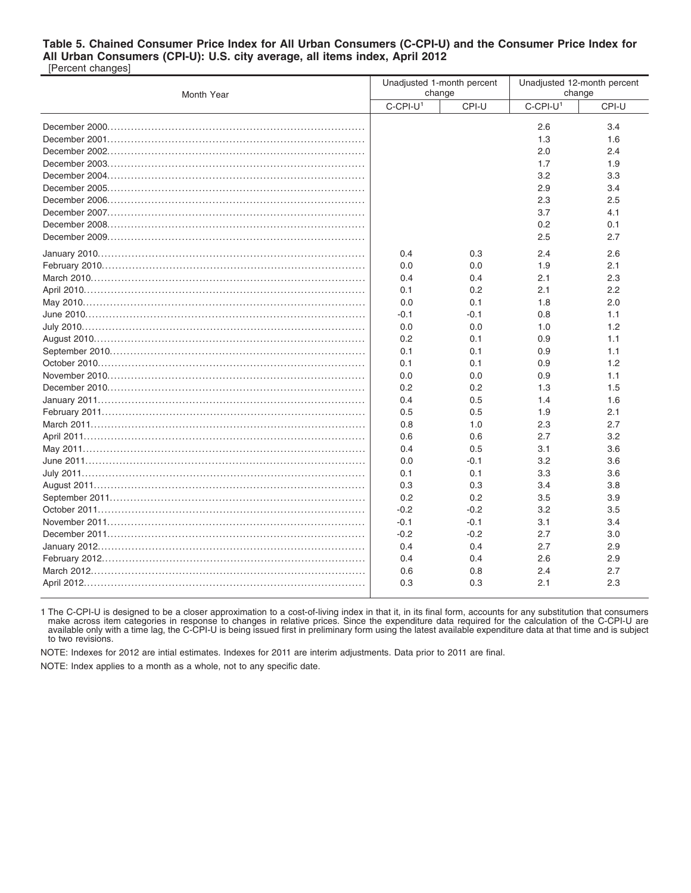**Table 5. Chained Consumer Price Index for All Urban Consumers (C-CPI-U) and the Consumer Price Index for All Urban Consumers (CPI-U): U.S. city average, all items index, April 2012**

[Percent changes]

| Month Year | Unadjusted 1-month percent change | | Unadjusted 12-month percent change | |
|---|---|---|---|---|
| | C-CPI-U[1] | CPI-U | C-CPI-U[1] | CPI-U |
| December 2000 | | | 2.6 | 3.4 |
| December 2001 | | | 1.3 | 1.6 |
| December 2002 | | | 2.0 | 2.4 |
| December 2003 | | | 1.7 | 1.9 |
| December 2004 | | | 3.2 | 3.3 |
| December 2005 | | | 2.9 | 3.4 |
| December 2006 | | | 2.3 | 2.5 |
| December 2007 | | | 3.7 | 4.1 |
| December 2008 | | | 0.2 | 0.1 |
| December 2009 | | | 2.5 | 2.7 |
| January 2010 | 0.4 | 0.3 | 2.4 | 2.6 |
| February 2010 | 0.0 | 0.0 | 1.9 | 2.1 |
| March 2010 | 0.4 | 0.4 | 2.1 | 2.3 |
| April 2010 | 0.1 | 0.2 | 2.1 | 2.2 |
| May 2010 | 0.0 | 0.1 | 1.8 | 2.0 |
| June 2010 | -0.1 | -0.1 | 0.8 | 1.1 |
| July 2010 | 0.0 | 0.0 | 1.0 | 1.2 |
| August 2010 | 0.2 | 0.1 | 0.9 | 1.1 |
| September 2010 | 0.1 | 0.1 | 0.9 | 1.1 |
| October 2010 | 0.1 | 0.1 | 0.9 | 1.2 |
| November 2010 | 0.0 | 0.0 | 0.9 | 1.1 |
| December 2010 | 0.2 | 0.2 | 1.3 | 1.5 |
| January 2011 | 0.4 | 0.5 | 1.4 | 1.6 |
| February 2011 | 0.5 | 0.5 | 1.9 | 2.1 |
| March 2011 | 0.8 | 1.0 | 2.3 | 2.7 |
| April 2011 | 0.6 | 0.6 | 2.7 | 3.2 |
| May 2011 | 0.4 | 0.5 | 3.1 | 3.6 |
| June 2011 | 0.0 | -0.1 | 3.2 | 3.6 |
| July 2011 | 0.1 | 0.1 | 3.3 | 3.6 |
| August 2011 | 0.3 | 0.3 | 3.4 | 3.8 |
| September 2011 | 0.2 | 0.2 | 3.5 | 3.9 |
| October 2011 | -0.2 | -0.2 | 3.2 | 3.5 |
| November 2011 | -0.1 | -0.1 | 3.1 | 3.4 |
| December 2011 | -0.2 | -0.2 | 2.7 | 3.0 |
| January 2012 | 0.4 | 0.4 | 2.7 | 2.9 |
| February 2012 | 0.4 | 0.4 | 2.6 | 2.9 |
| March 2012 | 0.6 | 0.8 | 2.4 | 2.7 |
| April 2012 | 0.3 | 0.3 | 2.1 | 2.3 |

1 The C-CPI-U is designed to be a closer approximation to a cost-of-living index in that it, in its final form, accounts for any substitution that consumers make across item categories in response to changes in relative prices. Since the expenditure data required for the calculation of the C-CPI-U are available only with a time lag, the C-CPI-U is being issued first in preliminary form using the latest available expenditure data at that time and is subject to two revisions.

NOTE: Indexes for 2012 are intial estimates. Indexes for 2011 are interim adjustments. Data prior to 2011 are final.

NOTE: Index applies to a month as a whole, not to any specific date.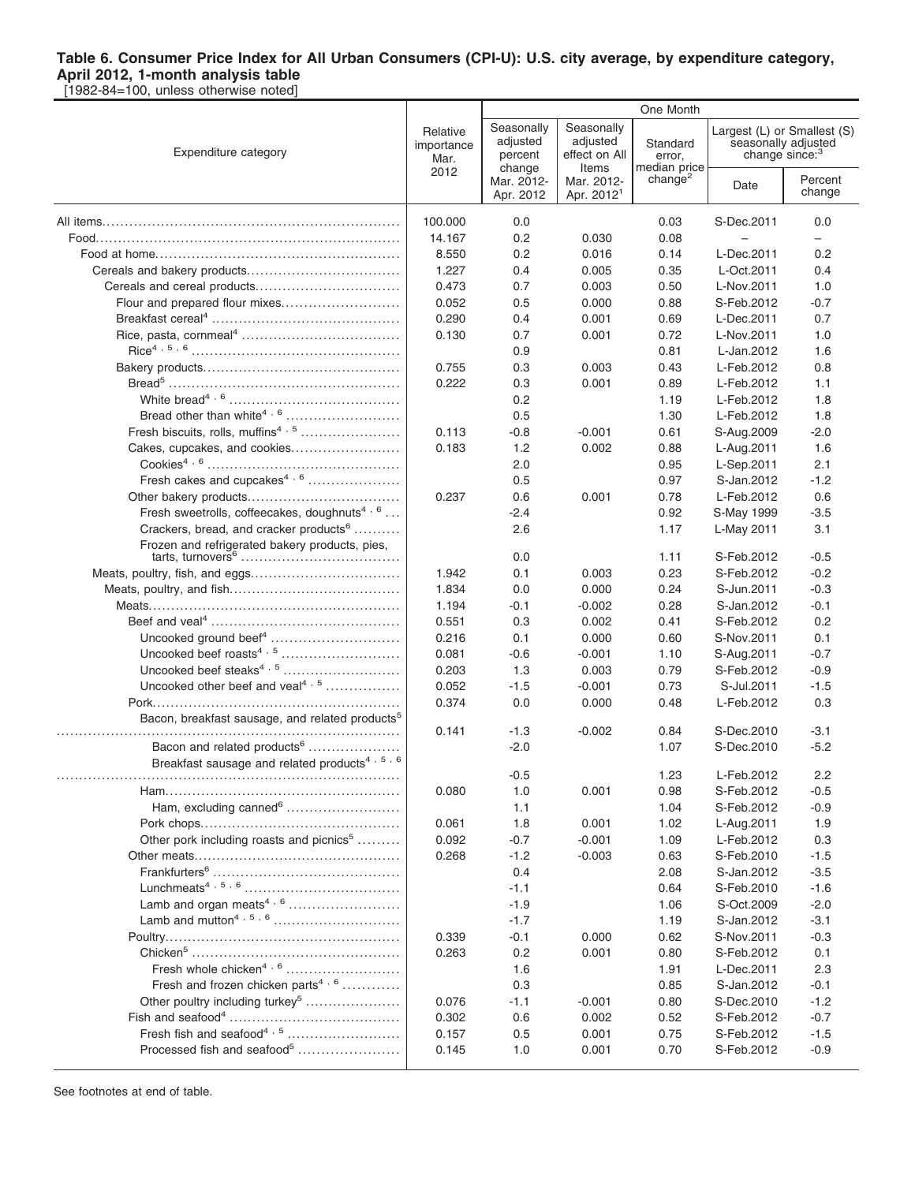**Table 6. Consumer Price Index for All Urban Consumers (CPI-U): U.S. city average, by expenditure category, April 2012, 1-month analysis table**

[1982-84=100, unless otherwise noted]

| Expenditure category | Relative importance Mar. 2012 | One Month | | | | |
|---|---|---|---|---|---|---|
| | | Seasonally adjusted percent change Mar. 2012-Apr. 2012 | Seasonally adjusted effect on All Items Mar. 2012-Apr. 2012[1] | Standard error, median price change[2] | Largest (L) or Smallest (S) seasonally adjusted change since:[3] | |
| | | | | | Date | Percent change |
| All items | 100.000 | 0.0 | | 0.03 | S-Dec.2011 | 0.0 |
| Food | 14.167 | 0.2 | 0.030 | 0.08 | – | – |
| Food at home | 8.550 | 0.2 | 0.016 | 0.14 | L-Dec.2011 | 0.2 |
| Cereals and bakery products | 1.227 | 0.4 | 0.005 | 0.35 | L-Oct.2011 | 0.4 |
| Cereals and cereal products | 0.473 | 0.7 | 0.003 | 0.50 | L-Nov.2011 | 1.0 |
| Flour and prepared flour mixes | 0.052 | 0.5 | 0.000 | 0.88 | S-Feb.2012 | -0.7 |
| Breakfast cereal[4] | 0.290 | 0.4 | 0.001 | 0.69 | L-Dec.2011 | 0.7 |
| Rice, pasta, cornmeal[4] | 0.130 | 0.7 | 0.001 | 0.72 | L-Nov.2011 | 1.0 |
| Rice[4, 5, 6] | | 0.9 | | 0.81 | L-Jan.2012 | 1.6 |
| Bakery products | 0.755 | 0.3 | 0.003 | 0.43 | L-Feb.2012 | 0.8 |
| Bread[5] | 0.222 | 0.3 | 0.001 | 0.89 | L-Feb.2012 | 1.1 |
| White bread[4, 6] | | 0.2 | | 1.19 | L-Feb.2012 | 1.8 |
| Bread other than white[4, 6] | | 0.5 | | 1.30 | L-Feb.2012 | 1.8 |
| Fresh biscuits, rolls, muffins[4, 5] | 0.113 | -0.8 | -0.001 | 0.61 | S-Aug.2009 | -2.0 |
| Cakes, cupcakes, and cookies | 0.183 | 1.2 | 0.002 | 0.88 | L-Aug.2011 | 1.6 |
| Cookies[4, 6] | | 2.0 | | 0.95 | L-Sep.2011 | 2.1 |
| Fresh cakes and cupcakes[4, 6] | | 0.5 | | 0.97 | S-Jan.2012 | -1.2 |
| Other bakery products | 0.237 | 0.6 | 0.001 | 0.78 | L-Feb.2012 | 0.6 |
| Fresh sweetrolls, coffeecakes, doughnuts[4, 6] | | -2.4 | | 0.92 | S-May 1999 | -3.5 |
| Crackers, bread, and cracker products[6] | | 2.6 | | 1.17 | L-May 2011 | 3.1 |
| Frozen and refrigerated bakery products, pies, tarts, turnovers[6] | | 0.0 | | 1.11 | S-Feb.2012 | -0.5 |
| Meats, poultry, fish, and eggs | 1.942 | 0.1 | 0.003 | 0.23 | S-Feb.2012 | -0.2 |
| Meats, poultry, and fish | 1.834 | 0.0 | 0.000 | 0.24 | S-Jun.2011 | -0.3 |
| Meats | 1.194 | -0.1 | -0.002 | 0.28 | S-Jan.2012 | -0.1 |
| Beef and veal[4] | 0.551 | 0.3 | 0.002 | 0.41 | S-Feb.2012 | 0.2 |
| Uncooked ground beef[4] | 0.216 | 0.1 | 0.000 | 0.60 | S-Nov.2011 | 0.1 |
| Uncooked beef roasts[4, 5] | 0.081 | -0.6 | -0.001 | 1.10 | S-Aug.2011 | -0.7 |
| Uncooked beef steaks[4, 5] | 0.203 | 1.3 | 0.003 | 0.79 | S-Feb.2012 | -0.9 |
| Uncooked other beef and veal[4, 5] | 0.052 | -1.5 | -0.001 | 0.73 | S-Jul.2011 | -1.5 |
| Pork | 0.374 | 0.0 | 0.000 | 0.48 | L-Feb.2012 | 0.3 |
| Bacon, breakfast sausage, and related products[5] | 0.141 | -1.3 | -0.002 | 0.84 | S-Dec.2010 | -3.1 |
| Bacon and related products[6] | | -2.0 | | 1.07 | S-Dec.2010 | -5.2 |
| Breakfast sausage and related products[4, 5, 6] | | -0.5 | | 1.23 | L-Feb.2012 | 2.2 |
| Ham | 0.080 | 1.0 | 0.001 | 0.98 | S-Feb.2012 | -0.5 |
| Ham, excluding canned[6] | | 1.1 | | 1.04 | S-Feb.2012 | -0.9 |
| Pork chops | 0.061 | 1.8 | 0.001 | 1.02 | L-Aug.2011 | 1.9 |
| Other pork including roasts and picnics[5] | 0.092 | -0.7 | -0.001 | 1.09 | L-Feb.2012 | 0.3 |
| Other meats | 0.268 | -1.2 | -0.003 | 0.63 | S-Feb.2010 | -1.5 |
| Frankfurters[6] | | 0.4 | | 2.08 | S-Jan.2012 | -3.5 |
| Lunchmeats[4, 5, 6] | | -1.1 | | 0.64 | S-Feb.2010 | -1.6 |
| Lamb and organ meats[4, 6] | | -1.9 | | 1.06 | S-Oct.2009 | -2.0 |
| Lamb and mutton[4, 5, 6] | | -1.7 | | 1.19 | S-Jan.2012 | -3.1 |
| Poultry | 0.339 | -0.1 | 0.000 | 0.62 | S-Nov.2011 | -0.3 |
| Chicken[5] | 0.263 | 0.2 | 0.001 | 0.80 | S-Feb.2012 | 0.1 |
| Fresh whole chicken[4, 6] | | 1.6 | | 1.91 | L-Dec.2011 | 2.3 |
| Fresh and frozen chicken parts[4, 6] | | 0.3 | | 0.85 | S-Jan.2012 | -0.1 |
| Other poultry including turkey[5] | 0.076 | -1.1 | -0.001 | 0.80 | S-Dec.2010 | -1.2 |
| Fish and seafood[4] | 0.302 | 0.6 | 0.002 | 0.52 | S-Feb.2012 | -0.7 |
| Fresh fish and seafood[4, 5] | 0.157 | 0.5 | 0.001 | 0.75 | S-Feb.2012 | -1.5 |
| Processed fish and seafood[5] | 0.145 | 1.0 | 0.001 | 0.70 | S-Feb.2012 | -0.9 |

See footnotes at end of table.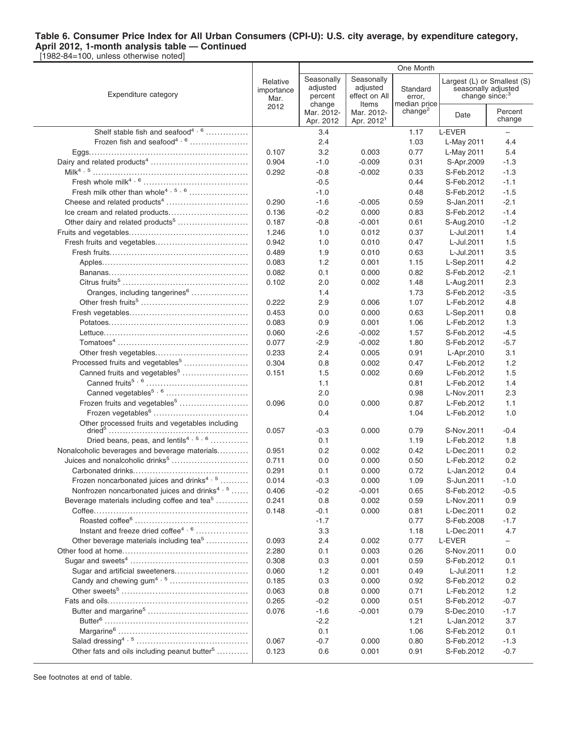**Table 6. Consumer Price Index for All Urban Consumers (CPI-U): U.S. city average, by expenditure category, April 2012, 1-month analysis table — Continued**

[1982-84=100, unless otherwise noted]

| Expenditure category | Relative importance Mar. 2012 | One Month: Seasonally adjusted percent change Mar. 2012-Apr. 2012 | Seasonally adjusted effect on All Items Mar. 2012-Apr. 2012[1] | Standard error, median price change[2] | Largest (L) or Smallest (S) seasonally adjusted change since:[3] Date | Percent change |
|---|---|---|---|---|---|---|
| Shelf stable fish and seafood[4, 6] | | 3.4 | | 1.17 | L-EVER | – |
| Frozen fish and seafood[4, 6] | | 2.4 | | 1.03 | L-May 2011 | 4.4 |
| Eggs | 0.107 | 3.2 | 0.003 | 0.77 | L-May 2011 | 5.4 |
| Dairy and related products[4] | 0.904 | -1.0 | -0.009 | 0.31 | S-Apr.2009 | -1.3 |
| Milk[4, 5] | 0.292 | -0.8 | -0.002 | 0.33 | S-Feb.2012 | -1.3 |
| Fresh whole milk[4, 6] | | -0.5 | | 0.44 | S-Feb.2012 | -1.1 |
| Fresh milk other than whole[4, 5, 6] | | -1.0 | | 0.48 | S-Feb.2012 | -1.5 |
| Cheese and related products[4] | 0.290 | -1.6 | -0.005 | 0.59 | S-Jan.2011 | -2.1 |
| Ice cream and related products | 0.136 | -0.2 | 0.000 | 0.83 | S-Feb.2012 | -1.4 |
| Other dairy and related products[5] | 0.187 | -0.8 | -0.001 | 0.61 | S-Aug.2010 | -1.2 |
| Fruits and vegetables | 1.246 | 1.0 | 0.012 | 0.37 | L-Jul.2011 | 1.4 |
| Fresh fruits and vegetables | 0.942 | 1.0 | 0.010 | 0.47 | L-Jul.2011 | 1.5 |
| Fresh fruits | 0.489 | 1.9 | 0.010 | 0.63 | L-Jul.2011 | 3.5 |
| Apples | 0.083 | 1.2 | 0.001 | 1.15 | L-Sep.2011 | 4.2 |
| Bananas | 0.082 | 0.1 | 0.000 | 0.82 | S-Feb.2012 | -2.1 |
| Citrus fruits[5] | 0.102 | 2.0 | 0.002 | 1.48 | L-Aug.2011 | 2.3 |
| Oranges, including tangerines[6] | | 1.4 | | 1.73 | S-Feb.2012 | -3.5 |
| Other fresh fruits[5] | 0.222 | 2.9 | 0.006 | 1.07 | L-Feb.2012 | 4.8 |
| Fresh vegetables | 0.453 | 0.0 | 0.000 | 0.63 | L-Sep.2011 | 0.8 |
| Potatoes | 0.083 | 0.9 | 0.001 | 1.06 | L-Feb.2012 | 1.3 |
| Lettuce | 0.060 | -2.6 | -0.002 | 1.57 | S-Feb.2012 | -4.5 |
| Tomatoes[4] | 0.077 | -2.9 | -0.002 | 1.80 | S-Feb.2012 | -5.7 |
| Other fresh vegetables | 0.233 | 2.4 | 0.005 | 0.91 | L-Apr.2010 | 3.1 |
| Processed fruits and vegetables[5] | 0.304 | 0.8 | 0.002 | 0.47 | L-Feb.2012 | 1.2 |
| Canned fruits and vegetables[5] | 0.151 | 1.5 | 0.002 | 0.69 | L-Feb.2012 | 1.5 |
| Canned fruits[5, 6] | | 1.1 | | 0.81 | L-Feb.2012 | 1.4 |
| Canned vegetables[5, 6] | | 2.0 | | 0.98 | L-Nov.2011 | 2.3 |
| Frozen fruits and vegetables[5] | 0.096 | 0.0 | 0.000 | 0.87 | L-Feb.2012 | 1.1 |
| Frozen vegetables[6] | | 0.4 | | 1.04 | L-Feb.2012 | 1.0 |
| Other processed fruits and vegetables including dried[5] | 0.057 | -0.3 | 0.000 | 0.79 | S-Nov.2011 | -0.4 |
| Dried beans, peas, and lentils[4, 5, 6] | | 0.1 | | 1.19 | L-Feb.2012 | 1.8 |
| Nonalcoholic beverages and beverage materials | 0.951 | 0.2 | 0.002 | 0.42 | L-Dec.2011 | 0.2 |
| Juices and nonalcoholic drinks[5] | 0.711 | 0.0 | 0.000 | 0.50 | L-Feb.2012 | 0.2 |
| Carbonated drinks | 0.291 | 0.1 | 0.000 | 0.72 | L-Jan.2012 | 0.4 |
| Frozen noncarbonated juices and drinks[4, 5] | 0.014 | -0.3 | 0.000 | 1.09 | S-Jun.2011 | -1.0 |
| Nonfrozen noncarbonated juices and drinks[4, 5] | 0.406 | -0.2 | -0.001 | 0.65 | S-Feb.2012 | -0.5 |
| Beverage materials including coffee and tea[5] | 0.241 | 0.8 | 0.002 | 0.59 | L-Nov.2011 | 0.9 |
| Coffee | 0.148 | -0.1 | 0.000 | 0.81 | L-Dec.2011 | 0.2 |
| Roasted coffee[6] | | -1.7 | | 0.77 | S-Feb.2008 | -1.7 |
| Instant and freeze dried coffee[4, 6] | | 3.3 | | 1.18 | L-Dec.2011 | 4.7 |
| Other beverage materials including tea[5] | 0.093 | 2.4 | 0.002 | 0.77 | L-EVER | – |
| Other food at home | 2.280 | 0.1 | 0.003 | 0.26 | S-Nov.2011 | 0.0 |
| Sugar and sweets[4] | 0.308 | 0.3 | 0.001 | 0.59 | S-Feb.2012 | 0.1 |
| Sugar and artificial sweeteners | 0.060 | 1.2 | 0.001 | 0.49 | L-Jul.2011 | 1.2 |
| Candy and chewing gum[4, 5] | 0.185 | 0.3 | 0.000 | 0.92 | S-Feb.2012 | 0.2 |
| Other sweets[5] | 0.063 | 0.8 | 0.000 | 0.71 | L-Feb.2012 | 1.2 |
| Fats and oils | 0.265 | -0.2 | 0.000 | 0.51 | S-Feb.2012 | -0.7 |
| Butter and margarine[5] | 0.076 | -1.6 | -0.001 | 0.79 | S-Dec.2010 | -1.7 |
| Butter[6] | | -2.2 | | 1.21 | L-Jan.2012 | 3.7 |
| Margarine[6] | | 0.1 | | 1.06 | S-Feb.2012 | 0.1 |
| Salad dressing[4, 5] | 0.067 | -0.7 | 0.000 | 0.80 | S-Feb.2012 | -1.3 |
| Other fats and oils including peanut butter[5] | 0.123 | 0.6 | 0.001 | 0.91 | S-Feb.2012 | -0.7 |

See footnotes at end of table.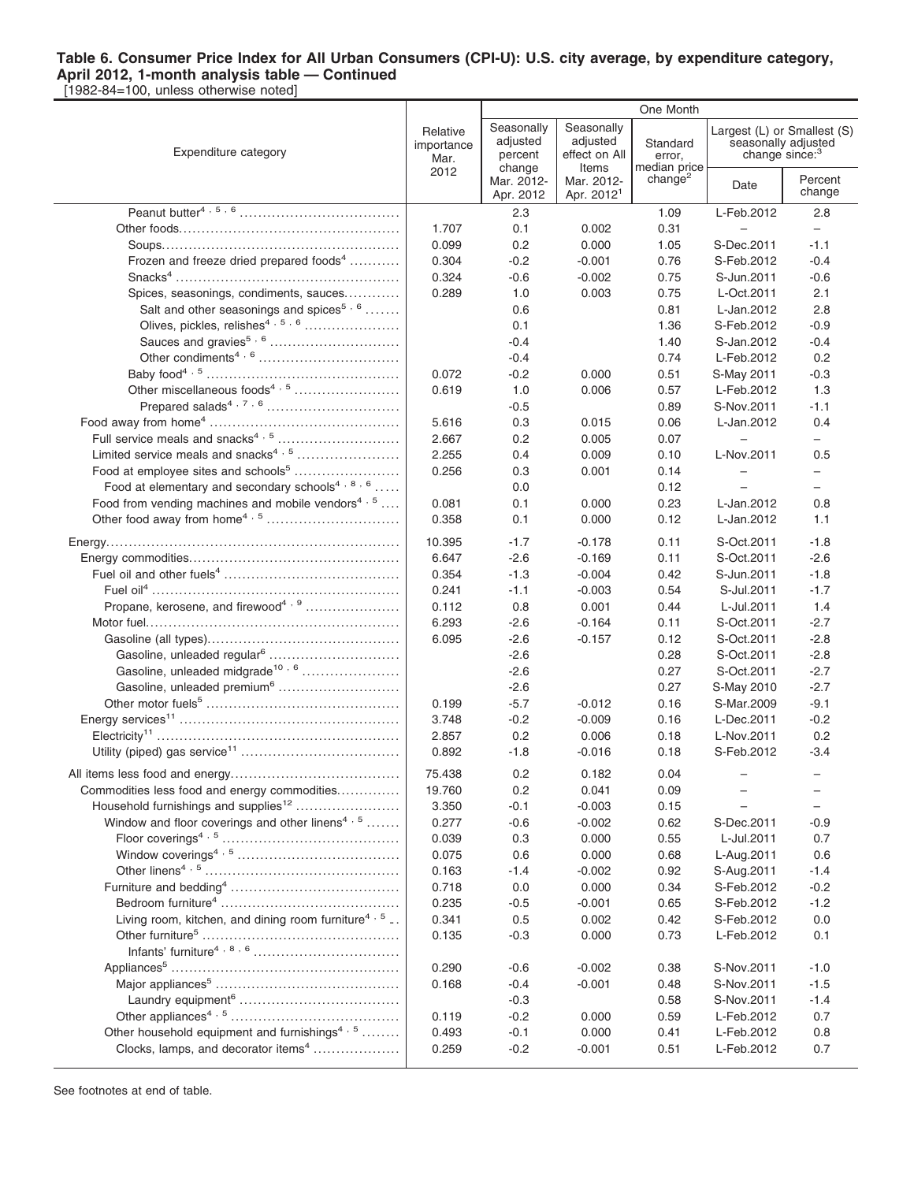**Table 6. Consumer Price Index for All Urban Consumers (CPI-U): U.S. city average, by expenditure category, April 2012, 1-month analysis table — Continued**

[1982-84=100, unless otherwise noted]

| Expenditure category | Relative importance Mar. 2012 | One Month | | | | |
|---|---|---|---|---|---|---|
| | | Seasonally adjusted percent change Mar. 2012-Apr. 2012 | Seasonally adjusted effect on All Items Mar. 2012-Apr. 2012[1] | Standard error, median price change[2] | Largest (L) or Smallest (S) seasonally adjusted change since:[3] | |
| | | | | | Date | Percent change |
| Peanut butter[4, 5, 6] | | 2.3 | | 1.09 | L-Feb.2012 | 2.8 |
| Other foods | 1.707 | 0.1 | 0.002 | 0.31 | – | – |
| Soups | 0.099 | 0.2 | 0.000 | 1.05 | S-Dec.2011 | -1.1 |
| Frozen and freeze dried prepared foods[4] | 0.304 | -0.2 | -0.001 | 0.76 | S-Feb.2012 | -0.4 |
| Snacks[4] | 0.324 | -0.6 | -0.002 | 0.75 | S-Jun.2011 | -0.6 |
| Spices, seasonings, condiments, sauces | 0.289 | 1.0 | 0.003 | 0.75 | L-Oct.2011 | 2.1 |
| Salt and other seasonings and spices[5, 6] | | 0.6 | | 0.81 | L-Jan.2012 | 2.8 |
| Olives, pickles, relishes[4, 5, 6] | | 0.1 | | 1.36 | S-Feb.2012 | -0.9 |
| Sauces and gravies[5, 6] | | -0.4 | | 1.40 | S-Jan.2012 | -0.4 |
| Other condiments[4, 6] | | -0.4 | | 0.74 | L-Feb.2012 | 0.2 |
| Baby food[4, 5] | 0.072 | -0.2 | 0.000 | 0.51 | S-May 2011 | -0.3 |
| Other miscellaneous foods[4, 5] | 0.619 | 1.0 | 0.006 | 0.57 | L-Feb.2012 | 1.3 |
| Prepared salads[4, 7, 6] | | -0.5 | | 0.89 | S-Nov.2011 | -1.1 |
| Food away from home[4] | 5.616 | 0.3 | 0.015 | 0.06 | L-Jan.2012 | 0.4 |
| Full service meals and snacks[4, 5] | 2.667 | 0.2 | 0.005 | 0.07 | – | – |
| Limited service meals and snacks[4, 5] | 2.255 | 0.4 | 0.009 | 0.10 | L-Nov.2011 | 0.5 |
| Food at employee sites and schools[5] | 0.256 | 0.3 | 0.001 | 0.14 | – | – |
| Food at elementary and secondary schools[4, 8, 6] | | 0.0 | | 0.12 | – | – |
| Food from vending machines and mobile vendors[4, 5] | 0.081 | 0.1 | 0.000 | 0.23 | L-Jan.2012 | 0.8 |
| Other food away from home[4, 5] | 0.358 | 0.1 | 0.000 | 0.12 | L-Jan.2012 | 1.1 |
| Energy | 10.395 | -1.7 | -0.178 | 0.11 | S-Oct.2011 | -1.8 |
| Energy commodities | 6.647 | -2.6 | -0.169 | 0.11 | S-Oct.2011 | -2.6 |
| Fuel oil and other fuels[4] | 0.354 | -1.3 | -0.004 | 0.42 | S-Jun.2011 | -1.8 |
| Fuel oil[4] | 0.241 | -1.1 | -0.003 | 0.54 | S-Jul.2011 | -1.7 |
| Propane, kerosene, and firewood[4, 9] | 0.112 | 0.8 | 0.001 | 0.44 | L-Jul.2011 | 1.4 |
| Motor fuel | 6.293 | -2.6 | -0.164 | 0.11 | S-Oct.2011 | -2.7 |
| Gasoline (all types) | 6.095 | -2.6 | -0.157 | 0.12 | S-Oct.2011 | -2.8 |
| Gasoline, unleaded regular[6] | | -2.6 | | 0.28 | S-Oct.2011 | -2.8 |
| Gasoline, unleaded midgrade[10, 6] | | -2.6 | | 0.27 | S-Oct.2011 | -2.7 |
| Gasoline, unleaded premium[6] | | -2.6 | | 0.27 | S-May 2010 | -2.7 |
| Other motor fuels[5] | 0.199 | -5.7 | -0.012 | 0.16 | S-Mar.2009 | -9.1 |
| Energy services[11] | 3.748 | -0.2 | -0.009 | 0.16 | L-Dec.2011 | -0.2 |
| Electricity[11] | 2.857 | 0.2 | 0.006 | 0.18 | L-Nov.2011 | 0.2 |
| Utility (piped) gas service[11] | 0.892 | -1.8 | -0.016 | 0.18 | S-Feb.2012 | -3.4 |
| All items less food and energy | 75.438 | 0.2 | 0.182 | 0.04 | – | – |
| Commodities less food and energy commodities | 19.760 | 0.2 | 0.041 | 0.09 | – | – |
| Household furnishings and supplies[12] | 3.350 | -0.1 | -0.003 | 0.15 | – | – |
| Window and floor coverings and other linens[4, 5] | 0.277 | -0.6 | -0.002 | 0.62 | S-Dec.2011 | -0.9 |
| Floor coverings[4, 5] | 0.039 | 0.3 | 0.000 | 0.55 | L-Jul.2011 | 0.7 |
| Window coverings[4, 5] | 0.075 | 0.6 | 0.000 | 0.68 | L-Aug.2011 | 0.6 |
| Other linens[4, 5] | 0.163 | -1.4 | -0.002 | 0.92 | S-Aug.2011 | -1.4 |
| Furniture and bedding[4] | 0.718 | 0.0 | 0.000 | 0.34 | S-Feb.2012 | -0.2 |
| Bedroom furniture[4] | 0.235 | -0.5 | -0.001 | 0.65 | S-Feb.2012 | -1.2 |
| Living room, kitchen, and dining room furniture[4, 5] | 0.341 | 0.5 | 0.002 | 0.42 | S-Feb.2012 | 0.0 |
| Other furniture[5] | 0.135 | -0.3 | 0.000 | 0.73 | L-Feb.2012 | 0.1 |
| Infants' furniture[4, 8, 6] | | | | | | |
| Appliances[5] | 0.290 | -0.6 | -0.002 | 0.38 | S-Nov.2011 | -1.0 |
| Major appliances[5] | 0.168 | -0.4 | -0.001 | 0.48 | S-Nov.2011 | -1.5 |
| Laundry equipment[6] | | -0.3 | | 0.58 | S-Nov.2011 | -1.4 |
| Other appliances[4, 5] | 0.119 | -0.2 | 0.000 | 0.59 | L-Feb.2012 | 0.7 |
| Other household equipment and furnishings[4, 5] | 0.493 | -0.1 | 0.000 | 0.41 | L-Feb.2012 | 0.8 |
| Clocks, lamps, and decorator items[4] | 0.259 | -0.2 | -0.001 | 0.51 | L-Feb.2012 | 0.7 |

See footnotes at end of table.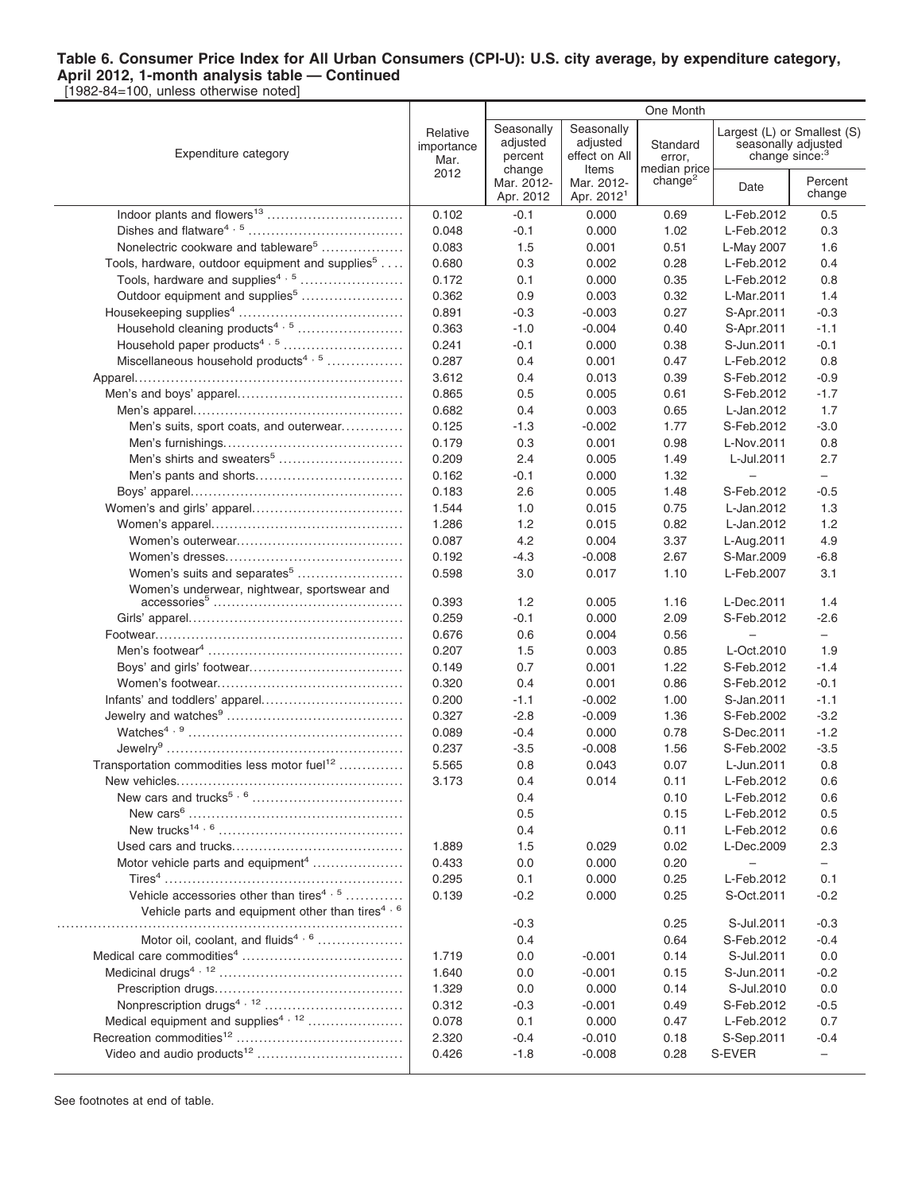**Table 6. Consumer Price Index for All Urban Consumers (CPI-U): U.S. city average, by expenditure category, April 2012, 1-month analysis table — Continued**

[1982-84=100, unless otherwise noted]

| Expenditure category | Relative importance Mar. 2012 | One Month: Seasonally adjusted percent change Mar. 2012-Apr. 2012 | Seasonally adjusted effect on All Items Mar. 2012-Apr. 2012[1] | Standard error, median price change[2] | Largest (L) or Smallest (S) seasonally adjusted change since:[3] Date | Percent change |
|---|---|---|---|---|---|---|
| Indoor plants and flowers[13] | 0.102 | -0.1 | 0.000 | 0.69 | L-Feb.2012 | 0.5 |
| Dishes and flatware[4, 5] | 0.048 | -0.1 | 0.000 | 1.02 | L-Feb.2012 | 0.3 |
| Nonelectric cookware and tableware[5] | 0.083 | 1.5 | 0.001 | 0.51 | L-May 2007 | 1.6 |
| Tools, hardware, outdoor equipment and supplies[5] | 0.680 | 0.3 | 0.002 | 0.28 | L-Feb.2012 | 0.4 |
| Tools, hardware and supplies[4, 5] | 0.172 | 0.1 | 0.000 | 0.35 | L-Feb.2012 | 0.8 |
| Outdoor equipment and supplies[5] | 0.362 | 0.9 | 0.003 | 0.32 | L-Mar.2011 | 1.4 |
| Housekeeping supplies[4] | 0.891 | -0.3 | -0.003 | 0.27 | S-Apr.2011 | -0.3 |
| Household cleaning products[4, 5] | 0.363 | -1.0 | -0.004 | 0.40 | S-Apr.2011 | -1.1 |
| Household paper products[4, 5] | 0.241 | -0.1 | 0.000 | 0.38 | S-Jun.2011 | -0.1 |
| Miscellaneous household products[4, 5] | 0.287 | 0.4 | 0.001 | 0.47 | L-Feb.2012 | 0.8 |
| Apparel | 3.612 | 0.4 | 0.013 | 0.39 | S-Feb.2012 | -0.9 |
| Men's and boys' apparel | 0.865 | 0.5 | 0.005 | 0.61 | S-Feb.2012 | -1.7 |
| Men's apparel | 0.682 | 0.4 | 0.003 | 0.65 | L-Jan.2012 | 1.7 |
| Men's suits, sport coats, and outerwear | 0.125 | -1.3 | -0.002 | 1.77 | S-Feb.2012 | -3.0 |
| Men's furnishings | 0.179 | 0.3 | 0.001 | 0.98 | L-Nov.2011 | 0.8 |
| Men's shirts and sweaters[5] | 0.209 | 2.4 | 0.005 | 1.49 | L-Jul.2011 | 2.7 |
| Men's pants and shorts | 0.162 | -0.1 | 0.000 | 1.32 | – | – |
| Boys' apparel | 0.183 | 2.6 | 0.005 | 1.48 | S-Feb.2012 | -0.5 |
| Women's and girls' apparel | 1.544 | 1.0 | 0.015 | 0.75 | L-Jan.2012 | 1.3 |
| Women's apparel | 1.286 | 1.2 | 0.015 | 0.82 | L-Jan.2012 | 1.2 |
| Women's outerwear | 0.087 | 4.2 | 0.004 | 3.37 | L-Aug.2011 | 4.9 |
| Women's dresses | 0.192 | -4.3 | -0.008 | 2.67 | S-Mar.2009 | -6.8 |
| Women's suits and separates[5] | 0.598 | 3.0 | 0.017 | 1.10 | L-Feb.2007 | 3.1 |
| Women's underwear, nightwear, sportswear and accessories[5] | 0.393 | 1.2 | 0.005 | 1.16 | L-Dec.2011 | 1.4 |
| Girls' apparel | 0.259 | -0.1 | 0.000 | 2.09 | S-Feb.2012 | -2.6 |
| Footwear | 0.676 | 0.6 | 0.004 | 0.56 | – | – |
| Men's footwear[4] | 0.207 | 1.5 | 0.003 | 0.85 | L-Oct.2010 | 1.9 |
| Boys' and girls' footwear | 0.149 | 0.7 | 0.001 | 1.22 | S-Feb.2012 | -1.4 |
| Women's footwear | 0.320 | 0.4 | 0.001 | 0.86 | S-Feb.2012 | -0.1 |
| Infants' and toddlers' apparel | 0.200 | -1.1 | -0.002 | 1.00 | S-Jan.2011 | -1.1 |
| Jewelry and watches[9] | 0.327 | -2.8 | -0.009 | 1.36 | S-Feb.2002 | -3.2 |
| Watches[4, 9] | 0.089 | -0.4 | 0.000 | 0.78 | S-Dec.2011 | -1.2 |
| Jewelry[9] | 0.237 | -3.5 | -0.008 | 1.56 | S-Feb.2002 | -3.5 |
| Transportation commodities less motor fuel[12] | 5.565 | 0.8 | 0.043 | 0.07 | L-Jun.2011 | 0.8 |
| New vehicles | 3.173 | 0.4 | 0.014 | 0.11 | L-Feb.2012 | 0.6 |
| New cars and trucks[5, 6] | | 0.4 | | 0.10 | L-Feb.2012 | 0.6 |
| New cars[6] | | 0.5 | | 0.15 | L-Feb.2012 | 0.5 |
| New trucks[14, 6] | | 0.4 | | 0.11 | L-Feb.2012 | 0.6 |
| Used cars and trucks | 1.889 | 1.5 | 0.029 | 0.02 | L-Dec.2009 | 2.3 |
| Motor vehicle parts and equipment[4] | 0.433 | 0.0 | 0.000 | 0.20 | – | – |
| Tires[4] | 0.295 | 0.1 | 0.000 | 0.25 | L-Feb.2012 | 0.1 |
| Vehicle accessories other than tires[4, 5] | 0.139 | -0.2 | 0.000 | 0.25 | S-Oct.2011 | -0.2 |
| Vehicle parts and equipment other than tires[4, 6] | | -0.3 | | 0.25 | S-Jul.2011 | -0.3 |
| Motor oil, coolant, and fluids[4, 6] | | 0.4 | | 0.64 | S-Feb.2012 | -0.4 |
| Medical care commodities[4] | 1.719 | 0.0 | -0.001 | 0.14 | S-Jul.2011 | 0.0 |
| Medicinal drugs[4, 12] | 1.640 | 0.0 | -0.001 | 0.15 | S-Jun.2011 | -0.2 |
| Prescription drugs | 1.329 | 0.0 | 0.000 | 0.14 | S-Jul.2010 | 0.0 |
| Nonprescription drugs[4, 12] | 0.312 | -0.3 | -0.001 | 0.49 | S-Feb.2012 | -0.5 |
| Medical equipment and supplies[4, 12] | 0.078 | 0.1 | 0.000 | 0.47 | L-Feb.2012 | 0.7 |
| Recreation commodities[12] | 2.320 | -0.4 | -0.010 | 0.18 | S-Sep.2011 | -0.4 |
| Video and audio products[12] | 0.426 | -1.8 | -0.008 | 0.28 | S-EVER | – |

See footnotes at end of table.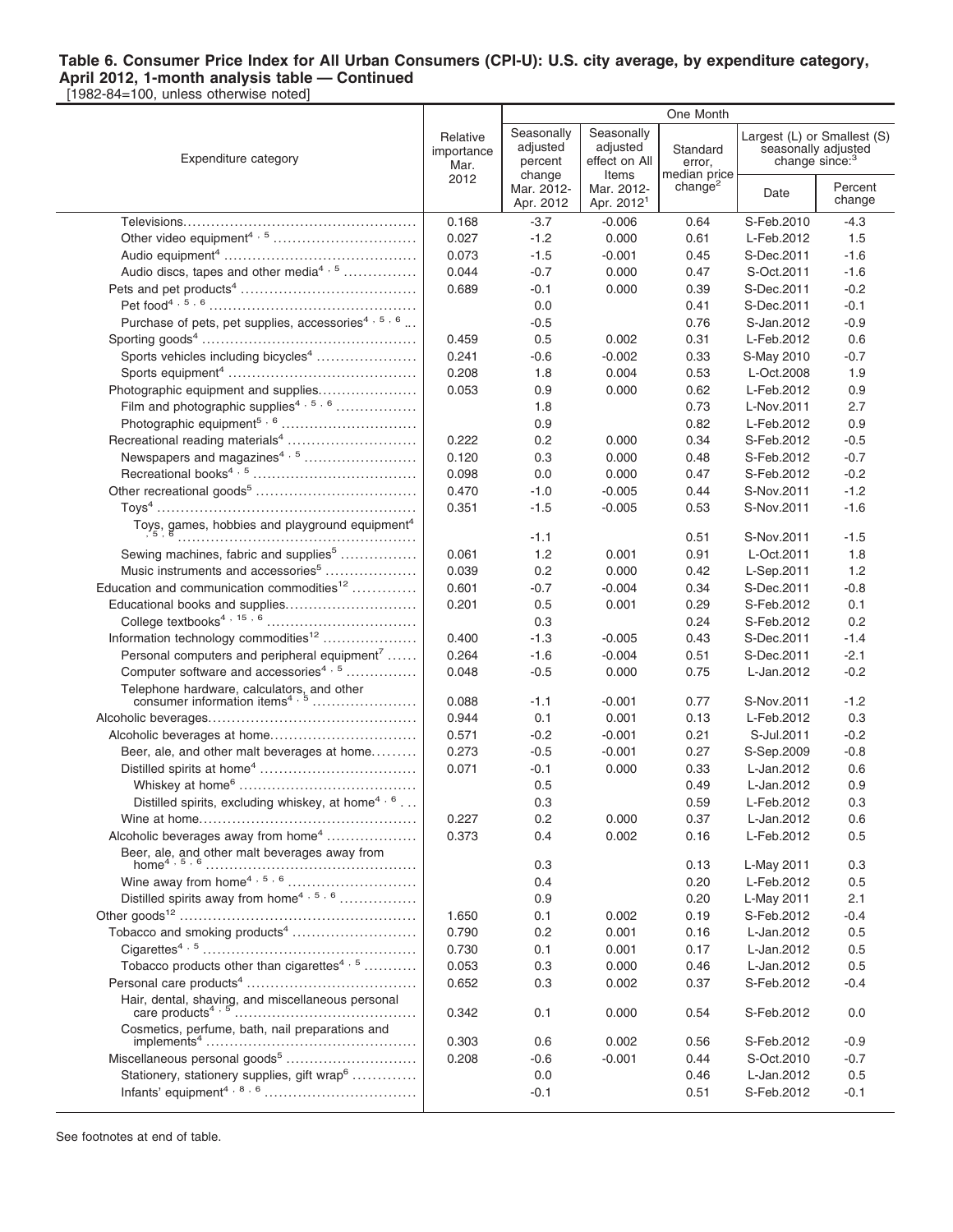# Table 6. Consumer Price Index for All Urban Consumers (CPI-U): U.S. city average, by expenditure category, April 2012, 1-month analysis table — Continued

[1982-84=100, unless otherwise noted]

| Expenditure category | Relative importance Mar. 2012 | One Month: Seasonally adjusted percent change Mar. 2012-Apr. 2012 | One Month: Seasonally adjusted effect on All Items Mar. 2012-Apr. 2012[1] | One Month: Standard error, median price change[2] | Largest (L) or Smallest (S) seasonally adjusted change since:[3] Date | Largest (L) or Smallest (S) seasonally adjusted change since:[3] Percent change |
|---|---|---|---|---|---|---|
| Televisions | 0.168 | -3.7 | -0.006 | 0.64 | S-Feb.2010 | -4.3 |
| Other video equipment[4, 5] | 0.027 | -1.2 | 0.000 | 0.61 | L-Feb.2012 | 1.5 |
| Audio equipment[4] | 0.073 | -1.5 | -0.001 | 0.45 | S-Dec.2011 | -1.6 |
| Audio discs, tapes and other media[4, 5] | 0.044 | -0.7 | 0.000 | 0.47 | S-Oct.2011 | -1.6 |
| Pets and pet products[4] | 0.689 | -0.1 | 0.000 | 0.39 | S-Dec.2011 | -0.2 |
| Pet food[4, 5, 6] | | 0.0 | | 0.41 | S-Dec.2011 | -0.1 |
| Purchase of pets, pet supplies, accessories[4, 5, 6] | | -0.5 | | 0.76 | S-Jan.2012 | -0.9 |
| Sporting goods[4] | 0.459 | 0.5 | 0.002 | 0.31 | L-Feb.2012 | 0.6 |
| Sports vehicles including bicycles[4] | 0.241 | -0.6 | -0.002 | 0.33 | S-May 2010 | -0.7 |
| Sports equipment[4] | 0.208 | 1.8 | 0.004 | 0.53 | L-Oct.2008 | 1.9 |
| Photographic equipment and supplies | 0.053 | 0.9 | 0.000 | 0.62 | L-Feb.2012 | 0.9 |
| Film and photographic supplies[4, 5, 6] | | 1.8 | | 0.73 | L-Nov.2011 | 2.7 |
| Photographic equipment[5, 6] | | 0.9 | | 0.82 | L-Feb.2012 | 0.9 |
| Recreational reading materials[4] | 0.222 | 0.2 | 0.000 | 0.34 | S-Feb.2012 | -0.5 |
| Newspapers and magazines[4, 5] | 0.120 | 0.3 | 0.000 | 0.48 | S-Feb.2012 | -0.7 |
| Recreational books[4, 5] | 0.098 | 0.0 | 0.000 | 0.47 | S-Feb.2012 | -0.2 |
| Other recreational goods[5] | 0.470 | -1.0 | -0.005 | 0.44 | S-Nov.2011 | -1.2 |
| Toys[4] | 0.351 | -1.5 | -0.005 | 0.53 | S-Nov.2011 | -1.6 |
| Toys, games, hobbies and playground equipment[4, 5, 6] | | -1.1 | | 0.51 | S-Nov.2011 | -1.5 |
| Sewing machines, fabric and supplies[5] | 0.061 | 1.2 | 0.001 | 0.91 | L-Oct.2011 | 1.8 |
| Music instruments and accessories[5] | 0.039 | 0.2 | 0.000 | 0.42 | L-Sep.2011 | 1.2 |
| Education and communication commodities[12] | 0.601 | -0.7 | -0.004 | 0.34 | S-Dec.2011 | -0.8 |
| Educational books and supplies | 0.201 | 0.5 | 0.001 | 0.29 | S-Feb.2012 | 0.1 |
| College textbooks[4, 15, 6] | | 0.3 | | 0.24 | S-Feb.2012 | 0.2 |
| Information technology commodities[12] | 0.400 | -1.3 | -0.005 | 0.43 | S-Dec.2011 | -1.4 |
| Personal computers and peripheral equipment[7] | 0.264 | -1.6 | -0.004 | 0.51 | S-Dec.2011 | -2.1 |
| Computer software and accessories[4, 5] | 0.048 | -0.5 | 0.000 | 0.75 | L-Jan.2012 | -0.2 |
| Telephone hardware, calculators, and other consumer information items[4, 5] | 0.088 | -1.1 | -0.001 | 0.77 | S-Nov.2011 | -1.2 |
| Alcoholic beverages | 0.944 | 0.1 | 0.001 | 0.13 | L-Feb.2012 | 0.3 |
| Alcoholic beverages at home | 0.571 | -0.2 | -0.001 | 0.21 | S-Jul.2011 | -0.2 |
| Beer, ale, and other malt beverages at home | 0.273 | -0.5 | -0.001 | 0.27 | S-Sep.2009 | -0.8 |
| Distilled spirits at home[4] | 0.071 | -0.1 | 0.000 | 0.33 | L-Jan.2012 | 0.6 |
| Whiskey at home[6] | | 0.5 | | 0.49 | L-Jan.2012 | 0.9 |
| Distilled spirits, excluding whiskey, at home[4, 6] | | 0.3 | | 0.59 | L-Feb.2012 | 0.3 |
| Wine at home | 0.227 | 0.2 | 0.000 | 0.37 | L-Jan.2012 | 0.6 |
| Alcoholic beverages away from home[4] | 0.373 | 0.4 | 0.002 | 0.16 | L-Feb.2012 | 0.5 |
| Beer, ale, and other malt beverages away from home[4, 5, 6] | | 0.3 | | 0.13 | L-May 2011 | 0.3 |
| Wine away from home[4, 5, 6] | | 0.4 | | 0.20 | L-Feb.2012 | 0.5 |
| Distilled spirits away from home[4, 5, 6] | | 0.9 | | 0.20 | L-May 2011 | 2.1 |
| Other goods[12] | 1.650 | 0.1 | 0.002 | 0.19 | S-Feb.2012 | -0.4 |
| Tobacco and smoking products[4] | 0.790 | 0.2 | 0.001 | 0.16 | L-Jan.2012 | 0.5 |
| Cigarettes[4, 5] | 0.730 | 0.1 | 0.001 | 0.17 | L-Jan.2012 | 0.5 |
| Tobacco products other than cigarettes[4, 5] | 0.053 | 0.3 | 0.000 | 0.46 | L-Jan.2012 | 0.5 |
| Personal care products[4] | 0.652 | 0.3 | 0.002 | 0.37 | S-Feb.2012 | -0.4 |
| Hair, dental, shaving, and miscellaneous personal care products[4, 5] | 0.342 | 0.1 | 0.000 | 0.54 | S-Feb.2012 | 0.0 |
| Cosmetics, perfume, bath, nail preparations and implements[4] | 0.303 | 0.6 | 0.002 | 0.56 | S-Feb.2012 | -0.9 |
| Miscellaneous personal goods[5] | 0.208 | -0.6 | -0.001 | 0.44 | S-Oct.2010 | -0.7 |
| Stationery, stationery supplies, gift wrap[6] | | 0.0 | | 0.46 | L-Jan.2012 | 0.5 |
| Infants' equipment[4, 8, 6] | | -0.1 | | 0.51 | S-Feb.2012 | -0.1 |

See footnotes at end of table.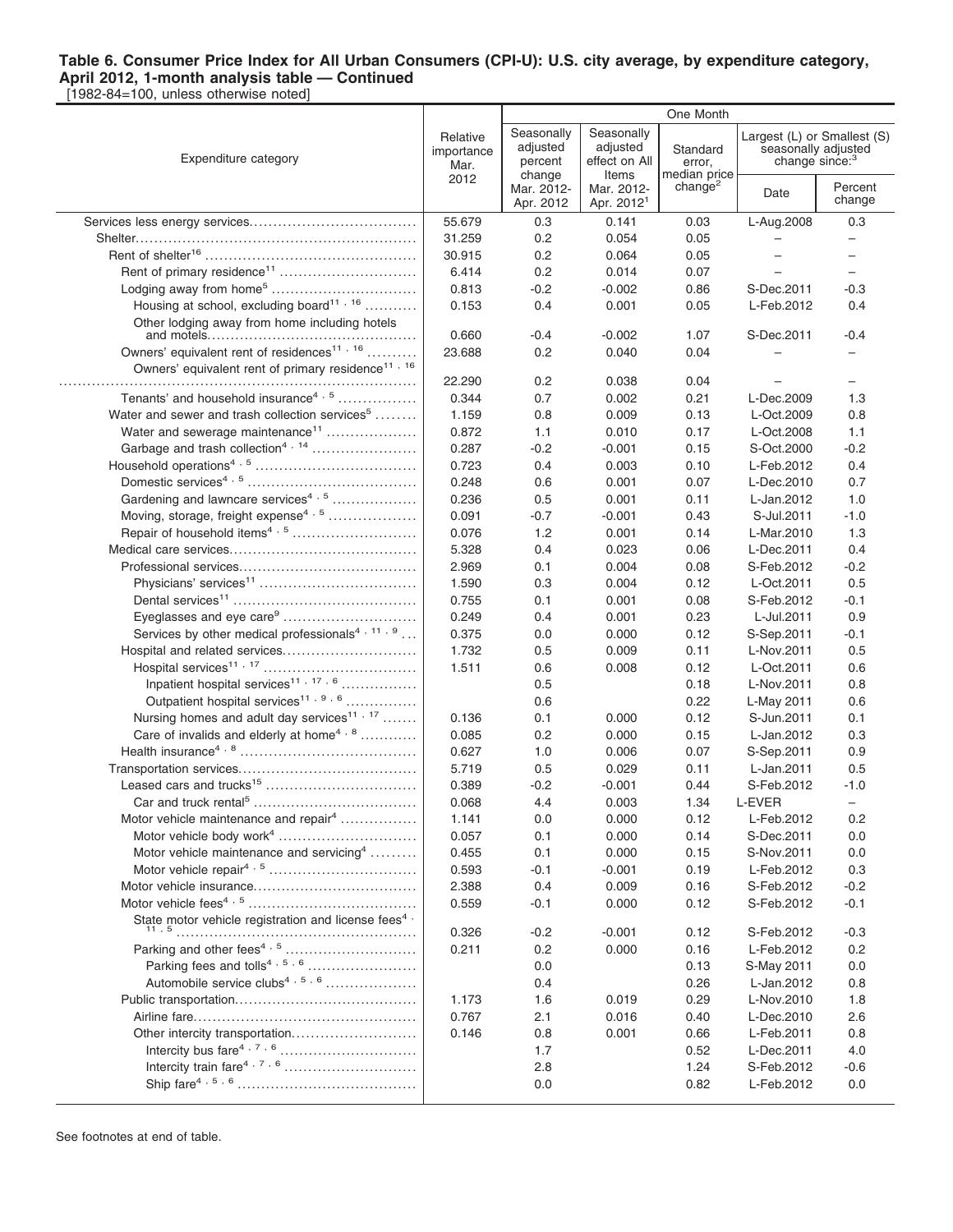**Table 6. Consumer Price Index for All Urban Consumers (CPI-U): U.S. city average, by expenditure category, April 2012, 1-month analysis table — Continued**

[1982-84=100, unless otherwise noted]

| Expenditure category | Relative importance Mar. 2012 | One Month | | | | |
|---|---|---|---|---|---|---|
| | | Seasonally adjusted percent change Mar. 2012-Apr. 2012 | Seasonally adjusted effect on All Items Mar. 2012-Apr. 2012[1] | Standard error, median price change[2] | Largest (L) or Smallest (S) seasonally adjusted change since:[3] | |
| | | | | | Date | Percent change |
| Services less energy services | 55.679 | 0.3 | 0.141 | 0.03 | L-Aug.2008 | 0.3 |
| Shelter | 31.259 | 0.2 | 0.054 | 0.05 | – | – |
| Rent of shelter[16] | 30.915 | 0.2 | 0.064 | 0.05 | – | – |
| Rent of primary residence[11] | 6.414 | 0.2 | 0.014 | 0.07 | – | – |
| Lodging away from home[5] | 0.813 | -0.2 | -0.002 | 0.86 | S-Dec.2011 | -0.3 |
| Housing at school, excluding board[11, 16] | 0.153 | 0.4 | 0.001 | 0.05 | L-Feb.2012 | 0.4 |
| Other lodging away from home including hotels and motels | 0.660 | -0.4 | -0.002 | 1.07 | S-Dec.2011 | -0.4 |
| Owners' equivalent rent of residences[11, 16] | 23.688 | 0.2 | 0.040 | 0.04 | – | – |
| Owners' equivalent rent of primary residence[11, 16] | 22.290 | 0.2 | 0.038 | 0.04 | – | – |
| Tenants' and household insurance[4, 5] | 0.344 | 0.7 | 0.002 | 0.21 | L-Dec.2009 | 1.3 |
| Water and sewer and trash collection services[5] | 1.159 | 0.8 | 0.009 | 0.13 | L-Oct.2009 | 0.8 |
| Water and sewerage maintenance[11] | 0.872 | 1.1 | 0.010 | 0.17 | L-Oct.2008 | 1.1 |
| Garbage and trash collection[4, 14] | 0.287 | -0.2 | -0.001 | 0.15 | S-Oct.2000 | -0.2 |
| Household operations[4, 5] | 0.723 | 0.4 | 0.003 | 0.10 | L-Feb.2012 | 0.4 |
| Domestic services[4, 5] | 0.248 | 0.6 | 0.001 | 0.07 | L-Dec.2010 | 0.7 |
| Gardening and lawncare services[4, 5] | 0.236 | 0.5 | 0.001 | 0.11 | L-Jan.2012 | 1.0 |
| Moving, storage, freight expense[4, 5] | 0.091 | -0.7 | -0.001 | 0.43 | S-Jul.2011 | -1.0 |
| Repair of household items[4, 5] | 0.076 | 1.2 | 0.001 | 0.14 | L-Mar.2010 | 1.3 |
| Medical care services | 5.328 | 0.4 | 0.023 | 0.06 | L-Dec.2011 | 0.4 |
| Professional services | 2.969 | 0.1 | 0.004 | 0.08 | S-Feb.2012 | -0.2 |
| Physicians' services[11] | 1.590 | 0.3 | 0.004 | 0.12 | L-Oct.2011 | 0.5 |
| Dental services[11] | 0.755 | 0.1 | 0.001 | 0.08 | S-Feb.2012 | -0.1 |
| Eyeglasses and eye care[9] | 0.249 | 0.4 | 0.001 | 0.23 | L-Jul.2011 | 0.9 |
| Services by other medical professionals[4, 11, 9] | 0.375 | 0.0 | 0.000 | 0.12 | S-Sep.2011 | -0.1 |
| Hospital and related services | 1.732 | 0.5 | 0.009 | 0.11 | L-Nov.2011 | 0.5 |
| Hospital services[11, 17] | 1.511 | 0.6 | 0.008 | 0.12 | L-Oct.2011 | 0.6 |
| Inpatient hospital services[11, 17, 6] | | 0.5 | | 0.18 | L-Nov.2011 | 0.8 |
| Outpatient hospital services[11, 9, 6] | | 0.6 | | 0.22 | L-May 2011 | 0.6 |
| Nursing homes and adult day services[11, 17] | 0.136 | 0.1 | 0.000 | 0.12 | S-Jun.2011 | 0.1 |
| Care of invalids and elderly at home[4, 8] | 0.085 | 0.2 | 0.000 | 0.15 | L-Jan.2012 | 0.3 |
| Health insurance[4, 8] | 0.627 | 1.0 | 0.006 | 0.07 | S-Sep.2011 | 0.9 |
| Transportation services | 5.719 | 0.5 | 0.029 | 0.11 | L-Jan.2011 | 0.5 |
| Leased cars and trucks[15] | 0.389 | -0.2 | -0.001 | 0.44 | S-Feb.2012 | -1.0 |
| Car and truck rental[5] | 0.068 | 4.4 | 0.003 | 1.34 | L-EVER | – |
| Motor vehicle maintenance and repair[4] | 1.141 | 0.0 | 0.000 | 0.12 | L-Feb.2012 | 0.2 |
| Motor vehicle body work[4] | 0.057 | 0.1 | 0.000 | 0.14 | S-Dec.2011 | 0.0 |
| Motor vehicle maintenance and servicing[4] | 0.455 | 0.1 | 0.000 | 0.15 | S-Nov.2011 | 0.0 |
| Motor vehicle repair[4, 5] | 0.593 | -0.1 | -0.001 | 0.19 | L-Feb.2012 | 0.3 |
| Motor vehicle insurance | 2.388 | 0.4 | 0.009 | 0.16 | S-Feb.2012 | -0.2 |
| Motor vehicle fees[4, 5] | 0.559 | -0.1 | 0.000 | 0.12 | S-Feb.2012 | -0.1 |
| State motor vehicle registration and license fees[4, 11, 5] | 0.326 | -0.2 | -0.001 | 0.12 | S-Feb.2012 | -0.3 |
| Parking and other fees[4, 5] | 0.211 | 0.2 | 0.000 | 0.16 | L-Feb.2012 | 0.2 |
| Parking fees and tolls[4, 5, 6] | | 0.0 | | 0.13 | S-May 2011 | 0.0 |
| Automobile service clubs[4, 5, 6] | | 0.4 | | 0.26 | L-Jan.2012 | 0.8 |
| Public transportation | 1.173 | 1.6 | 0.019 | 0.29 | L-Nov.2010 | 1.8 |
| Airline fare | 0.767 | 2.1 | 0.016 | 0.40 | L-Dec.2010 | 2.6 |
| Other intercity transportation | 0.146 | 0.8 | 0.001 | 0.66 | L-Feb.2011 | 0.8 |
| Intercity bus fare[4, 7, 6] | | 1.7 | | 0.52 | L-Dec.2011 | 4.0 |
| Intercity train fare[4, 7, 6] | | 2.8 | | 1.24 | S-Feb.2012 | -0.6 |
| Ship fare[4, 5, 6] | | 0.0 | | 0.82 | L-Feb.2012 | 0.0 |

See footnotes at end of table.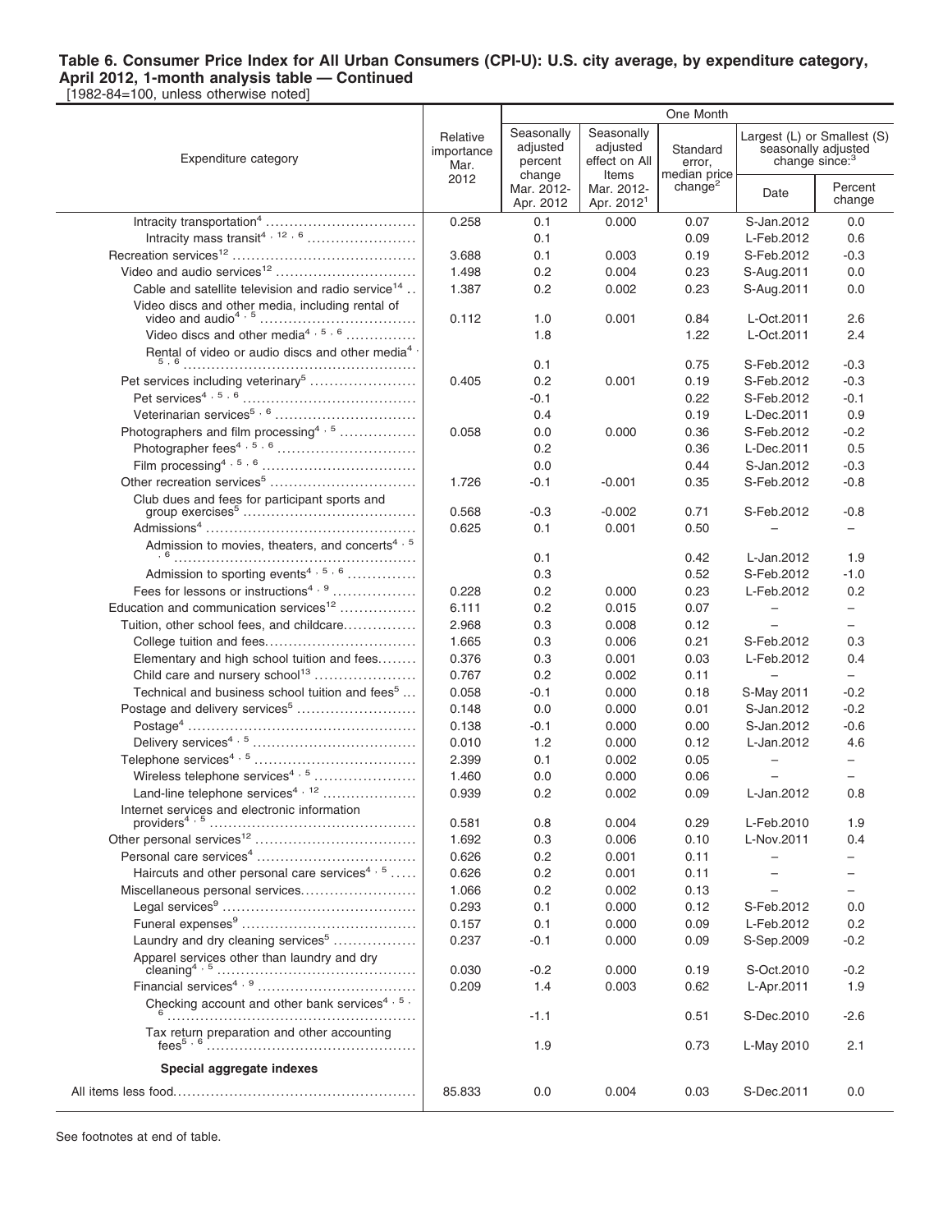**Table 6. Consumer Price Index for All Urban Consumers (CPI-U): U.S. city average, by expenditure category, April 2012, 1-month analysis table — Continued**

[1982-84=100, unless otherwise noted]

| Expenditure category | Relative importance Mar. 2012 | One Month | | | | |
|---|---|---|---|---|---|---|
| | | Seasonally adjusted percent change Mar. 2012-Apr. 2012 | Seasonally adjusted effect on All Items Mar. 2012-Apr. 2012[1] | Standard error, median price change[2] | Largest (L) or Smallest (S) seasonally adjusted change since:[3] | |
| | | | | | Date | Percent change |
| Intracity transportation[4] | 0.258 | 0.1 | 0.000 | 0.07 | S-Jan.2012 | 0.0 |
| Intracity mass transit[4, 12, 6] | | 0.1 | | 0.09 | L-Feb.2012 | 0.6 |
| Recreation services[12] | 3.688 | 0.1 | 0.003 | 0.19 | S-Feb.2012 | -0.3 |
| Video and audio services[12] | 1.498 | 0.2 | 0.004 | 0.23 | S-Aug.2011 | 0.0 |
| Cable and satellite television and radio service[14] | 1.387 | 0.2 | 0.002 | 0.23 | S-Aug.2011 | 0.0 |
| Video discs and other media, including rental of video and audio[4, 5] | 0.112 | 1.0 | 0.001 | 0.84 | L-Oct.2011 | 2.6 |
| Video discs and other media[4, 5, 6] | | 1.8 | | 1.22 | L-Oct.2011 | 2.4 |
| Rental of video or audio discs and other media[4, 5, 6] | | 0.1 | | 0.75 | S-Feb.2012 | -0.3 |
| Pet services including veterinary[5] | 0.405 | 0.2 | 0.001 | 0.19 | S-Feb.2012 | -0.3 |
| Pet services[4, 5, 6] | | -0.1 | | 0.22 | S-Feb.2012 | -0.1 |
| Veterinarian services[5, 6] | | 0.4 | | 0.19 | L-Dec.2011 | 0.9 |
| Photographers and film processing[4, 5] | 0.058 | 0.0 | 0.000 | 0.36 | S-Feb.2012 | -0.2 |
| Photographer fees[4, 5, 6] | | 0.2 | | 0.36 | L-Dec.2011 | 0.5 |
| Film processing[4, 5, 6] | | 0.0 | | 0.44 | S-Jan.2012 | -0.3 |
| Other recreation services[5] | 1.726 | -0.1 | -0.001 | 0.35 | S-Feb.2012 | -0.8 |
| Club dues and fees for participant sports and group exercises[5] | 0.568 | -0.3 | -0.002 | 0.71 | S-Feb.2012 | -0.8 |
| Admissions[4] | 0.625 | 0.1 | 0.001 | 0.50 | – | – |
| Admission to movies, theaters, and concerts[4, 5, 6] | | 0.1 | | 0.42 | L-Jan.2012 | 1.9 |
| Admission to sporting events[4, 5, 6] | | 0.3 | | 0.52 | S-Feb.2012 | -1.0 |
| Fees for lessons or instructions[4, 9] | 0.228 | 0.2 | 0.000 | 0.23 | L-Feb.2012 | 0.2 |
| Education and communication services[12] | 6.111 | 0.2 | 0.015 | 0.07 | – | – |
| Tuition, other school fees, and childcare | 2.968 | 0.3 | 0.008 | 0.12 | – | – |
| College tuition and fees | 1.665 | 0.3 | 0.006 | 0.21 | S-Feb.2012 | 0.3 |
| Elementary and high school tuition and fees | 0.376 | 0.3 | 0.001 | 0.03 | L-Feb.2012 | 0.4 |
| Child care and nursery school[13] | 0.767 | 0.2 | 0.002 | 0.11 | – | – |
| Technical and business school tuition and fees[5] | 0.058 | -0.1 | 0.000 | 0.18 | S-May 2011 | -0.2 |
| Postage and delivery services[5] | 0.148 | 0.0 | 0.000 | 0.01 | S-Jan.2012 | -0.2 |
| Postage[4] | 0.138 | -0.1 | 0.000 | 0.00 | S-Jan.2012 | -0.6 |
| Delivery services[4, 5] | 0.010 | 1.2 | 0.000 | 0.12 | L-Jan.2012 | 4.6 |
| Telephone services[4, 5] | 2.399 | 0.1 | 0.002 | 0.05 | – | – |
| Wireless telephone services[4, 5] | 1.460 | 0.0 | 0.000 | 0.06 | – | – |
| Land-line telephone services[4, 12] | 0.939 | 0.2 | 0.002 | 0.09 | L-Jan.2012 | 0.8 |
| Internet services and electronic information providers[4, 5] | 0.581 | 0.8 | 0.004 | 0.29 | L-Feb.2010 | 1.9 |
| Other personal services[12] | 1.692 | 0.3 | 0.006 | 0.10 | L-Nov.2011 | 0.4 |
| Personal care services[4] | 0.626 | 0.2 | 0.001 | 0.11 | – | – |
| Haircuts and other personal care services[4, 5] | 0.626 | 0.2 | 0.001 | 0.11 | – | – |
| Miscellaneous personal services | 1.066 | 0.2 | 0.002 | 0.13 | – | – |
| Legal services[9] | 0.293 | 0.1 | 0.000 | 0.12 | S-Feb.2012 | 0.0 |
| Funeral expenses[9] | 0.157 | 0.1 | 0.000 | 0.09 | L-Feb.2012 | 0.2 |
| Laundry and dry cleaning services[5] | 0.237 | -0.1 | 0.000 | 0.09 | S-Sep.2009 | -0.2 |
| Apparel services other than laundry and dry cleaning[4, 5] | 0.030 | -0.2 | 0.000 | 0.19 | S-Oct.2010 | -0.2 |
| Financial services[4, 9] | 0.209 | 1.4 | 0.003 | 0.62 | L-Apr.2011 | 1.9 |
| Checking account and other bank services[4, 5, 6] | | -1.1 | | 0.51 | S-Dec.2010 | -2.6 |
| Tax return preparation and other accounting fees[5, 6] | | 1.9 | | 0.73 | L-May 2010 | 2.1 |
| **Special aggregate indexes** | | | | | | |
| All items less food | 85.833 | 0.0 | 0.004 | 0.03 | S-Dec.2011 | 0.0 |

See footnotes at end of table.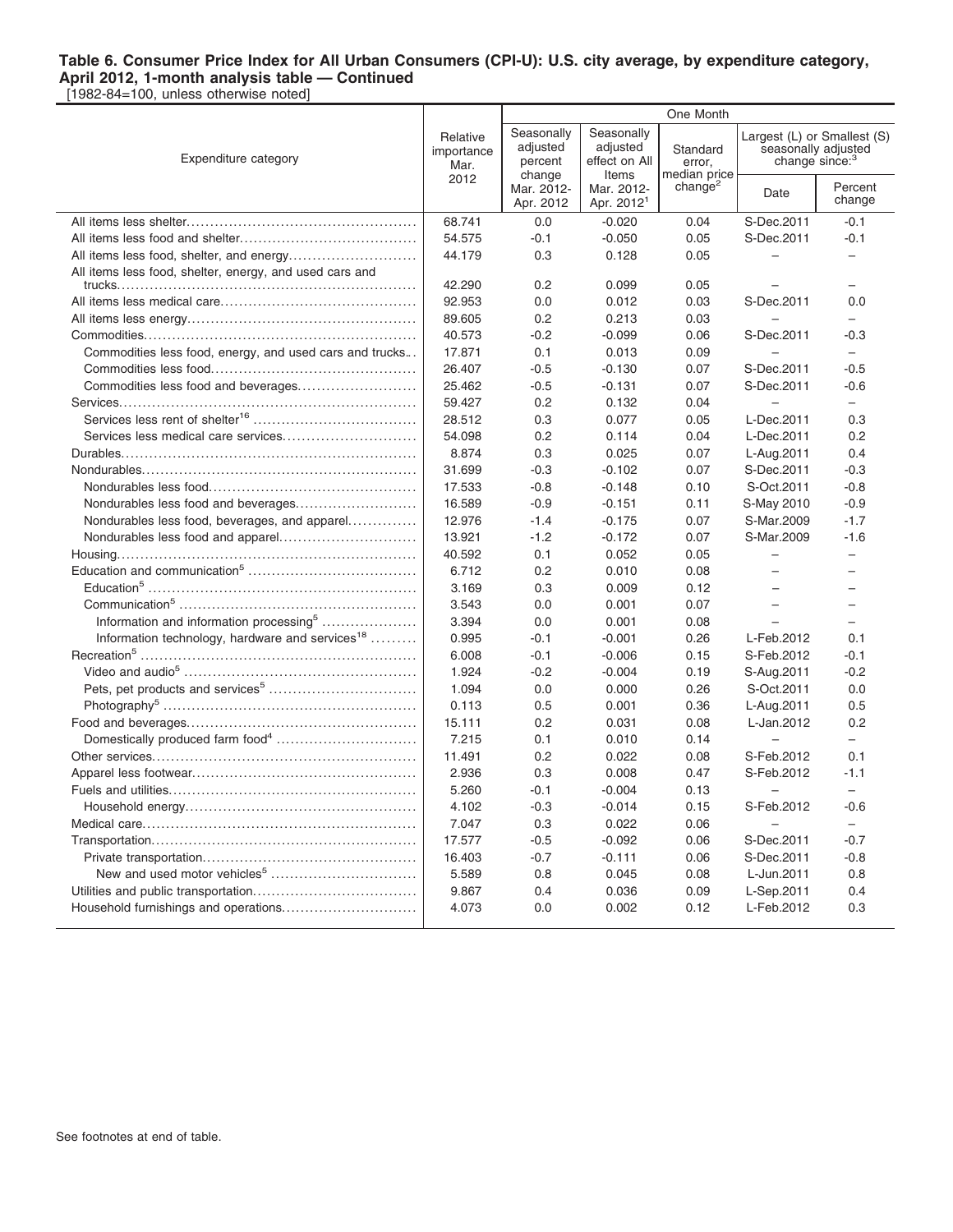**Table 6. Consumer Price Index for All Urban Consumers (CPI-U): U.S. city average, by expenditure category, April 2012, 1-month analysis table — Continued**

[1982-84=100, unless otherwise noted]

| Expenditure category | Relative importance Mar. 2012 | One Month | | | | |
|---|---|---|---|---|---|---|
| | | Seasonally adjusted percent change Mar. 2012-Apr. 2012 | Seasonally adjusted effect on All Items Mar. 2012-Apr. 2012[1] | Standard error, median price change[2] | Largest (L) or Smallest (S) seasonally adjusted change since:[3] | |
| | | | | | Date | Percent change |
| All items less shelter | 68.741 | 0.0 | -0.020 | 0.04 | S-Dec.2011 | -0.1 |
| All items less food and shelter | 54.575 | -0.1 | -0.050 | 0.05 | S-Dec.2011 | -0.1 |
| All items less food, shelter, and energy | 44.179 | 0.3 | 0.128 | 0.05 | – | – |
| All items less food, shelter, energy, and used cars and trucks | 42.290 | 0.2 | 0.099 | 0.05 | – | – |
| All items less medical care | 92.953 | 0.0 | 0.012 | 0.03 | S-Dec.2011 | 0.0 |
| All items less energy | 89.605 | 0.2 | 0.213 | 0.03 | – | – |
| Commodities | 40.573 | -0.2 | -0.099 | 0.06 | S-Dec.2011 | -0.3 |
| Commodities less food, energy, and used cars and trucks | 17.871 | 0.1 | 0.013 | 0.09 | – | – |
| Commodities less food | 26.407 | -0.5 | -0.130 | 0.07 | S-Dec.2011 | -0.5 |
| Commodities less food and beverages | 25.462 | -0.5 | -0.131 | 0.07 | S-Dec.2011 | -0.6 |
| Services | 59.427 | 0.2 | 0.132 | 0.04 | – | – |
| Services less rent of shelter[16] | 28.512 | 0.3 | 0.077 | 0.05 | L-Dec.2011 | 0.3 |
| Services less medical care services | 54.098 | 0.2 | 0.114 | 0.04 | L-Dec.2011 | 0.2 |
| Durables | 8.874 | 0.3 | 0.025 | 0.07 | L-Aug.2011 | 0.4 |
| Nondurables | 31.699 | -0.3 | -0.102 | 0.07 | S-Dec.2011 | -0.3 |
| Nondurables less food | 17.533 | -0.8 | -0.148 | 0.10 | S-Oct.2011 | -0.8 |
| Nondurables less food and beverages | 16.589 | -0.9 | -0.151 | 0.11 | S-May 2010 | -0.9 |
| Nondurables less food, beverages, and apparel | 12.976 | -1.4 | -0.175 | 0.07 | S-Mar.2009 | -1.7 |
| Nondurables less food and apparel | 13.921 | -1.2 | -0.172 | 0.07 | S-Mar.2009 | -1.6 |
| Housing | 40.592 | 0.1 | 0.052 | 0.05 | – | – |
| Education and communication[5] | 6.712 | 0.2 | 0.010 | 0.08 | – | – |
| Education[5] | 3.169 | 0.3 | 0.009 | 0.12 | – | – |
| Communication[5] | 3.543 | 0.0 | 0.001 | 0.07 | – | – |
| Information and information processing[5] | 3.394 | 0.0 | 0.001 | 0.08 | – | – |
| Information technology, hardware and services[18] | 0.995 | -0.1 | -0.001 | 0.26 | L-Feb.2012 | 0.1 |
| Recreation[5] | 6.008 | -0.1 | -0.006 | 0.15 | S-Feb.2012 | -0.1 |
| Video and audio[5] | 1.924 | -0.2 | -0.004 | 0.19 | S-Aug.2011 | -0.2 |
| Pets, pet products and services[5] | 1.094 | 0.0 | 0.000 | 0.26 | S-Oct.2011 | 0.0 |
| Photography[5] | 0.113 | 0.5 | 0.001 | 0.36 | L-Aug.2011 | 0.5 |
| Food and beverages | 15.111 | 0.2 | 0.031 | 0.08 | L-Jan.2012 | 0.2 |
| Domestically produced farm food[4] | 7.215 | 0.1 | 0.010 | 0.14 | – | – |
| Other services | 11.491 | 0.2 | 0.022 | 0.08 | S-Feb.2012 | 0.1 |
| Apparel less footwear | 2.936 | 0.3 | 0.008 | 0.47 | S-Feb.2012 | -1.1 |
| Fuels and utilities | 5.260 | -0.1 | -0.004 | 0.13 | – | – |
| Household energy | 4.102 | -0.3 | -0.014 | 0.15 | S-Feb.2012 | -0.6 |
| Medical care | 7.047 | 0.3 | 0.022 | 0.06 | – | – |
| Transportation | 17.577 | -0.5 | -0.092 | 0.06 | S-Dec.2011 | -0.7 |
| Private transportation | 16.403 | -0.7 | -0.111 | 0.06 | S-Dec.2011 | -0.8 |
| New and used motor vehicles[5] | 5.589 | 0.8 | 0.045 | 0.08 | L-Jun.2011 | 0.8 |
| Utilities and public transportation | 9.867 | 0.4 | 0.036 | 0.09 | L-Sep.2011 | 0.4 |
| Household furnishings and operations | 4.073 | 0.0 | 0.002 | 0.12 | L-Feb.2012 | 0.3 |

See footnotes at end of table.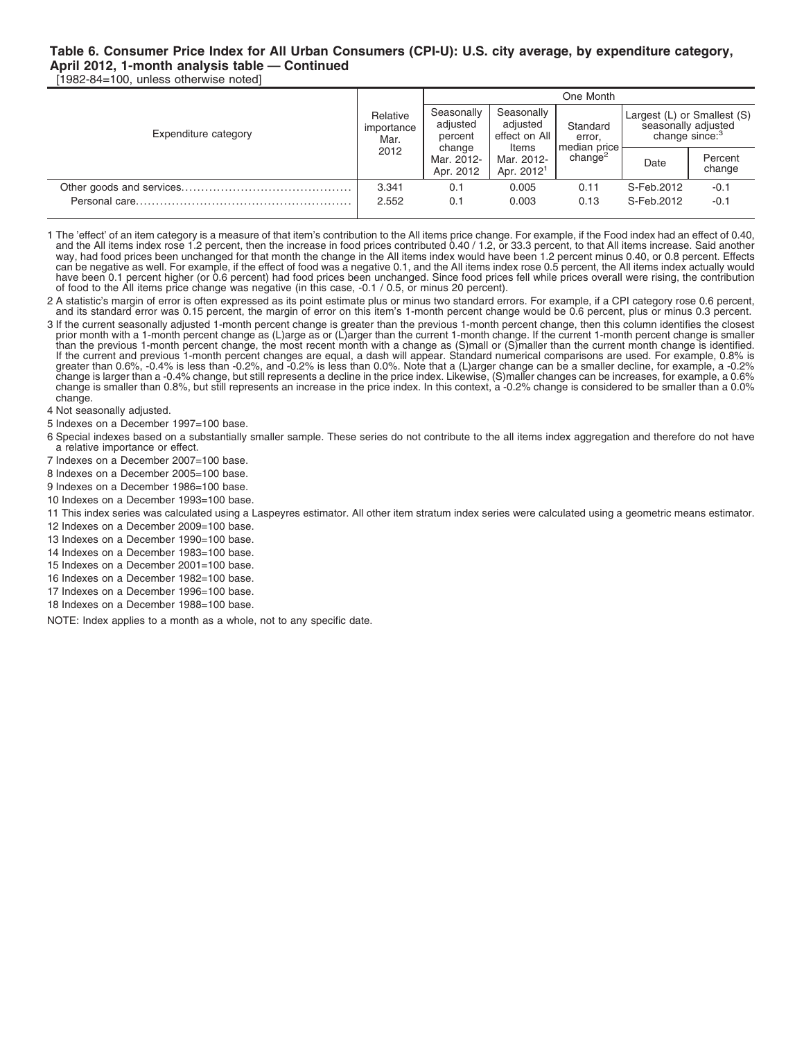**Table 6. Consumer Price Index for All Urban Consumers (CPI-U): U.S. city average, by expenditure category, April 2012, 1-month analysis table — Continued**

[1982-84=100, unless otherwise noted]

| Expenditure category | Relative importance Mar. 2012 | One Month | | | | |
|---|---|---|---|---|---|---|
| | | Seasonally adjusted percent change Mar. 2012-Apr. 2012 | Seasonally adjusted effect on All Items Mar. 2012-Apr. 2012[1] | Standard error, median price change[2] | Largest (L) or Smallest (S) seasonally adjusted change since:[3] | |
| | | | | | Date | Percent change |
| Other goods and services | 3.341 | 0.1 | 0.005 | 0.11 | S-Feb.2012 | -0.1 |
| Personal care | 2.552 | 0.1 | 0.003 | 0.13 | S-Feb.2012 | -0.1 |

1 The 'effect' of an item category is a measure of that item's contribution to the All items price change. For example, if the Food index had an effect of 0.40, and the All items index rose 1.2 percent, then the increase in food prices contributed 0.40 / 1.2, or 33.3 percent, to that All items increase. Said another way, had food prices been unchanged for that month the change in the All items index would have been 1.2 percent minus 0.40, or 0.8 percent. Effects can be negative as well. For example, if the effect of food was a negative 0.1, and the All items index rose 0.5 percent, the All items index actually would have been 0.1 percent higher (or 0.6 percent) had food prices been unchanged. Since food prices fell while prices overall were rising, the contribution of food to the All items price change was negative (in this case, -0.1 / 0.5, or minus 20 percent).

2 A statistic's margin of error is often expressed as its point estimate plus or minus two standard errors. For example, if a CPI category rose 0.6 percent, and its standard error was 0.15 percent, the margin of error on this item's 1-month percent change would be 0.6 percent, plus or minus 0.3 percent.

3 If the current seasonally adjusted 1-month percent change is greater than the previous 1-month percent change, then this column identifies the closest prior month with a 1-month percent change as (L)arge as or (L)arger than the current 1-month change. If the current 1-month percent change is smaller than the previous 1-month percent change, the most recent month with a change as (S)mall or (S)maller than the current month change is identified. If the current and previous 1-month percent changes are equal, a dash will appear. Standard numerical comparisons are used. For example, 0.8% is greater than 0.6%, -0.4% is less than -0.2%, and -0.2% is less than 0.0%. Note that a (L)arger change can be a smaller decline, for example, a -0.2% change is larger than a -0.4% change, but still represents a decline in the price index. Likewise, (S)maller changes can be increases, for example, a 0.6% change is smaller than 0.8%, but still represents an increase in the price index. In this context, a -0.2% change is considered to be smaller than a 0.0% change.

4 Not seasonally adjusted.

5 Indexes on a December 1997=100 base.

6 Special indexes based on a substantially smaller sample. These series do not contribute to the all items index aggregation and therefore do not have a relative importance or effect.

7 Indexes on a December 2007=100 base.

8 Indexes on a December 2005=100 base.

9 Indexes on a December 1986=100 base.

10 Indexes on a December 1993=100 base.

11 This index series was calculated using a Laspeyres estimator. All other item stratum index series were calculated using a geometric means estimator.

12 Indexes on a December 2009=100 base.

13 Indexes on a December 1990=100 base.

14 Indexes on a December 1983=100 base.

15 Indexes on a December 2001=100 base.

16 Indexes on a December 1982=100 base.

17 Indexes on a December 1996=100 base.

18 Indexes on a December 1988=100 base.

NOTE: Index applies to a month as a whole, not to any specific date.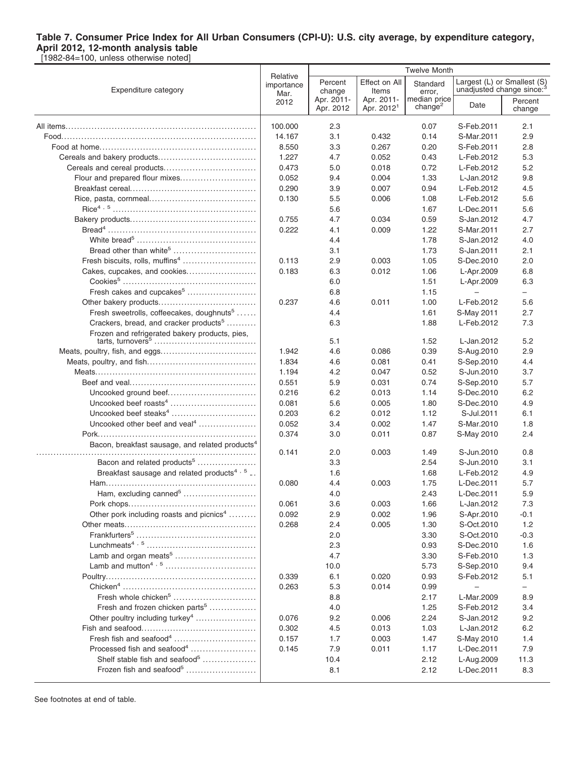**Table 7. Consumer Price Index for All Urban Consumers (CPI-U): U.S. city average, by expenditure category, April 2012, 12-month analysis table**
[1982-84=100, unless otherwise noted]

| Expenditure category | Relative importance Mar. 2012 | Twelve Month | | | | |
|---|---|---|---|---|---|---|
| | | Percent change Apr. 2011- Apr. 2012 | Effect on All Items Apr. 2011- Apr. 2012[1] | Standard error, median price change[2] | Largest (L) or Smallest (S) unadjusted change since:[3] | |
| | | | | | Date | Percent change |
| All items | 100.000 | 2.3 | | 0.07 | S-Feb.2011 | 2.1 |
| Food | 14.167 | 3.1 | 0.432 | 0.14 | S-Mar.2011 | 2.9 |
| Food at home | 8.550 | 3.3 | 0.267 | 0.20 | S-Feb.2011 | 2.8 |
| Cereals and bakery products | 1.227 | 4.7 | 0.052 | 0.43 | L-Feb.2012 | 5.3 |
| Cereals and cereal products | 0.473 | 5.0 | 0.018 | 0.72 | L-Feb.2012 | 5.2 |
| Flour and prepared flour mixes | 0.052 | 9.4 | 0.004 | 1.33 | L-Jan.2012 | 9.8 |
| Breakfast cereal | 0.290 | 3.9 | 0.007 | 0.94 | L-Feb.2012 | 4.5 |
| Rice, pasta, cornmeal | 0.130 | 5.5 | 0.006 | 1.08 | L-Feb.2012 | 5.6 |
| Rice[4, 5] | | 5.6 | | 1.67 | L-Dec.2011 | 5.6 |
| Bakery products | 0.755 | 4.7 | 0.034 | 0.59 | S-Jan.2012 | 4.7 |
| Bread[4] | 0.222 | 4.1 | 0.009 | 1.22 | S-Mar.2011 | 2.7 |
| White bread[5] | | 4.4 | | 1.78 | S-Jan.2012 | 4.0 |
| Bread other than white[5] | | 3.1 | | 1.73 | S-Jan.2011 | 2.1 |
| Fresh biscuits, rolls, muffins[4] | 0.113 | 2.9 | 0.003 | 1.05 | S-Dec.2010 | 2.0 |
| Cakes, cupcakes, and cookies | 0.183 | 6.3 | 0.012 | 1.06 | L-Apr.2009 | 6.8 |
| Cookies[5] | | 6.0 | | 1.51 | L-Apr.2009 | 6.3 |
| Fresh cakes and cupcakes[5] | | 6.8 | | 1.15 | – | – |
| Other bakery products | 0.237 | 4.6 | 0.011 | 1.00 | L-Feb.2012 | 5.6 |
| Fresh sweetrolls, coffeecakes, doughnuts[5] | | 4.4 | | 1.61 | S-May 2011 | 2.7 |
| Crackers, bread, and cracker products[5] | | 6.3 | | 1.88 | L-Feb.2012 | 7.3 |
| Frozen and refrigerated bakery products, pies, tarts, turnovers[5] | | 5.1 | | 1.52 | L-Jan.2012 | 5.2 |
| Meats, poultry, fish, and eggs | 1.942 | 4.6 | 0.086 | 0.39 | S-Aug.2010 | 2.9 |
| Meats, poultry, and fish | 1.834 | 4.6 | 0.081 | 0.41 | S-Sep.2010 | 4.4 |
| Meats | 1.194 | 4.2 | 0.047 | 0.52 | S-Jun.2010 | 3.7 |
| Beef and veal | 0.551 | 5.9 | 0.031 | 0.74 | S-Sep.2010 | 5.7 |
| Uncooked ground beef | 0.216 | 6.2 | 0.013 | 1.14 | S-Dec.2010 | 6.2 |
| Uncooked beef roasts[4] | 0.081 | 5.6 | 0.005 | 1.80 | S-Dec.2010 | 4.9 |
| Uncooked beef steaks[4] | 0.203 | 6.2 | 0.012 | 1.12 | S-Jul.2011 | 6.1 |
| Uncooked other beef and veal[4] | 0.052 | 3.4 | 0.002 | 1.47 | S-Mar.2010 | 1.8 |
| Pork | 0.374 | 3.0 | 0.011 | 0.87 | S-May 2010 | 2.4 |
| Bacon, breakfast sausage, and related products[4] | 0.141 | 2.0 | 0.003 | 1.49 | S-Jun.2010 | 0.8 |
| Bacon and related products[5] | | 3.3 | | 2.54 | S-Jun.2010 | 3.1 |
| Breakfast sausage and related products[4, 5] | | 1.6 | | 1.68 | L-Feb.2012 | 4.9 |
| Ham | 0.080 | 4.4 | 0.003 | 1.75 | L-Dec.2011 | 5.7 |
| Ham, excluding canned[5] | | 4.0 | | 2.43 | L-Dec.2011 | 5.9 |
| Pork chops | 0.061 | 3.6 | 0.003 | 1.66 | L-Jan.2012 | 7.3 |
| Other pork including roasts and picnics[4] | 0.092 | 2.9 | 0.002 | 1.96 | S-Apr.2010 | -0.1 |
| Other meats | 0.268 | 2.4 | 0.005 | 1.30 | S-Oct.2010 | 1.2 |
| Frankfurters[5] | | 2.0 | | 3.30 | S-Oct.2010 | -0.3 |
| Lunchmeats[4, 5] | | 2.3 | | 0.93 | S-Dec.2010 | 1.6 |
| Lamb and organ meats[5] | | 4.7 | | 3.30 | S-Feb.2010 | 1.3 |
| Lamb and mutton[4, 5] | | 10.0 | | 5.73 | S-Sep.2010 | 9.4 |
| Poultry | 0.339 | 6.1 | 0.020 | 0.93 | S-Feb.2012 | 5.1 |
| Chicken[4] | 0.263 | 5.3 | 0.014 | 0.99 | – | – |
| Fresh whole chicken[5] | | 8.8 | | 2.17 | L-Mar.2009 | 8.9 |
| Fresh and frozen chicken parts[5] | | 4.0 | | 1.25 | S-Feb.2012 | 3.4 |
| Other poultry including turkey[4] | 0.076 | 9.2 | 0.006 | 2.24 | S-Jan.2012 | 9.2 |
| Fish and seafood | 0.302 | 4.5 | 0.013 | 1.03 | L-Jan.2012 | 6.2 |
| Fresh fish and seafood[4] | 0.157 | 1.7 | 0.003 | 1.47 | S-May 2010 | 1.4 |
| Processed fish and seafood[4] | 0.145 | 7.9 | 0.011 | 1.17 | L-Dec.2011 | 7.9 |
| Shelf stable fish and seafood[5] | | 10.4 | | 2.12 | L-Aug.2009 | 11.3 |
| Frozen fish and seafood[5] | | 8.1 | | 2.12 | L-Dec.2011 | 8.3 |

See footnotes at end of table.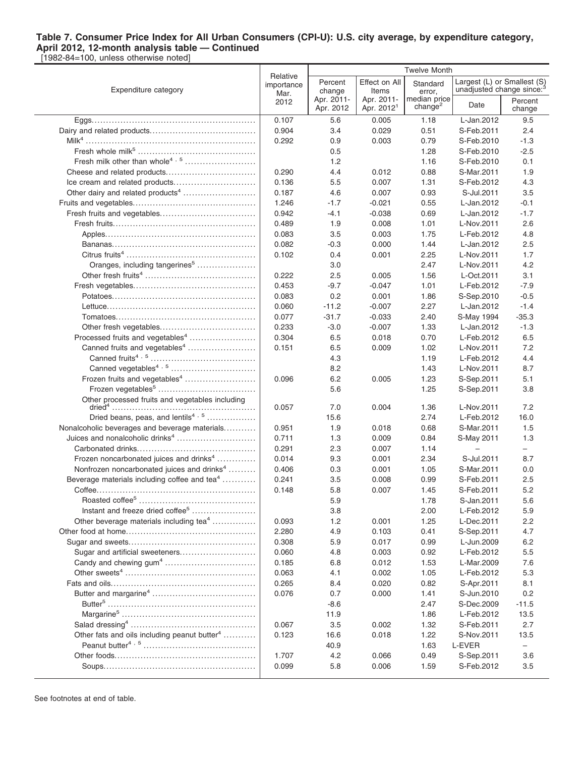**Table 7. Consumer Price Index for All Urban Consumers (CPI-U): U.S. city average, by expenditure category, April 2012, 12-month analysis table — Continued**

[1982-84=100, unless otherwise noted]

| Expenditure category | Relative importance Mar. 2012 | Twelve Month | | | | |
|---|---|---|---|---|---|---|
| | | Percent change Apr. 2011-Apr. 2012 | Effect on All Items Apr. 2011-Apr. 2012[1] | Standard error, median price change[2] | Largest (L) or Smallest (S) unadjusted change since:[3] Date | Percent change |
| Eggs | 0.107 | 5.6 | 0.005 | 1.18 | L-Jan.2012 | 9.5 |
| Dairy and related products | 0.904 | 3.4 | 0.029 | 0.51 | S-Feb.2011 | 2.4 |
| Milk[4] | 0.292 | 0.9 | 0.003 | 0.79 | S-Feb.2010 | -1.3 |
| Fresh whole milk[5] | | 0.5 | | 1.28 | S-Feb.2010 | -2.5 |
| Fresh milk other than whole[4, 5] | | 1.2 | | 1.16 | S-Feb.2010 | 0.1 |
| Cheese and related products | 0.290 | 4.4 | 0.012 | 0.88 | S-Mar.2011 | 1.9 |
| Ice cream and related products | 0.136 | 5.5 | 0.007 | 1.31 | S-Feb.2012 | 4.3 |
| Other dairy and related products[4] | 0.187 | 4.6 | 0.007 | 0.93 | S-Jul.2011 | 3.5 |
| Fruits and vegetables | 1.246 | -1.7 | -0.021 | 0.55 | L-Jan.2012 | -0.1 |
| Fresh fruits and vegetables | 0.942 | -4.1 | -0.038 | 0.69 | L-Jan.2012 | -1.7 |
| Fresh fruits | 0.489 | 1.9 | 0.008 | 1.01 | L-Nov.2011 | 2.6 |
| Apples | 0.083 | 3.5 | 0.003 | 1.75 | L-Feb.2012 | 4.8 |
| Bananas | 0.082 | -0.3 | 0.000 | 1.44 | L-Jan.2012 | 2.5 |
| Citrus fruits[4] | 0.102 | 0.4 | 0.001 | 2.25 | L-Nov.2011 | 1.7 |
| Oranges, including tangerines[5] | | 3.0 | | 2.47 | L-Nov.2011 | 4.2 |
| Other fresh fruits[4] | 0.222 | 2.5 | 0.005 | 1.56 | L-Oct.2011 | 3.1 |
| Fresh vegetables | 0.453 | -9.7 | -0.047 | 1.01 | L-Feb.2012 | -7.9 |
| Potatoes | 0.083 | 0.2 | 0.001 | 1.86 | S-Sep.2010 | -0.5 |
| Lettuce | 0.060 | -11.2 | -0.007 | 2.27 | L-Jan.2012 | -1.4 |
| Tomatoes | 0.077 | -31.7 | -0.033 | 2.40 | S-May 1994 | -35.3 |
| Other fresh vegetables | 0.233 | -3.0 | -0.007 | 1.33 | L-Jan.2012 | -1.3 |
| Processed fruits and vegetables[4] | 0.304 | 6.5 | 0.018 | 0.70 | L-Feb.2012 | 6.5 |
| Canned fruits and vegetables[4] | 0.151 | 6.5 | 0.009 | 1.02 | L-Nov.2011 | 7.2 |
| Canned fruits[4, 5] | | 4.3 | | 1.19 | L-Feb.2012 | 4.4 |
| Canned vegetables[4, 5] | | 8.2 | | 1.43 | L-Nov.2011 | 8.7 |
| Frozen fruits and vegetables[4] | 0.096 | 6.2 | 0.005 | 1.23 | S-Sep.2011 | 5.1 |
| Frozen vegetables[5] | | 5.6 | | 1.25 | S-Sep.2011 | 3.8 |
| Other processed fruits and vegetables including dried[4] | 0.057 | 7.0 | 0.004 | 1.36 | L-Nov.2011 | 7.2 |
| Dried beans, peas, and lentils[4, 5] | | 15.6 | | 2.74 | L-Feb.2012 | 16.0 |
| Nonalcoholic beverages and beverage materials | 0.951 | 1.9 | 0.018 | 0.68 | S-Mar.2011 | 1.5 |
| Juices and nonalcoholic drinks[4] | 0.711 | 1.3 | 0.009 | 0.84 | S-May 2011 | 1.3 |
| Carbonated drinks | 0.291 | 2.3 | 0.007 | 1.14 | – | – |
| Frozen noncarbonated juices and drinks[4] | 0.014 | 9.3 | 0.001 | 2.34 | S-Jul.2011 | 8.7 |
| Nonfrozen noncarbonated juices and drinks[4] | 0.406 | 0.3 | 0.001 | 1.05 | S-Mar.2011 | 0.0 |
| Beverage materials including coffee and tea[4] | 0.241 | 3.5 | 0.008 | 0.99 | S-Feb.2011 | 2.5 |
| Coffee | 0.148 | 5.8 | 0.007 | 1.45 | S-Feb.2011 | 5.2 |
| Roasted coffee[5] | | 5.9 | | 1.78 | S-Jan.2011 | 5.6 |
| Instant and freeze dried coffee[5] | | 3.8 | | 2.00 | L-Feb.2012 | 5.9 |
| Other beverage materials including tea[4] | 0.093 | 1.2 | 0.001 | 1.25 | L-Dec.2011 | 2.2 |
| Other food at home | 2.280 | 4.9 | 0.103 | 0.41 | S-Sep.2011 | 4.7 |
| Sugar and sweets | 0.308 | 5.9 | 0.017 | 0.99 | L-Jun.2009 | 6.2 |
| Sugar and artificial sweeteners | 0.060 | 4.8 | 0.003 | 0.92 | L-Feb.2012 | 5.5 |
| Candy and chewing gum[4] | 0.185 | 6.8 | 0.012 | 1.53 | L-Mar.2009 | 7.6 |
| Other sweets[4] | 0.063 | 4.1 | 0.002 | 1.05 | L-Feb.2012 | 5.3 |
| Fats and oils | 0.265 | 8.4 | 0.020 | 0.82 | S-Apr.2011 | 8.1 |
| Butter and margarine[4] | 0.076 | 0.7 | 0.000 | 1.41 | S-Jun.2010 | 0.2 |
| Butter[5] | | -8.6 | | 2.47 | S-Dec.2009 | -11.5 |
| Margarine[5] | | 11.9 | | 1.86 | L-Feb.2012 | 13.5 |
| Salad dressing[4] | 0.067 | 3.5 | 0.002 | 1.32 | S-Feb.2011 | 2.7 |
| Other fats and oils including peanut butter[4] | 0.123 | 16.6 | 0.018 | 1.22 | S-Nov.2011 | 13.5 |
| Peanut butter[4, 5] | | 40.9 | | 1.63 | L-EVER | – |
| Other foods | 1.707 | 4.2 | 0.066 | 0.49 | S-Sep.2011 | 3.6 |
| Soups | 0.099 | 5.8 | 0.006 | 1.59 | S-Feb.2012 | 3.5 |

See footnotes at end of table.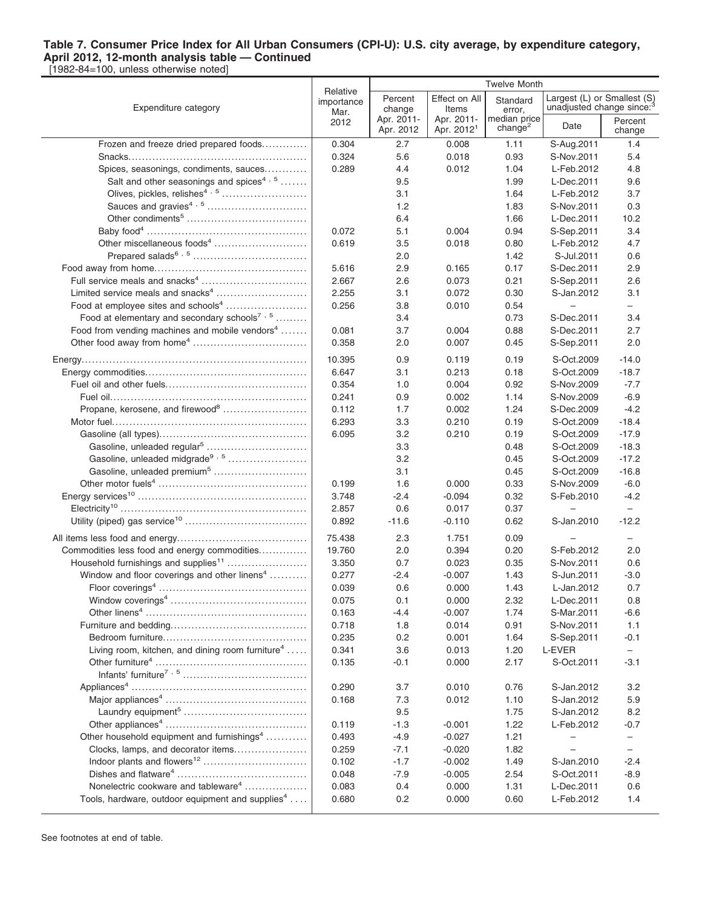**Table 7. Consumer Price Index for All Urban Consumers (CPI-U): U.S. city average, by expenditure category, April 2012, 12-month analysis table — Continued**

[1982-84=100, unless otherwise noted]

| Expenditure category | Relative importance Mar. 2012 | Twelve Month | | | | |
|---|---|---|---|---|---|---|
| | | Percent change Apr. 2011-Apr. 2012 | Effect on All Items Apr. 2011-Apr. 2012[1] | Standard error, median price change[2] | Largest (L) or Smallest (S) unadjusted change since:[3] Date | Percent change |
| Frozen and freeze dried prepared foods | 0.304 | 2.7 | 0.008 | 1.11 | S-Aug.2011 | 1.4 |
| Snacks | 0.324 | 5.6 | 0.018 | 0.93 | S-Nov.2011 | 5.4 |
| Spices, seasonings, condiments, sauces | 0.289 | 4.4 | 0.012 | 1.04 | L-Feb.2012 | 4.8 |
| Salt and other seasonings and spices[4, 5] | | 9.5 | | 1.99 | L-Dec.2011 | 9.6 |
| Olives, pickles, relishes[4, 5] | | 3.1 | | 1.64 | L-Feb.2012 | 3.7 |
| Sauces and gravies[4, 5] | | 1.2 | | 1.83 | S-Nov.2011 | 0.3 |
| Other condiments[5] | | 6.4 | | 1.66 | L-Dec.2011 | 10.2 |
| Baby food[4] | 0.072 | 5.1 | 0.004 | 0.94 | S-Sep.2011 | 3.4 |
| Other miscellaneous foods[4] | 0.619 | 3.5 | 0.018 | 0.80 | L-Feb.2012 | 4.7 |
| Prepared salads[6, 5] | | 2.0 | | 1.42 | S-Jul.2011 | 0.6 |
| Food away from home | 5.616 | 2.9 | 0.165 | 0.17 | S-Dec.2011 | 2.9 |
| Full service meals and snacks[4] | 2.667 | 2.6 | 0.073 | 0.21 | S-Sep.2011 | 2.6 |
| Limited service meals and snacks[4] | 2.255 | 3.1 | 0.072 | 0.30 | S-Jan.2012 | 3.1 |
| Food at employee sites and schools[4] | 0.256 | 3.8 | 0.010 | 0.54 | – | – |
| Food at elementary and secondary schools[7, 5] | | 3.4 | | 0.73 | S-Dec.2011 | 3.4 |
| Food from vending machines and mobile vendors[4] | 0.081 | 3.7 | 0.004 | 0.88 | S-Dec.2011 | 2.7 |
| Other food away from home[4] | 0.358 | 2.0 | 0.007 | 0.45 | S-Sep.2011 | 2.0 |
| Energy | 10.395 | 0.9 | 0.119 | 0.19 | S-Oct.2009 | -14.0 |
| Energy commodities | 6.647 | 3.1 | 0.213 | 0.18 | S-Oct.2009 | -18.7 |
| Fuel oil and other fuels | 0.354 | 1.0 | 0.004 | 0.92 | S-Nov.2009 | -7.7 |
| Fuel oil | 0.241 | 0.9 | 0.002 | 1.14 | S-Nov.2009 | -6.9 |
| Propane, kerosene, and firewood[8] | 0.112 | 1.7 | 0.002 | 1.24 | S-Dec.2009 | -4.2 |
| Motor fuel | 6.293 | 3.3 | 0.210 | 0.19 | S-Oct.2009 | -18.4 |
| Gasoline (all types) | 6.095 | 3.2 | 0.210 | 0.19 | S-Oct.2009 | -17.9 |
| Gasoline, unleaded regular[5] | | 3.3 | | 0.48 | S-Oct.2009 | -18.3 |
| Gasoline, unleaded midgrade[9, 5] | | 3.2 | | 0.45 | S-Oct.2009 | -17.2 |
| Gasoline, unleaded premium[5] | | 3.1 | | 0.45 | S-Oct.2009 | -16.8 |
| Other motor fuels[4] | 0.199 | 1.6 | 0.000 | 0.33 | S-Nov.2009 | -6.0 |
| Energy services[10] | 3.748 | -2.4 | -0.094 | 0.32 | S-Feb.2010 | -4.2 |
| Electricity[10] | 2.857 | 0.6 | 0.017 | 0.37 | – | – |
| Utility (piped) gas service[10] | 0.892 | -11.6 | -0.110 | 0.62 | S-Jan.2010 | -12.2 |
| All items less food and energy | 75.438 | 2.3 | 1.751 | 0.09 | – | – |
| Commodities less food and energy commodities | 19.760 | 2.0 | 0.394 | 0.20 | S-Feb.2012 | 2.0 |
| Household furnishings and supplies[11] | 3.350 | 0.7 | 0.023 | 0.35 | S-Nov.2011 | 0.6 |
| Window and floor coverings and other linens[4] | 0.277 | -2.4 | -0.007 | 1.43 | S-Jun.2011 | -3.0 |
| Floor coverings[4] | 0.039 | 0.6 | 0.000 | 1.43 | L-Jan.2012 | 0.7 |
| Window coverings[4] | 0.075 | 0.1 | 0.000 | 2.32 | L-Dec.2011 | 0.8 |
| Other linens[4] | 0.163 | -4.4 | -0.007 | 1.74 | S-Mar.2011 | -6.6 |
| Furniture and bedding | 0.718 | 1.8 | 0.014 | 0.91 | S-Nov.2011 | 1.1 |
| Bedroom furniture | 0.235 | 0.2 | 0.001 | 1.64 | S-Sep.2011 | -0.1 |
| Living room, kitchen, and dining room furniture[4] | 0.341 | 3.6 | 0.013 | 1.20 | L-EVER | – |
| Other furniture[4] | 0.135 | -0.1 | 0.000 | 2.17 | S-Oct.2011 | -3.1 |
| Infants' furniture[7, 5] | | | | | | |
| Appliances[4] | 0.290 | 3.7 | 0.010 | 0.76 | S-Jan.2012 | 3.2 |
| Major appliances[4] | 0.168 | 7.3 | 0.012 | 1.10 | S-Jan.2012 | 5.9 |
| Laundry equipment[5] | | 9.5 | | 1.75 | S-Jan.2012 | 8.2 |
| Other appliances[4] | 0.119 | -1.3 | -0.001 | 1.22 | L-Feb.2012 | -0.7 |
| Other household equipment and furnishings[4] | 0.493 | -4.9 | -0.027 | 1.21 | – | – |
| Clocks, lamps, and decorator items | 0.259 | -7.1 | -0.020 | 1.82 | – | – |
| Indoor plants and flowers[12] | 0.102 | -1.7 | -0.002 | 1.49 | S-Jan.2010 | -2.4 |
| Dishes and flatware[4] | 0.048 | -7.9 | -0.005 | 2.54 | S-Oct.2011 | -8.9 |
| Nonelectric cookware and tableware[4] | 0.083 | 0.4 | 0.000 | 1.31 | L-Dec.2011 | 0.6 |
| Tools, hardware, outdoor equipment and supplies[4] | 0.680 | 0.2 | 0.000 | 0.60 | L-Feb.2012 | 1.4 |

See footnotes at end of table.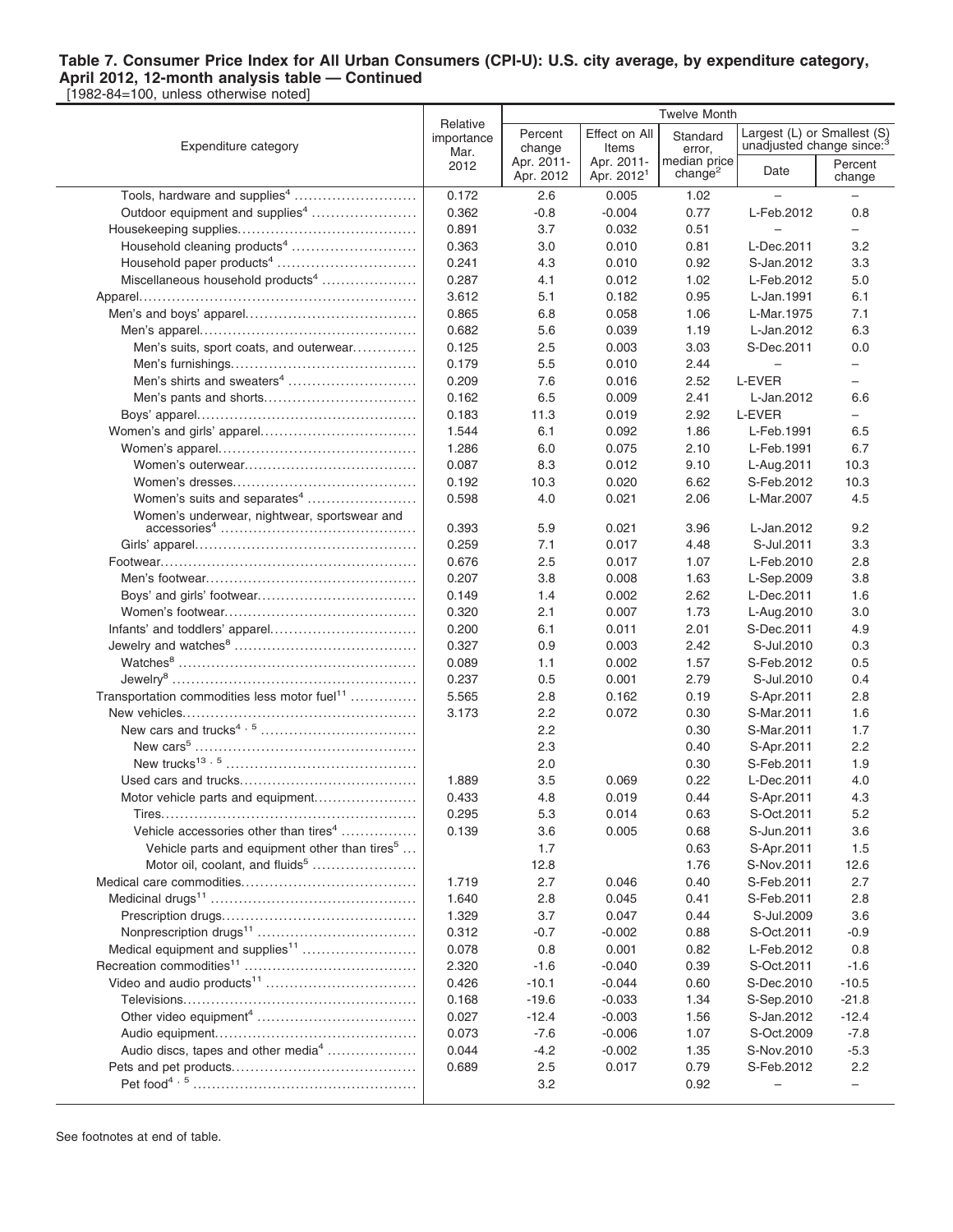**Table 7. Consumer Price Index for All Urban Consumers (CPI-U): U.S. city average, by expenditure category, April 2012, 12-month analysis table — Continued**

[1982-84=100, unless otherwise noted]

| Expenditure category | Relative importance Mar. 2012 | Twelve Month | | | | |
|---|---|---|---|---|---|---|
| | | Percent change Apr. 2011- Apr. 2012 | Effect on All Items Apr. 2011- Apr. 2012[1] | Standard error, median price change[2] | Largest (L) or Smallest (S) unadjusted change since:[3] | |
| | | | | | Date | Percent change |
| Tools, hardware and supplies[4] | 0.172 | 2.6 | 0.005 | 1.02 | – | – |
| Outdoor equipment and supplies[4] | 0.362 | -0.8 | -0.004 | 0.77 | L-Feb.2012 | 0.8 |
| Housekeeping supplies | 0.891 | 3.7 | 0.032 | 0.51 | – | – |
| Household cleaning products[4] | 0.363 | 3.0 | 0.010 | 0.81 | L-Dec.2011 | 3.2 |
| Household paper products[4] | 0.241 | 4.3 | 0.010 | 0.92 | S-Jan.2012 | 3.3 |
| Miscellaneous household products[4] | 0.287 | 4.1 | 0.012 | 1.02 | L-Feb.2012 | 5.0 |
| Apparel | 3.612 | 5.1 | 0.182 | 0.95 | L-Jan.1991 | 6.1 |
| Men's and boys' apparel | 0.865 | 6.8 | 0.058 | 1.06 | L-Mar.1975 | 7.1 |
| Men's apparel | 0.682 | 5.6 | 0.039 | 1.19 | L-Jan.2012 | 6.3 |
| Men's suits, sport coats, and outerwear | 0.125 | 2.5 | 0.003 | 3.03 | S-Dec.2011 | 0.0 |
| Men's furnishings | 0.179 | 5.5 | 0.010 | 2.44 | – | – |
| Men's shirts and sweaters[4] | 0.209 | 7.6 | 0.016 | 2.52 | L-EVER | – |
| Men's pants and shorts | 0.162 | 6.5 | 0.009 | 2.41 | L-Jan.2012 | 6.6 |
| Boys' apparel | 0.183 | 11.3 | 0.019 | 2.92 | L-EVER | – |
| Women's and girls' apparel | 1.544 | 6.1 | 0.092 | 1.86 | L-Feb.1991 | 6.5 |
| Women's apparel | 1.286 | 6.0 | 0.075 | 2.10 | L-Feb.1991 | 6.7 |
| Women's outerwear | 0.087 | 8.3 | 0.012 | 9.10 | L-Aug.2011 | 10.3 |
| Women's dresses | 0.192 | 10.3 | 0.020 | 6.62 | S-Feb.2012 | 10.3 |
| Women's suits and separates[4] | 0.598 | 4.0 | 0.021 | 2.06 | L-Mar.2007 | 4.5 |
| Women's underwear, nightwear, sportswear and accessories[4] | 0.393 | 5.9 | 0.021 | 3.96 | L-Jan.2012 | 9.2 |
| Girls' apparel | 0.259 | 7.1 | 0.017 | 4.48 | S-Jul.2011 | 3.3 |
| Footwear | 0.676 | 2.5 | 0.017 | 1.07 | L-Feb.2010 | 2.8 |
| Men's footwear | 0.207 | 3.8 | 0.008 | 1.63 | L-Sep.2009 | 3.8 |
| Boys' and girls' footwear | 0.149 | 1.4 | 0.002 | 2.62 | L-Dec.2011 | 1.6 |
| Women's footwear | 0.320 | 2.1 | 0.007 | 1.73 | L-Aug.2010 | 3.0 |
| Infants' and toddlers' apparel | 0.200 | 6.1 | 0.011 | 2.01 | S-Dec.2011 | 4.9 |
| Jewelry and watches[8] | 0.327 | 0.9 | 0.003 | 2.42 | S-Jul.2010 | 0.3 |
| Watches[8] | 0.089 | 1.1 | 0.002 | 1.57 | S-Feb.2012 | 0.5 |
| Jewelry[8] | 0.237 | 0.5 | 0.001 | 2.79 | S-Jul.2010 | 0.4 |
| Transportation commodities less motor fuel[11] | 5.565 | 2.8 | 0.162 | 0.19 | S-Apr.2011 | 2.8 |
| New vehicles | 3.173 | 2.2 | 0.072 | 0.30 | S-Mar.2011 | 1.6 |
| New cars and trucks[4, 5] | | 2.2 | | 0.30 | S-Mar.2011 | 1.7 |
| New cars[5] | | 2.3 | | 0.40 | S-Apr.2011 | 2.2 |
| New trucks[13, 5] | | 2.0 | | 0.30 | S-Feb.2011 | 1.9 |
| Used cars and trucks | 1.889 | 3.5 | 0.069 | 0.22 | L-Dec.2011 | 4.0 |
| Motor vehicle parts and equipment | 0.433 | 4.8 | 0.019 | 0.44 | S-Apr.2011 | 4.3 |
| Tires | 0.295 | 5.3 | 0.014 | 0.63 | S-Oct.2011 | 5.2 |
| Vehicle accessories other than tires[4] | 0.139 | 3.6 | 0.005 | 0.68 | S-Jun.2011 | 3.6 |
| Vehicle parts and equipment other than tires[5] | | 1.7 | | 0.63 | S-Apr.2011 | 1.5 |
| Motor oil, coolant, and fluids[5] | | 12.8 | | 1.76 | S-Nov.2011 | 12.6 |
| Medical care commodities | 1.719 | 2.7 | 0.046 | 0.40 | S-Feb.2011 | 2.7 |
| Medicinal drugs[11] | 1.640 | 2.8 | 0.045 | 0.41 | S-Feb.2011 | 2.8 |
| Prescription drugs | 1.329 | 3.7 | 0.047 | 0.44 | S-Jul.2009 | 3.6 |
| Nonprescription drugs[11] | 0.312 | -0.7 | -0.002 | 0.88 | S-Oct.2011 | -0.9 |
| Medical equipment and supplies[11] | 0.078 | 0.8 | 0.001 | 0.82 | L-Feb.2012 | 0.8 |
| Recreation commodities[11] | 2.320 | -1.6 | -0.040 | 0.39 | S-Oct.2011 | -1.6 |
| Video and audio products[11] | 0.426 | -10.1 | -0.044 | 0.60 | S-Dec.2010 | -10.5 |
| Televisions | 0.168 | -19.6 | -0.033 | 1.34 | S-Sep.2010 | -21.8 |
| Other video equipment[4] | 0.027 | -12.4 | -0.003 | 1.56 | S-Jan.2012 | -12.4 |
| Audio equipment | 0.073 | -7.6 | -0.006 | 1.07 | S-Oct.2009 | -7.8 |
| Audio discs, tapes and other media[4] | 0.044 | -4.2 | -0.002 | 1.35 | S-Nov.2010 | -5.3 |
| Pets and pet products | 0.689 | 2.5 | 0.017 | 0.79 | S-Feb.2012 | 2.2 |
| Pet food[4, 5] | | 3.2 | | 0.92 | – | – |

See footnotes at end of table.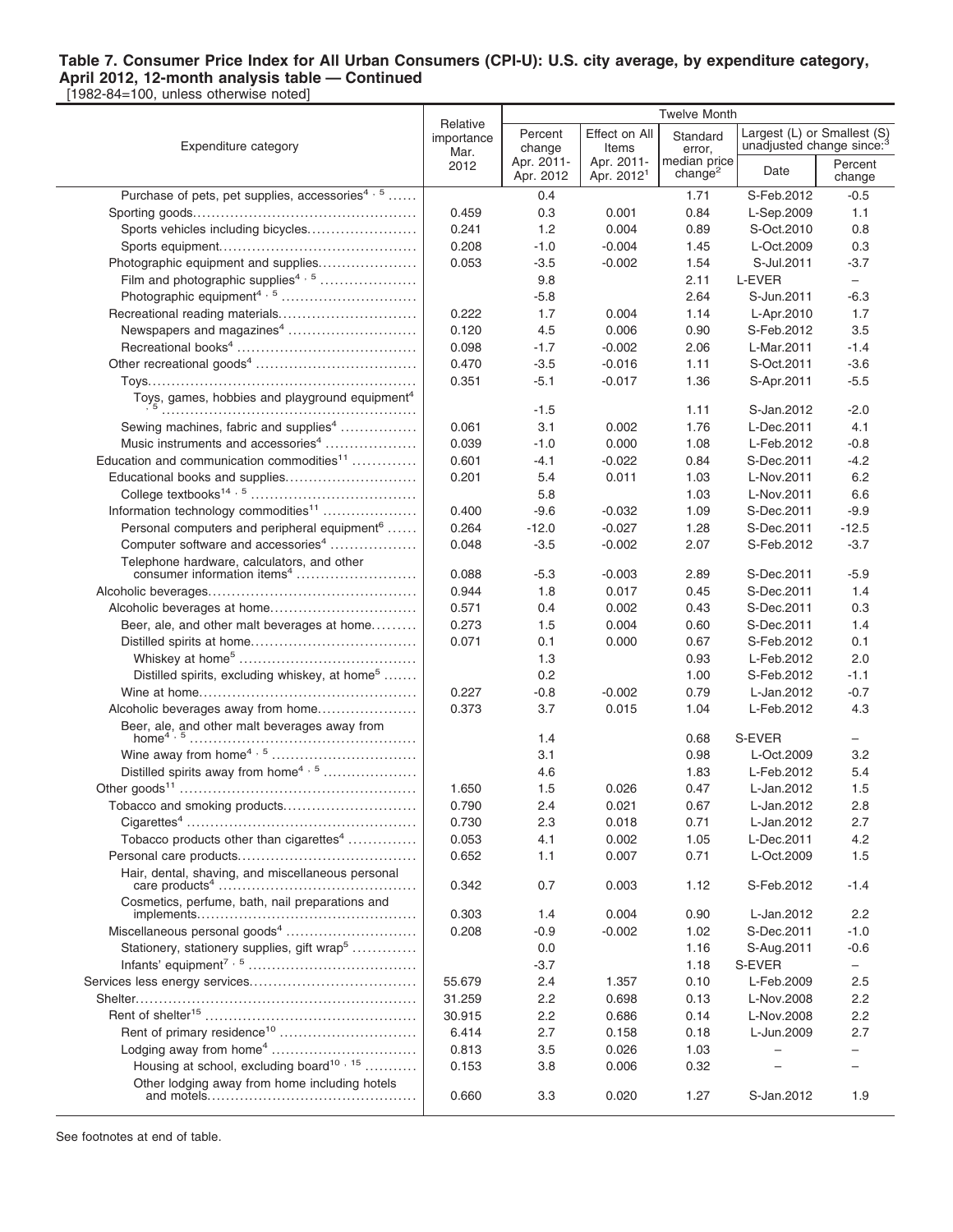**Table 7. Consumer Price Index for All Urban Consumers (CPI-U): U.S. city average, by expenditure category, April 2012, 12-month analysis table — Continued**

[1982-84=100, unless otherwise noted]

| Expenditure category | Relative importance Mar. 2012 | Twelve Month | | | | |
|---|---|---|---|---|---|---|
| | | Percent change Apr. 2011- Apr. 2012 | Effect on All Items Apr. 2011- Apr. 2012[1] | Standard error, median price change[2] | Largest (L) or Smallest (S) unadjusted change since:[3] Date | Percent change |
| Purchase of pets, pet supplies, accessories[4, 5] | | 0.4 | | 1.71 | S-Feb.2012 | -0.5 |
| Sporting goods | 0.459 | 0.3 | 0.001 | 0.84 | L-Sep.2009 | 1.1 |
| Sports vehicles including bicycles | 0.241 | 1.2 | 0.004 | 0.89 | S-Oct.2010 | 0.8 |
| Sports equipment | 0.208 | -1.0 | -0.004 | 1.45 | L-Oct.2009 | 0.3 |
| Photographic equipment and supplies | 0.053 | -3.5 | -0.002 | 1.54 | S-Jul.2011 | -3.7 |
| Film and photographic supplies[4, 5] | | 9.8 | | 2.11 | L-EVER | – |
| Photographic equipment[4, 5] | | -5.8 | | 2.64 | S-Jun.2011 | -6.3 |
| Recreational reading materials | 0.222 | 1.7 | 0.004 | 1.14 | L-Apr.2010 | 1.7 |
| Newspapers and magazines[4] | 0.120 | 4.5 | 0.006 | 0.90 | S-Feb.2012 | 3.5 |
| Recreational books[4] | 0.098 | -1.7 | -0.002 | 2.06 | L-Mar.2011 | -1.4 |
| Other recreational goods[4] | 0.470 | -3.5 | -0.016 | 1.11 | S-Oct.2011 | -3.6 |
| Toys | 0.351 | -5.1 | -0.017 | 1.36 | S-Apr.2011 | -5.5 |
| Toys, games, hobbies and playground equipment[4, 5] | | -1.5 | | 1.11 | S-Jan.2012 | -2.0 |
| Sewing machines, fabric and supplies[4] | 0.061 | 3.1 | 0.002 | 1.76 | L-Dec.2011 | 4.1 |
| Music instruments and accessories[4] | 0.039 | -1.0 | 0.000 | 1.08 | L-Feb.2012 | -0.8 |
| Education and communication commodities[11] | 0.601 | -4.1 | -0.022 | 0.84 | S-Dec.2011 | -4.2 |
| Educational books and supplies | 0.201 | 5.4 | 0.011 | 1.03 | L-Nov.2011 | 6.2 |
| College textbooks[14, 5] | | 5.8 | | 1.03 | L-Nov.2011 | 6.6 |
| Information technology commodities[11] | 0.400 | -9.6 | -0.032 | 1.09 | S-Dec.2011 | -9.9 |
| Personal computers and peripheral equipment[6] | 0.264 | -12.0 | -0.027 | 1.28 | S-Dec.2011 | -12.5 |
| Computer software and accessories[4] | 0.048 | -3.5 | -0.002 | 2.07 | S-Feb.2012 | -3.7 |
| Telephone hardware, calculators, and other consumer information items[4] | 0.088 | -5.3 | -0.003 | 2.89 | S-Dec.2011 | -5.9 |
| Alcoholic beverages | 0.944 | 1.8 | 0.017 | 0.45 | S-Dec.2011 | 1.4 |
| Alcoholic beverages at home | 0.571 | 0.4 | 0.002 | 0.43 | S-Dec.2011 | 0.3 |
| Beer, ale, and other malt beverages at home | 0.273 | 1.5 | 0.004 | 0.60 | S-Dec.2011 | 1.4 |
| Distilled spirits at home | 0.071 | 0.1 | 0.000 | 0.67 | S-Feb.2012 | 0.1 |
| Whiskey at home[5] | | 1.3 | | 0.93 | L-Feb.2012 | 2.0 |
| Distilled spirits, excluding whiskey, at home[5] | | 0.2 | | 1.00 | S-Feb.2012 | -1.1 |
| Wine at home | 0.227 | -0.8 | -0.002 | 0.79 | L-Jan.2012 | -0.7 |
| Alcoholic beverages away from home | 0.373 | 3.7 | 0.015 | 1.04 | L-Feb.2012 | 4.3 |
| Beer, ale, and other malt beverages away from home[4, 5] | | 1.4 | | 0.68 | S-EVER | – |
| Wine away from home[4, 5] | | 3.1 | | 0.98 | L-Oct.2009 | 3.2 |
| Distilled spirits away from home[4, 5] | | 4.6 | | 1.83 | L-Feb.2012 | 5.4 |
| Other goods[11] | 1.650 | 1.5 | 0.026 | 0.47 | L-Jan.2012 | 1.5 |
| Tobacco and smoking products | 0.790 | 2.4 | 0.021 | 0.67 | L-Jan.2012 | 2.8 |
| Cigarettes[4] | 0.730 | 2.3 | 0.018 | 0.71 | L-Jan.2012 | 2.7 |
| Tobacco products other than cigarettes[4] | 0.053 | 4.1 | 0.002 | 1.05 | L-Dec.2011 | 4.2 |
| Personal care products | 0.652 | 1.1 | 0.007 | 0.71 | L-Oct.2009 | 1.5 |
| Hair, dental, shaving, and miscellaneous personal care products[4] | 0.342 | 0.7 | 0.003 | 1.12 | S-Feb.2012 | -1.4 |
| Cosmetics, perfume, bath, nail preparations and implements | 0.303 | 1.4 | 0.004 | 0.90 | L-Jan.2012 | 2.2 |
| Miscellaneous personal goods[4] | 0.208 | -0.9 | -0.002 | 1.02 | S-Dec.2011 | -1.0 |
| Stationery, stationery supplies, gift wrap[5] | | 0.0 | | 1.16 | S-Aug.2011 | -0.6 |
| Infants' equipment[7, 5] | | -3.7 | | 1.18 | S-EVER | – |
| Services less energy services | 55.679 | 2.4 | 1.357 | 0.10 | L-Feb.2009 | 2.5 |
| Shelter | 31.259 | 2.2 | 0.698 | 0.13 | L-Nov.2008 | 2.2 |
| Rent of shelter[15] | 30.915 | 2.2 | 0.686 | 0.14 | L-Nov.2008 | 2.2 |
| Rent of primary residence[10] | 6.414 | 2.7 | 0.158 | 0.18 | L-Jun.2009 | 2.7 |
| Lodging away from home[4] | 0.813 | 3.5 | 0.026 | 1.03 | – | – |
| Housing at school, excluding board[10, 15] | 0.153 | 3.8 | 0.006 | 0.32 | – | – |
| Other lodging away from home including hotels and motels | 0.660 | 3.3 | 0.020 | 1.27 | S-Jan.2012 | 1.9 |

See footnotes at end of table.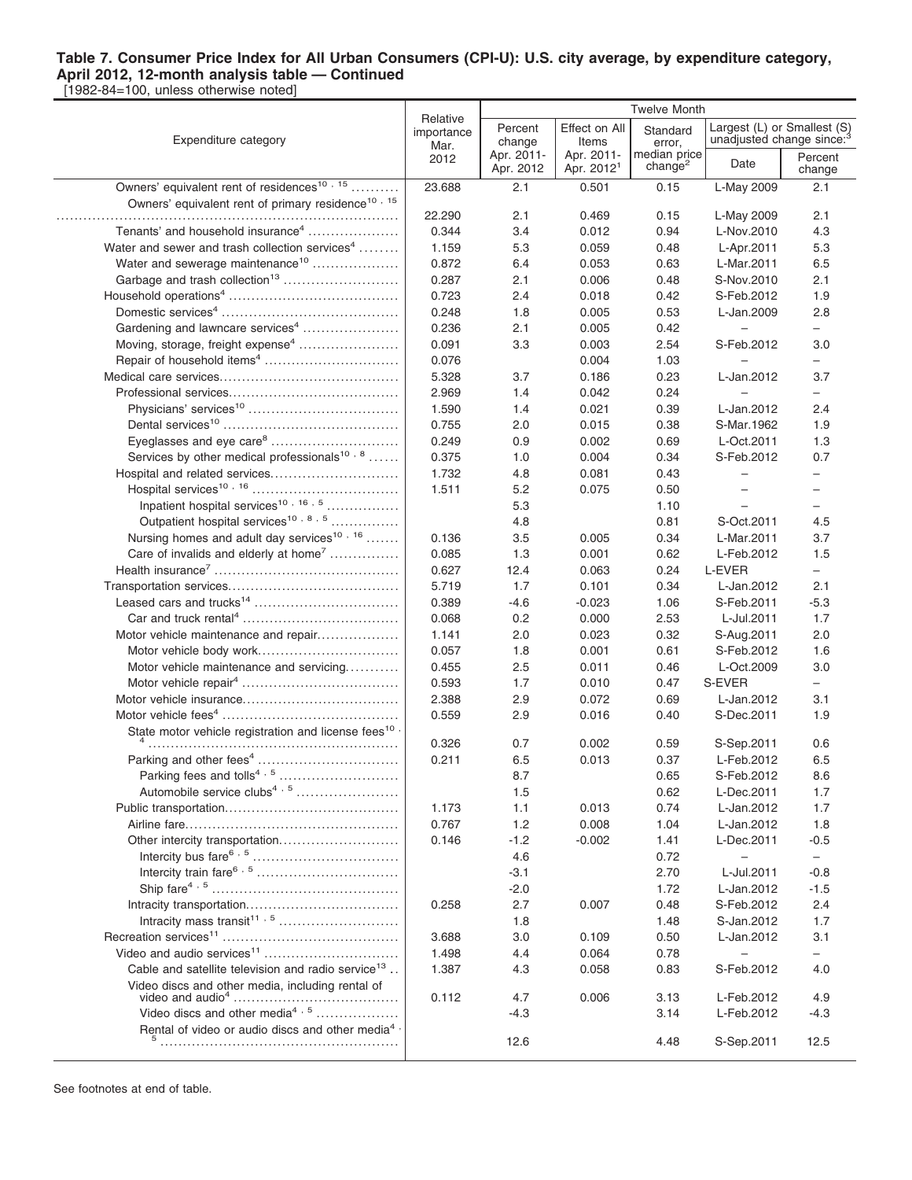**Table 7. Consumer Price Index for All Urban Consumers (CPI-U): U.S. city average, by expenditure category, April 2012, 12-month analysis table — Continued**

[1982-84=100, unless otherwise noted]

| Expenditure category | Relative importance Mar. 2012 | Twelve Month | | | | |
|---|---|---|---|---|---|---|
| | | Percent change Apr. 2011- Apr. 2012 | Effect on All Items Apr. 2011- Apr. 2012[1] | Standard error, median price change[2] | Largest (L) or Smallest (S) unadjusted change since:[3] Date | Percent change |
| Owners' equivalent rent of residences[10, 15] | 23.688 | 2.1 | 0.501 | 0.15 | L-May 2009 | 2.1 |
| Owners' equivalent rent of primary residence[10, 15] | 22.290 | 2.1 | 0.469 | 0.15 | L-May 2009 | 2.1 |
| Tenants' and household insurance[4] | 0.344 | 3.4 | 0.012 | 0.94 | L-Nov.2010 | 4.3 |
| Water and sewer and trash collection services[4] | 1.159 | 5.3 | 0.059 | 0.48 | L-Apr.2011 | 5.3 |
| Water and sewerage maintenance[10] | 0.872 | 6.4 | 0.053 | 0.63 | L-Mar.2011 | 6.5 |
| Garbage and trash collection[13] | 0.287 | 2.1 | 0.006 | 0.48 | S-Nov.2010 | 2.1 |
| Household operations[4] | 0.723 | 2.4 | 0.018 | 0.42 | S-Feb.2012 | 1.9 |
| Domestic services[4] | 0.248 | 1.8 | 0.005 | 0.53 | L-Jan.2009 | 2.8 |
| Gardening and lawncare services[4] | 0.236 | 2.1 | 0.005 | 0.42 | – | – |
| Moving, storage, freight expense[4] | 0.091 | 3.3 | 0.003 | 2.54 | S-Feb.2012 | 3.0 |
| Repair of household items[4] | 0.076 | | 0.004 | 1.03 | – | – |
| Medical care services | 5.328 | 3.7 | 0.186 | 0.23 | L-Jan.2012 | 3.7 |
| Professional services | 2.969 | 1.4 | 0.042 | 0.24 | – | – |
| Physicians' services[10] | 1.590 | 1.4 | 0.021 | 0.39 | L-Jan.2012 | 2.4 |
| Dental services[10] | 0.755 | 2.0 | 0.015 | 0.38 | S-Mar.1962 | 1.9 |
| Eyeglasses and eye care[8] | 0.249 | 0.9 | 0.002 | 0.69 | L-Oct.2011 | 1.3 |
| Services by other medical professionals[10, 8] | 0.375 | 1.0 | 0.004 | 0.34 | S-Feb.2012 | 0.7 |
| Hospital and related services | 1.732 | 4.8 | 0.081 | 0.43 | – | – |
| Hospital services[10, 16] | 1.511 | 5.2 | 0.075 | 0.50 | – | – |
| Inpatient hospital services[10, 16, 5] | | 5.3 | | 1.10 | – | – |
| Outpatient hospital services[10, 8, 5] | | 4.8 | | 0.81 | S-Oct.2011 | 4.5 |
| Nursing homes and adult day services[10, 16] | 0.136 | 3.5 | 0.005 | 0.34 | L-Mar.2011 | 3.7 |
| Care of invalids and elderly at home[7] | 0.085 | 1.3 | 0.001 | 0.62 | L-Feb.2012 | 1.5 |
| Health insurance[7] | 0.627 | 12.4 | 0.063 | 0.24 | L-EVER | – |
| Transportation services | 5.719 | 1.7 | 0.101 | 0.34 | L-Jan.2012 | 2.1 |
| Leased cars and trucks[14] | 0.389 | -4.6 | -0.023 | 1.06 | S-Feb.2011 | -5.3 |
| Car and truck rental[4] | 0.068 | 0.2 | 0.000 | 2.53 | L-Jul.2011 | 1.7 |
| Motor vehicle maintenance and repair | 1.141 | 2.0 | 0.023 | 0.32 | S-Aug.2011 | 2.0 |
| Motor vehicle body work | 0.057 | 1.8 | 0.001 | 0.61 | S-Feb.2012 | 1.6 |
| Motor vehicle maintenance and servicing | 0.455 | 2.5 | 0.011 | 0.46 | L-Oct.2009 | 3.0 |
| Motor vehicle repair[4] | 0.593 | 1.7 | 0.010 | 0.47 | S-EVER | – |
| Motor vehicle insurance | 2.388 | 2.9 | 0.072 | 0.69 | L-Jan.2012 | 3.1 |
| Motor vehicle fees[4] | 0.559 | 2.9 | 0.016 | 0.40 | S-Dec.2011 | 1.9 |
| State motor vehicle registration and license fees[10, 4] | 0.326 | 0.7 | 0.002 | 0.59 | S-Sep.2011 | 0.6 |
| Parking and other fees[4] | 0.211 | 6.5 | 0.013 | 0.37 | L-Feb.2012 | 6.5 |
| Parking fees and tolls[4, 5] | | 8.7 | | 0.65 | S-Feb.2012 | 8.6 |
| Automobile service clubs[4, 5] | | 1.5 | | 0.62 | L-Dec.2011 | 1.7 |
| Public transportation | 1.173 | 1.1 | 0.013 | 0.74 | L-Jan.2012 | 1.7 |
| Airline fare | 0.767 | 1.2 | 0.008 | 1.04 | L-Jan.2012 | 1.8 |
| Other intercity transportation | 0.146 | -1.2 | -0.002 | 1.41 | L-Dec.2011 | -0.5 |
| Intercity bus fare[6, 5] | | 4.6 | | 0.72 | – | – |
| Intercity train fare[6, 5] | | -3.1 | | 2.70 | L-Jul.2011 | -0.8 |
| Ship fare[4, 5] | | -2.0 | | 1.72 | L-Jan.2012 | -1.5 |
| Intracity transportation | 0.258 | 2.7 | 0.007 | 0.48 | S-Feb.2012 | 2.4 |
| Intracity mass transit[11, 5] | | 1.8 | | 1.48 | S-Jan.2012 | 1.7 |
| Recreation services[11] | 3.688 | 3.0 | 0.109 | 0.50 | L-Jan.2012 | 3.1 |
| Video and audio services[11] | 1.498 | 4.4 | 0.064 | 0.78 | – | – |
| Cable and satellite television and radio service[13] | 1.387 | 4.3 | 0.058 | 0.83 | S-Feb.2012 | 4.0 |
| Video discs and other media, including rental of video and audio[4] | 0.112 | 4.7 | 0.006 | 3.13 | L-Feb.2012 | 4.9 |
| Video discs and other media[4, 5] | | -4.3 | | 3.14 | L-Feb.2012 | -4.3 |
| Rental of video or audio discs and other media[4, 5] | | 12.6 | | 4.48 | S-Sep.2011 | 12.5 |

See footnotes at end of table.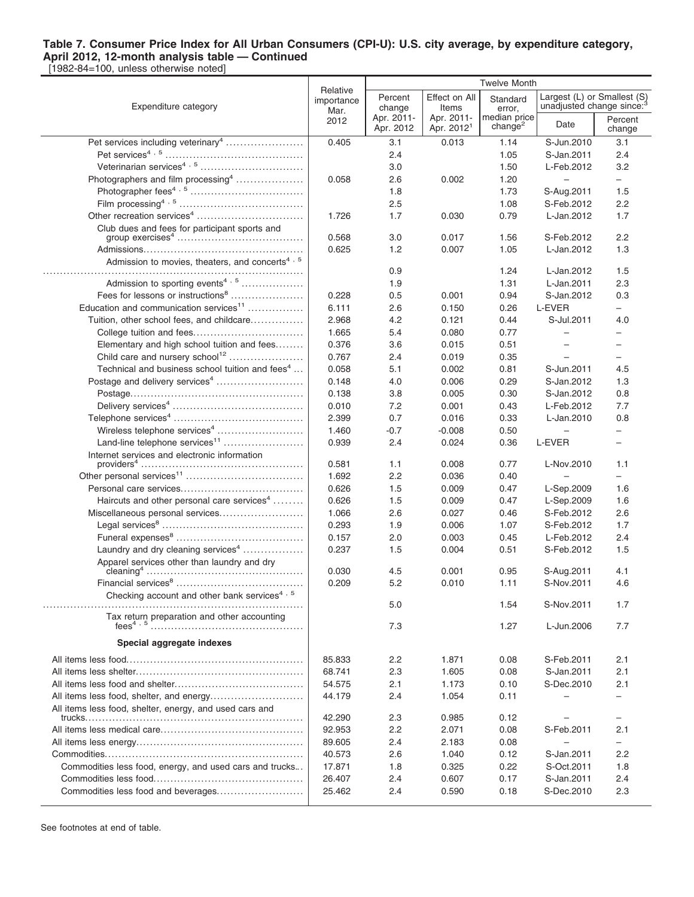**Table 7. Consumer Price Index for All Urban Consumers (CPI-U): U.S. city average, by expenditure category, April 2012, 12-month analysis table — Continued**
[1982-84=100, unless otherwise noted]

| Expenditure category | Relative importance Mar. 2012 | Twelve Month | | | | |
|---|---|---|---|---|---|---|
| | | Percent change Apr. 2011-Apr. 2012 | Effect on All Items Apr. 2011-Apr. 2012[1] | Standard error, median price change[2] | Largest (L) or Smallest (S) unadjusted change since:[3] | |
| | | | | | Date | Percent change |
| Pet services including veterinary[4] | 0.405 | 3.1 | 0.013 | 1.14 | S-Jun.2010 | 3.1 |
| Pet services[4, 5] | | 2.4 | | 1.05 | S-Jan.2011 | 2.4 |
| Veterinarian services[4, 5] | | 3.0 | | 1.50 | L-Feb.2012 | 3.2 |
| Photographers and film processing[4] | 0.058 | 2.6 | 0.002 | 1.20 | – | – |
| Photographer fees[4, 5] | | 1.8 | | 1.73 | S-Aug.2011 | 1.5 |
| Film processing[4, 5] | | 2.5 | | 1.08 | S-Feb.2012 | 2.2 |
| Other recreation services[4] | 1.726 | 1.7 | 0.030 | 0.79 | L-Jan.2012 | 1.7 |
| Club dues and fees for participant sports and group exercises[4] | 0.568 | 3.0 | 0.017 | 1.56 | S-Feb.2012 | 2.2 |
| Admissions | 0.625 | 1.2 | 0.007 | 1.05 | L-Jan.2012 | 1.3 |
| Admission to movies, theaters, and concerts[4, 5] | | 0.9 | | 1.24 | L-Jan.2012 | 1.5 |
| Admission to sporting events[4, 5] | | 1.9 | | 1.31 | L-Jan.2011 | 2.3 |
| Fees for lessons or instructions[8] | 0.228 | 0.5 | 0.001 | 0.94 | S-Jan.2012 | 0.3 |
| Education and communication services[11] | 6.111 | 2.6 | 0.150 | 0.26 | L-EVER | – |
| Tuition, other school fees, and childcare | 2.968 | 4.2 | 0.121 | 0.44 | S-Jul.2011 | 4.0 |
| College tuition and fees | 1.665 | 5.4 | 0.080 | 0.77 | – | – |
| Elementary and high school tuition and fees | 0.376 | 3.6 | 0.015 | 0.51 | – | – |
| Child care and nursery school[12] | 0.767 | 2.4 | 0.019 | 0.35 | – | – |
| Technical and business school tuition and fees[4] | 0.058 | 5.1 | 0.002 | 0.81 | S-Jun.2011 | 4.5 |
| Postage and delivery services[4] | 0.148 | 4.0 | 0.006 | 0.29 | S-Jan.2012 | 1.3 |
| Postage | 0.138 | 3.8 | 0.005 | 0.30 | S-Jan.2012 | 0.8 |
| Delivery services[4] | 0.010 | 7.2 | 0.001 | 0.43 | L-Feb.2012 | 7.7 |
| Telephone services[4] | 2.399 | 0.7 | 0.016 | 0.33 | L-Jan.2010 | 0.8 |
| Wireless telephone services[4] | 1.460 | -0.7 | -0.008 | 0.50 | – | – |
| Land-line telephone services[11] | 0.939 | 2.4 | 0.024 | 0.36 | L-EVER | – |
| Internet services and electronic information providers[4] | 0.581 | 1.1 | 0.008 | 0.77 | L-Nov.2010 | 1.1 |
| Other personal services[11] | 1.692 | 2.2 | 0.036 | 0.40 | – | – |
| Personal care services | 0.626 | 1.5 | 0.009 | 0.47 | L-Sep.2009 | 1.6 |
| Haircuts and other personal care services[4] | 0.626 | 1.5 | 0.009 | 0.47 | L-Sep.2009 | 1.6 |
| Miscellaneous personal services | 1.066 | 2.6 | 0.027 | 0.46 | S-Feb.2012 | 2.6 |
| Legal services[8] | 0.293 | 1.9 | 0.006 | 1.07 | S-Feb.2012 | 1.7 |
| Funeral expenses[8] | 0.157 | 2.0 | 0.003 | 0.45 | L-Feb.2012 | 2.4 |
| Laundry and dry cleaning services[4] | 0.237 | 1.5 | 0.004 | 0.51 | S-Feb.2012 | 1.5 |
| Apparel services other than laundry and dry cleaning[4] | 0.030 | 4.5 | 0.001 | 0.95 | S-Aug.2011 | 4.1 |
| Financial services[8] | 0.209 | 5.2 | 0.010 | 1.11 | S-Nov.2011 | 4.6 |
| Checking account and other bank services[4, 5] | | 5.0 | | 1.54 | S-Nov.2011 | 1.7 |
| Tax return preparation and other accounting fees[4, 5] | | 7.3 | | 1.27 | L-Jun.2006 | 7.7 |
| **Special aggregate indexes** | | | | | | |
| All items less food | 85.833 | 2.2 | 1.871 | 0.08 | S-Feb.2011 | 2.1 |
| All items less shelter | 68.741 | 2.3 | 1.605 | 0.08 | S-Jan.2011 | 2.1 |
| All items less food and shelter | 54.575 | 2.1 | 1.173 | 0.10 | S-Dec.2010 | 2.1 |
| All items less food, shelter, and energy | 44.179 | 2.4 | 1.054 | 0.11 | – | – |
| All items less food, shelter, energy, and used cars and trucks | 42.290 | 2.3 | 0.985 | 0.12 | – | – |
| All items less medical care | 92.953 | 2.2 | 2.071 | 0.08 | S-Feb.2011 | 2.1 |
| All items less energy | 89.605 | 2.4 | 2.183 | 0.08 | – | – |
| Commodities | 40.573 | 2.6 | 1.040 | 0.12 | S-Jan.2011 | 2.2 |
| Commodities less food, energy, and used cars and trucks | 17.871 | 1.8 | 0.325 | 0.22 | S-Oct.2011 | 1.8 |
| Commodities less food | 26.407 | 2.4 | 0.607 | 0.17 | S-Jan.2011 | 2.4 |
| Commodities less food and beverages | 25.462 | 2.4 | 0.590 | 0.18 | S-Dec.2010 | 2.3 |

See footnotes at end of table.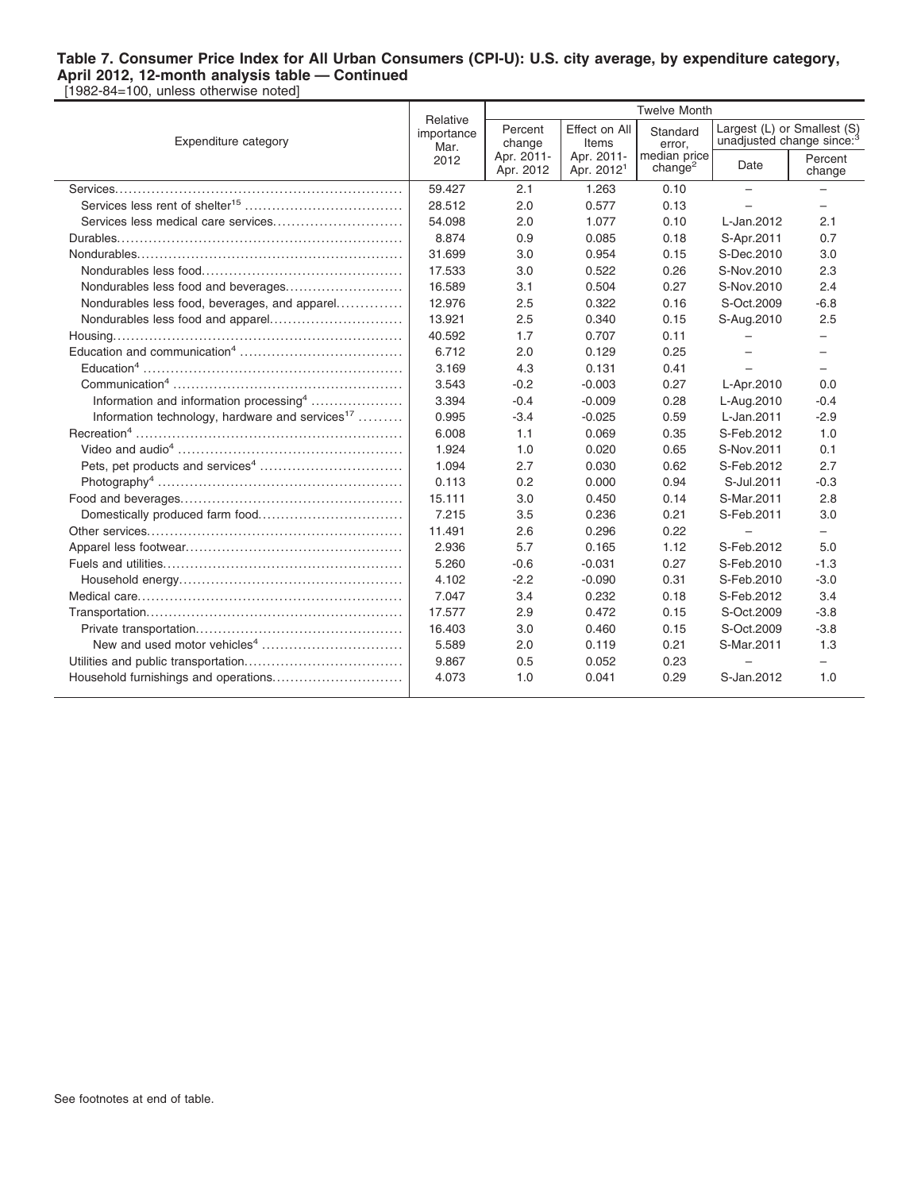**Table 7. Consumer Price Index for All Urban Consumers (CPI-U): U.S. city average, by expenditure category, April 2012, 12-month analysis table — Continued**

[1982-84=100, unless otherwise noted]

| Expenditure category | Relative importance Mar. 2012 | Twelve Month | | | | |
|---|---|---|---|---|---|---|
| | | Percent change Apr. 2011-Apr. 2012 | Effect on All Items Apr. 2011-Apr. 2012[1] | Standard error, median price change[2] | Largest (L) or Smallest (S) unadjusted change since:[3] Date | Percent change |
| Services | 59.427 | 2.1 | 1.263 | 0.10 | – | – |
| Services less rent of shelter[15] | 28.512 | 2.0 | 0.577 | 0.13 | – | – |
| Services less medical care services | 54.098 | 2.0 | 1.077 | 0.10 | L-Jan.2012 | 2.1 |
| Durables | 8.874 | 0.9 | 0.085 | 0.18 | S-Apr.2011 | 0.7 |
| Nondurables | 31.699 | 3.0 | 0.954 | 0.15 | S-Dec.2010 | 3.0 |
| Nondurables less food | 17.533 | 3.0 | 0.522 | 0.26 | S-Nov.2010 | 2.3 |
| Nondurables less food and beverages | 16.589 | 3.1 | 0.504 | 0.27 | S-Nov.2010 | 2.4 |
| Nondurables less food, beverages, and apparel | 12.976 | 2.5 | 0.322 | 0.16 | S-Oct.2009 | -6.8 |
| Nondurables less food and apparel | 13.921 | 2.5 | 0.340 | 0.15 | S-Aug.2010 | 2.5 |
| Housing | 40.592 | 1.7 | 0.707 | 0.11 | – | – |
| Education and communication[4] | 6.712 | 2.0 | 0.129 | 0.25 | – | – |
| Education[4] | 3.169 | 4.3 | 0.131 | 0.41 | – | – |
| Communication[4] | 3.543 | -0.2 | -0.003 | 0.27 | L-Apr.2010 | 0.0 |
| Information and information processing[4] | 3.394 | -0.4 | -0.009 | 0.28 | L-Aug.2010 | -0.4 |
| Information technology, hardware and services[17] | 0.995 | -3.4 | -0.025 | 0.59 | L-Jan.2011 | -2.9 |
| Recreation[4] | 6.008 | 1.1 | 0.069 | 0.35 | S-Feb.2012 | 1.0 |
| Video and audio[4] | 1.924 | 1.0 | 0.020 | 0.65 | S-Nov.2011 | 0.1 |
| Pets, pet products and services[4] | 1.094 | 2.7 | 0.030 | 0.62 | S-Feb.2012 | 2.7 |
| Photography[4] | 0.113 | 0.2 | 0.000 | 0.94 | S-Jul.2011 | -0.3 |
| Food and beverages | 15.111 | 3.0 | 0.450 | 0.14 | S-Mar.2011 | 2.8 |
| Domestically produced farm food | 7.215 | 3.5 | 0.236 | 0.21 | S-Feb.2011 | 3.0 |
| Other services | 11.491 | 2.6 | 0.296 | 0.22 | – | – |
| Apparel less footwear | 2.936 | 5.7 | 0.165 | 1.12 | S-Feb.2012 | 5.0 |
| Fuels and utilities | 5.260 | -0.6 | -0.031 | 0.27 | S-Feb.2010 | -1.3 |
| Household energy | 4.102 | -2.2 | -0.090 | 0.31 | S-Feb.2010 | -3.0 |
| Medical care | 7.047 | 3.4 | 0.232 | 0.18 | S-Feb.2012 | 3.4 |
| Transportation | 17.577 | 2.9 | 0.472 | 0.15 | S-Oct.2009 | -3.8 |
| Private transportation | 16.403 | 3.0 | 0.460 | 0.15 | S-Oct.2009 | -3.8 |
| New and used motor vehicles[4] | 5.589 | 2.0 | 0.119 | 0.21 | S-Mar.2011 | 1.3 |
| Utilities and public transportation | 9.867 | 0.5 | 0.052 | 0.23 | – | – |
| Household furnishings and operations | 4.073 | 1.0 | 0.041 | 0.29 | S-Jan.2012 | 1.0 |

See footnotes at end of table.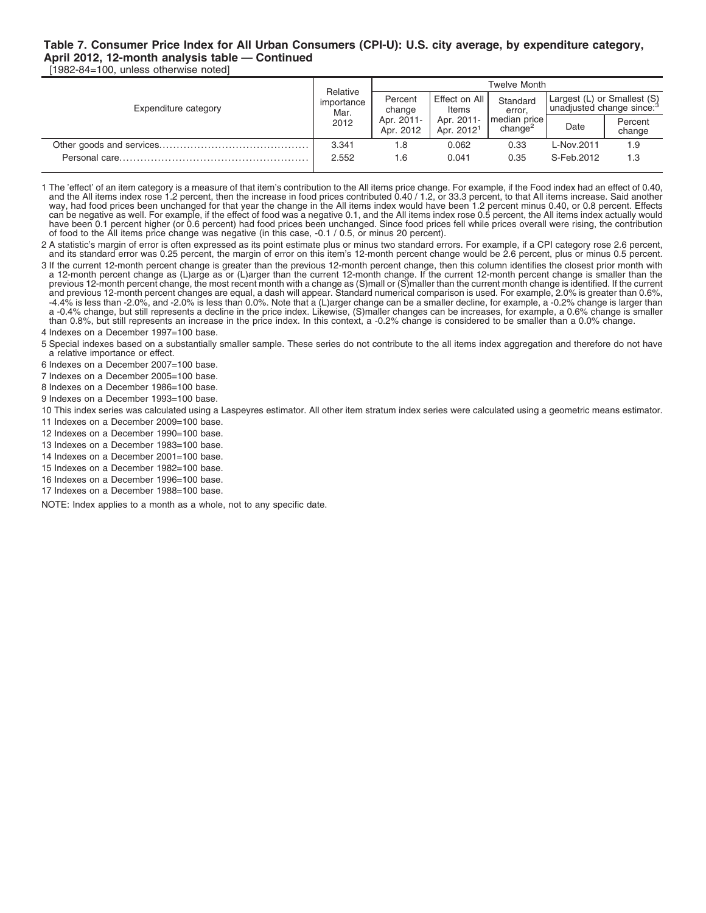**Table 7. Consumer Price Index for All Urban Consumers (CPI-U): U.S. city average, by expenditure category, April 2012, 12-month analysis table — Continued**

[1982-84=100, unless otherwise noted]

| Expenditure category | Relative importance Mar. 2012 | Twelve Month | | | | |
|---|---|---|---|---|---|---|
| | | Percent change Apr. 2011- Apr. 2012 | Effect on All Items Apr. 2011- Apr. 2012[1] | Standard error, median price change[2] | Largest (L) or Smallest (S) unadjusted change since:[3] Date | Percent change |
| Other goods and services | 3.341 | 1.8 | 0.062 | 0.33 | L-Nov.2011 | 1.9 |
| Personal care | 2.552 | 1.6 | 0.041 | 0.35 | S-Feb.2012 | 1.3 |

1 The 'effect' of an item category is a measure of that item's contribution to the All items price change. For example, if the Food index had an effect of 0.40, and the All items index rose 1.2 percent, then the increase in food prices contributed 0.40 / 1.2, or 33.3 percent, to that All items increase. Said another way, had food prices been unchanged for that year the change in the All items index would have been 1.2 percent minus 0.40, or 0.8 percent. Effects can be negative as well. For example, if the effect of food was a negative 0.1, and the All items index rose 0.5 percent, the All items index actually would have been 0.1 percent higher (or 0.6 percent) had food prices been unchanged. Since food prices fell while prices overall were rising, the contribution of food to the All items price change was negative (in this case, -0.1 / 0.5, or minus 20 percent).

2 A statistic's margin of error is often expressed as its point estimate plus or minus two standard errors. For example, if a CPI category rose 2.6 percent, and its standard error was 0.25 percent, the margin of error on this item's 12-month percent change would be 2.6 percent, plus or minus 0.5 percent.

3 If the current 12-month percent change is greater than the previous 12-month percent change, then this column identifies the closest prior month with a 12-month percent change as (L)arge as or (L)arger than the current 12-month change. If the current 12-month percent change is smaller than the previous 12-month percent change, the most recent month with a change as (S)mall or (S)maller than the current month change is identified. If the current and previous 12-month percent changes are equal, a dash will appear. Standard numerical comparison is used. For example, 2.0% is greater than 0.6%, -4.4% is less than -2.0%, and -2.0% is less than 0.0%. Note that a (L)arger change can be a smaller decline, for example, a -0.2% change is larger than a -0.4% change, but still represents a decline in the price index. Likewise, (S)maller changes can be increases, for example, a 0.6% change is smaller than 0.8%, but still represents an increase in the price index. In this context, a -0.2% change is considered to be smaller than a 0.0% change.

4 Indexes on a December 1997=100 base.

5 Special indexes based on a substantially smaller sample. These series do not contribute to the all items index aggregation and therefore do not have a relative importance or effect.

6 Indexes on a December 2007=100 base.

7 Indexes on a December 2005=100 base.

8 Indexes on a December 1986=100 base.

9 Indexes on a December 1993=100 base.

10 This index series was calculated using a Laspeyres estimator. All other item stratum index series were calculated using a geometric means estimator.

11 Indexes on a December 2009=100 base.

12 Indexes on a December 1990=100 base.

13 Indexes on a December 1983=100 base.

14 Indexes on a December 2001=100 base.

15 Indexes on a December 1982=100 base.

16 Indexes on a December 1996=100 base.

17 Indexes on a December 1988=100 base.

NOTE: Index applies to a month as a whole, not to any specific date.